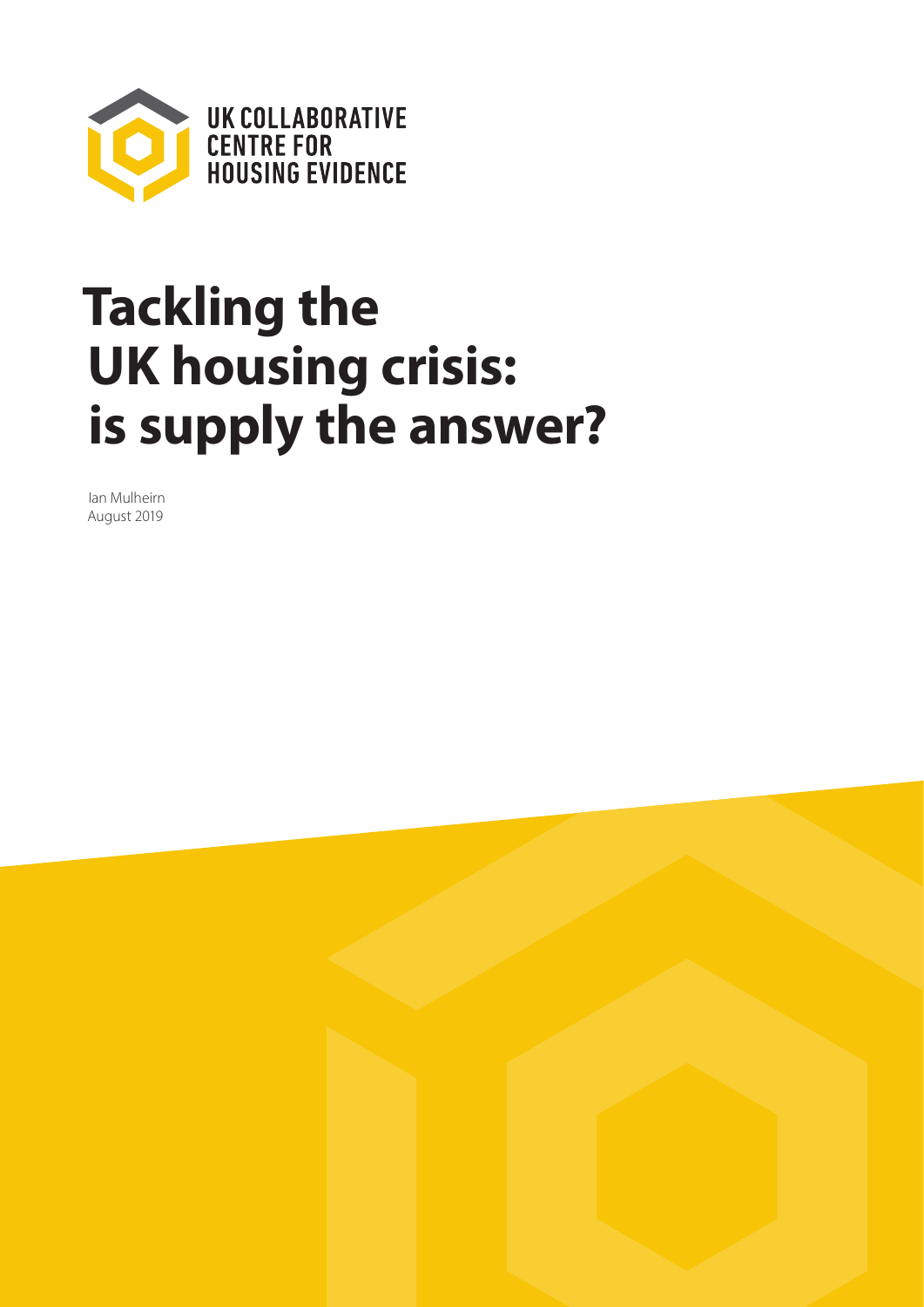UK COLLABORATIVE CENTRE FOR HOUSING EVIDENCE

# Tackling the UK housing crisis: is supply the answer?

Ian Mulheirn
August 2019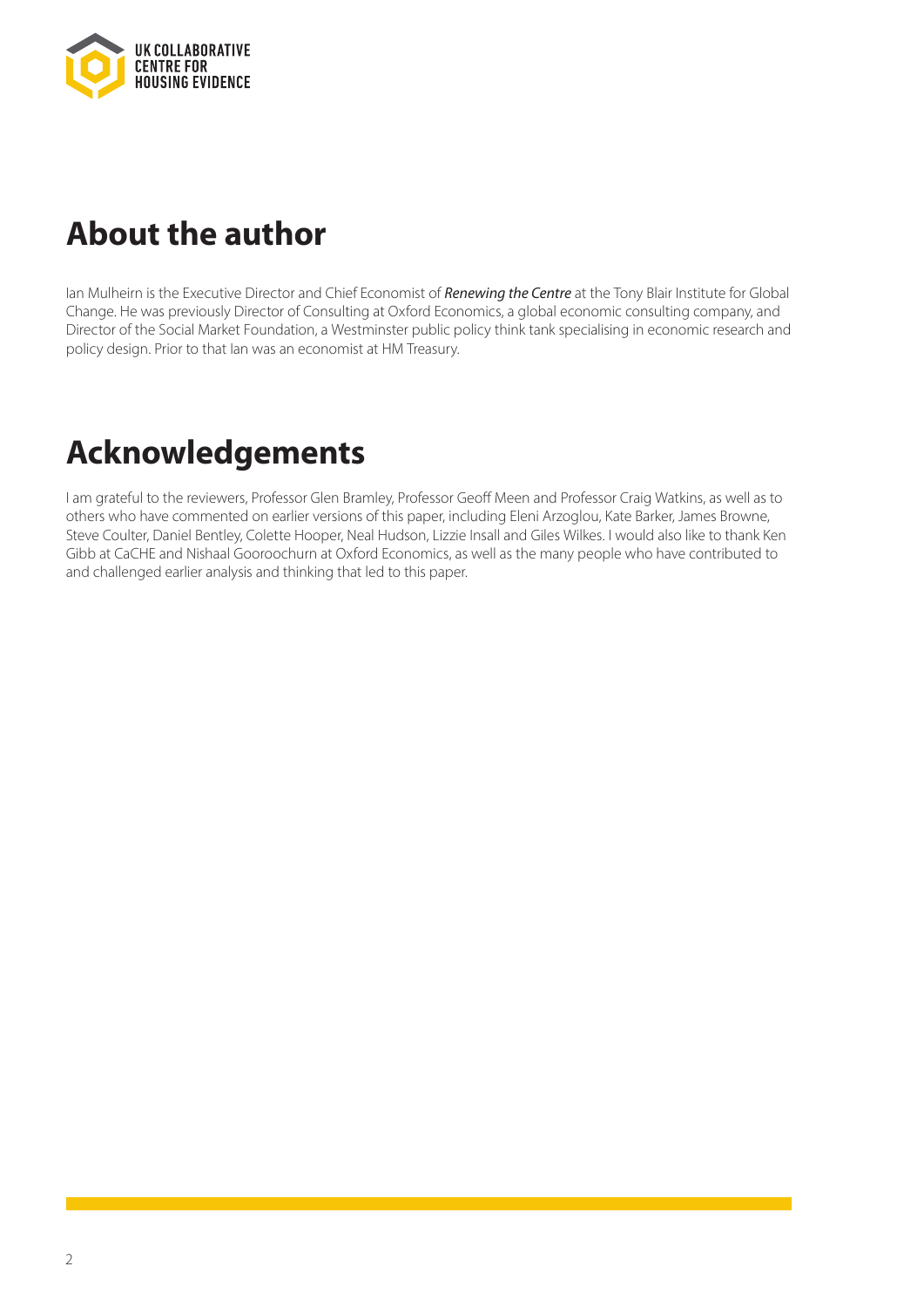## About the author

Ian Mulheirn is the Executive Director and Chief Economist of ***Renewing the Centre*** at the Tony Blair Institute for Global Change. He was previously Director of Consulting at Oxford Economics, a global economic consulting company, and Director of the Social Market Foundation, a Westminster public policy think tank specialising in economic research and policy design. Prior to that Ian was an economist at HM Treasury.

## Acknowledgements

I am grateful to the reviewers, Professor Glen Bramley, Professor Geoff Meen and Professor Craig Watkins, as well as to others who have commented on earlier versions of this paper, including Eleni Arzoglou, Kate Barker, James Browne, Steve Coulter, Daniel Bentley, Colette Hooper, Neal Hudson, Lizzie Insall and Giles Wilkes. I would also like to thank Ken Gibb at CaCHE and Nishaal Gooroochurn at Oxford Economics, as well as the many people who have contributed to and challenged earlier analysis and thinking that led to this paper.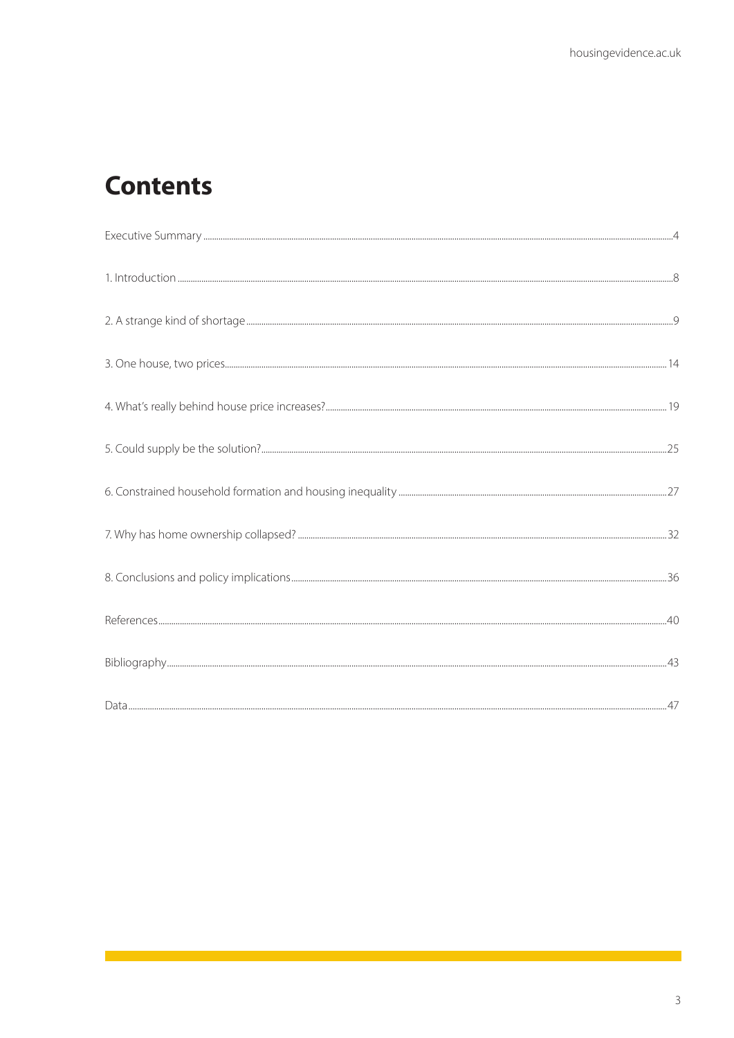# Contents

| | |
|---|---|
| Executive Summary | 4 |
| 1. Introduction | 8 |
| 2. A strange kind of shortage | 9 |
| 3. One house, two prices | 14 |
| 4. What's really behind house price increases? | 19 |
| 5. Could supply be the solution? | 25 |
| 6. Constrained household formation and housing inequality | 27 |
| 7. Why has home ownership collapsed? | 32 |
| 8. Conclusions and policy implications | 36 |
| References | 40 |
| Bibliography | 43 |
| Data | 47 |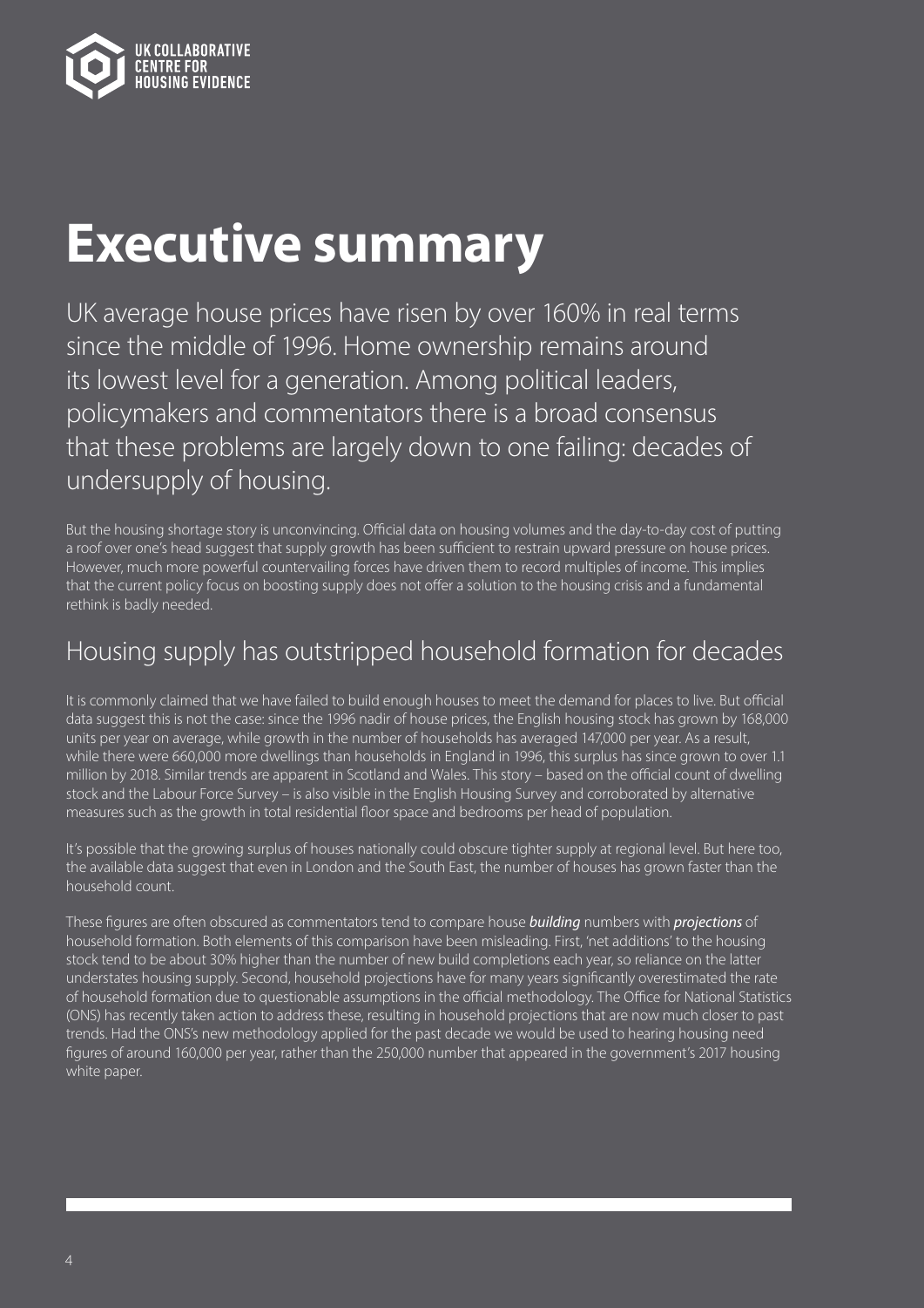# Executive summary

UK average house prices have risen by over 160% in real terms since the middle of 1996. Home ownership remains around its lowest level for a generation. Among political leaders, policymakers and commentators there is a broad consensus that these problems are largely down to one failing: decades of undersupply of housing.

But the housing shortage story is unconvincing. Official data on housing volumes and the day-to-day cost of putting a roof over one's head suggest that supply growth has been sufficient to restrain upward pressure on house prices. However, much more powerful countervailing forces have driven them to record multiples of income. This implies that the current policy focus on boosting supply does not offer a solution to the housing crisis and a fundamental rethink is badly needed.

## Housing supply has outstripped household formation for decades

It is commonly claimed that we have failed to build enough houses to meet the demand for places to live. But official data suggest this is not the case: since the 1996 nadir of house prices, the English housing stock has grown by 168,000 units per year on average, while growth in the number of households has averaged 147,000 per year. As a result, while there were 660,000 more dwellings than households in England in 1996, this surplus has since grown to over 1.1 million by 2018. Similar trends are apparent in Scotland and Wales. This story – based on the official count of dwelling stock and the Labour Force Survey – is also visible in the English Housing Survey and corroborated by alternative measures such as the growth in total residential floor space and bedrooms per head of population.

It's possible that the growing surplus of houses nationally could obscure tighter supply at regional level. But here too, the available data suggest that even in London and the South East, the number of houses has grown faster than the household count.

These figures are often obscured as commentators tend to compare house ***building*** numbers with ***projections*** of household formation. Both elements of this comparison have been misleading. First, 'net additions' to the housing stock tend to be about 30% higher than the number of new build completions each year, so reliance on the latter understates housing supply. Second, household projections have for many years significantly overestimated the rate of household formation due to questionable assumptions in the official methodology. The Office for National Statistics (ONS) has recently taken action to address these, resulting in household projections that are now much closer to past trends. Had the ONS's new methodology applied for the past decade we would be used to hearing housing need figures of around 160,000 per year, rather than the 250,000 number that appeared in the government's 2017 housing white paper.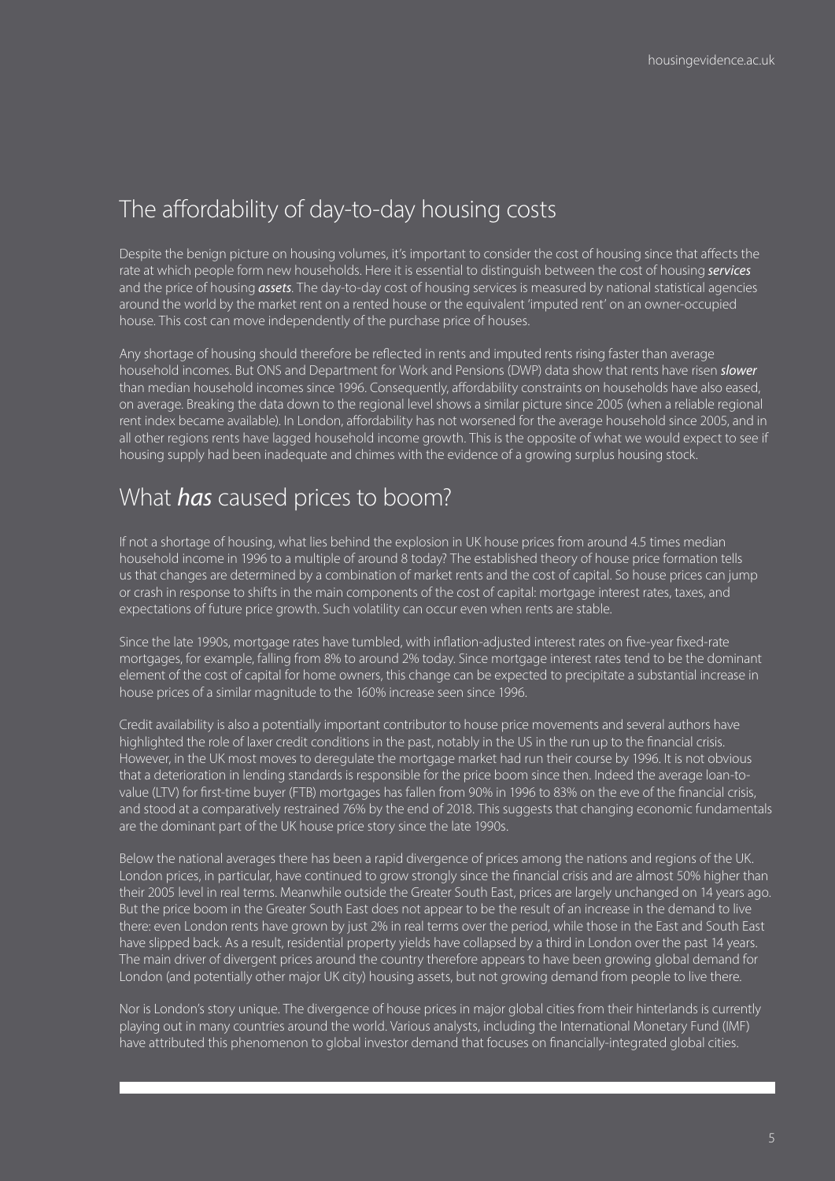## The affordability of day-to-day housing costs

Despite the benign picture on housing volumes, it's important to consider the cost of housing since that affects the rate at which people form new households. Here it is essential to distinguish between the cost of housing ***services*** and the price of housing ***assets***. The day-to-day cost of housing services is measured by national statistical agencies around the world by the market rent on a rented house or the equivalent 'imputed rent' on an owner-occupied house. This cost can move independently of the purchase price of houses.

Any shortage of housing should therefore be reflected in rents and imputed rents rising faster than average household incomes. But ONS and Department for Work and Pensions (DWP) data show that rents have risen ***slower*** than median household incomes since 1996. Consequently, affordability constraints on households have also eased, on average. Breaking the data down to the regional level shows a similar picture since 2005 (when a reliable regional rent index became available). In London, affordability has not worsened for the average household since 2005, and in all other regions rents have lagged household income growth. This is the opposite of what we would expect to see if housing supply had been inadequate and chimes with the evidence of a growing surplus housing stock.

## What ***has*** caused prices to boom?

If not a shortage of housing, what lies behind the explosion in UK house prices from around 4.5 times median household income in 1996 to a multiple of around 8 today? The established theory of house price formation tells us that changes are determined by a combination of market rents and the cost of capital. So house prices can jump or crash in response to shifts in the main components of the cost of capital: mortgage interest rates, taxes, and expectations of future price growth. Such volatility can occur even when rents are stable.

Since the late 1990s, mortgage rates have tumbled, with inflation-adjusted interest rates on five-year fixed-rate mortgages, for example, falling from 8% to around 2% today. Since mortgage interest rates tend to be the dominant element of the cost of capital for home owners, this change can be expected to precipitate a substantial increase in house prices of a similar magnitude to the 160% increase seen since 1996.

Credit availability is also a potentially important contributor to house price movements and several authors have highlighted the role of laxer credit conditions in the past, notably in the US in the run up to the financial crisis. However, in the UK most moves to deregulate the mortgage market had run their course by 1996. It is not obvious that a deterioration in lending standards is responsible for the price boom since then. Indeed the average loan-to-value (LTV) for first-time buyer (FTB) mortgages has fallen from 90% in 1996 to 83% on the eve of the financial crisis, and stood at a comparatively restrained 76% by the end of 2018. This suggests that changing economic fundamentals are the dominant part of the UK house price story since the late 1990s.

Below the national averages there has been a rapid divergence of prices among the nations and regions of the UK. London prices, in particular, have continued to grow strongly since the financial crisis and are almost 50% higher than their 2005 level in real terms. Meanwhile outside the Greater South East, prices are largely unchanged on 14 years ago. But the price boom in the Greater South East does not appear to be the result of an increase in the demand to live there: even London rents have grown by just 2% in real terms over the period, while those in the East and South East have slipped back. As a result, residential property yields have collapsed by a third in London over the past 14 years. The main driver of divergent prices around the country therefore appears to have been growing global demand for London (and potentially other major UK city) housing assets, but not growing demand from people to live there.

Nor is London's story unique. The divergence of house prices in major global cities from their hinterlands is currently playing out in many countries around the world. Various analysts, including the International Monetary Fund (IMF) have attributed this phenomenon to global investor demand that focuses on financially-integrated global cities.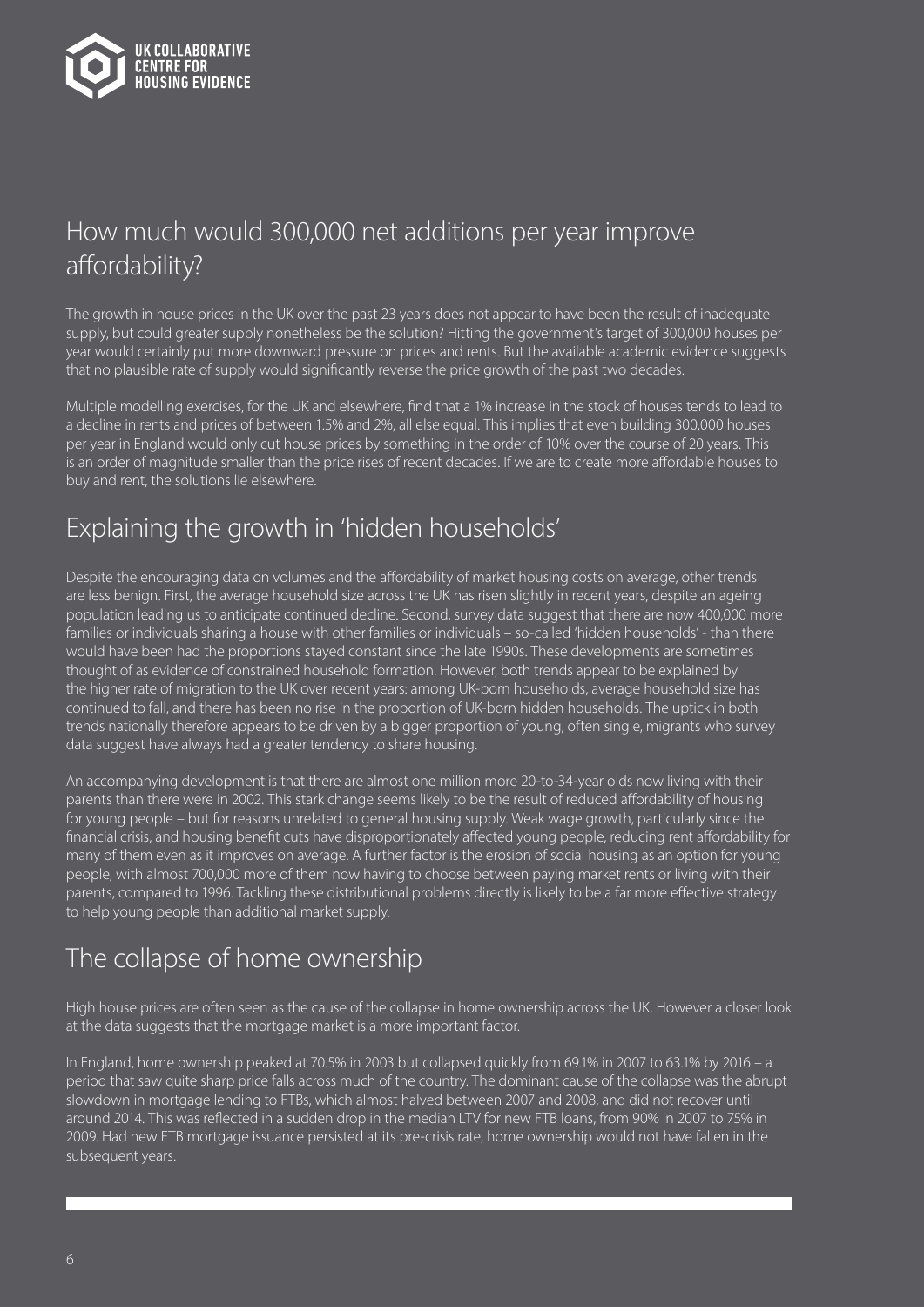## How much would 300,000 net additions per year improve affordability?

The growth in house prices in the UK over the past 23 years does not appear to have been the result of inadequate supply, but could greater supply nonetheless be the solution? Hitting the government's target of 300,000 houses per year would certainly put more downward pressure on prices and rents. But the available academic evidence suggests that no plausible rate of supply would significantly reverse the price growth of the past two decades.

Multiple modelling exercises, for the UK and elsewhere, find that a 1% increase in the stock of houses tends to lead to a decline in rents and prices of between 1.5% and 2%, all else equal. This implies that even building 300,000 houses per year in England would only cut house prices by something in the order of 10% over the course of 20 years. This is an order of magnitude smaller than the price rises of recent decades. If we are to create more affordable houses to buy and rent, the solutions lie elsewhere.

## Explaining the growth in 'hidden households'

Despite the encouraging data on volumes and the affordability of market housing costs on average, other trends are less benign. First, the average household size across the UK has risen slightly in recent years, despite an ageing population leading us to anticipate continued decline. Second, survey data suggest that there are now 400,000 more families or individuals sharing a house with other families or individuals – so-called 'hidden households' - than there would have been had the proportions stayed constant since the late 1990s. These developments are sometimes thought of as evidence of constrained household formation. However, both trends appear to be explained by the higher rate of migration to the UK over recent years: among UK-born households, average household size has continued to fall, and there has been no rise in the proportion of UK-born hidden households. The uptick in both trends nationally therefore appears to be driven by a bigger proportion of young, often single, migrants who survey data suggest have always had a greater tendency to share housing.

An accompanying development is that there are almost one million more 20-to-34-year olds now living with their parents than there were in 2002. This stark change seems likely to be the result of reduced affordability of housing for young people – but for reasons unrelated to general housing supply. Weak wage growth, particularly since the financial crisis, and housing benefit cuts have disproportionately affected young people, reducing rent affordability for many of them even as it improves on average. A further factor is the erosion of social housing as an option for young people, with almost 700,000 more of them now having to choose between paying market rents or living with their parents, compared to 1996. Tackling these distributional problems directly is likely to be a far more effective strategy to help young people than additional market supply.

## The collapse of home ownership

High house prices are often seen as the cause of the collapse in home ownership across the UK. However a closer look at the data suggests that the mortgage market is a more important factor.

In England, home ownership peaked at 70.5% in 2003 but collapsed quickly from 69.1% in 2007 to 63.1% by 2016 – a period that saw quite sharp price falls across much of the country. The dominant cause of the collapse was the abrupt slowdown in mortgage lending to FTBs, which almost halved between 2007 and 2008, and did not recover until around 2014. This was reflected in a sudden drop in the median LTV for new FTB loans, from 90% in 2007 to 75% in 2009. Had new FTB mortgage issuance persisted at its pre-crisis rate, home ownership would not have fallen in the subsequent years.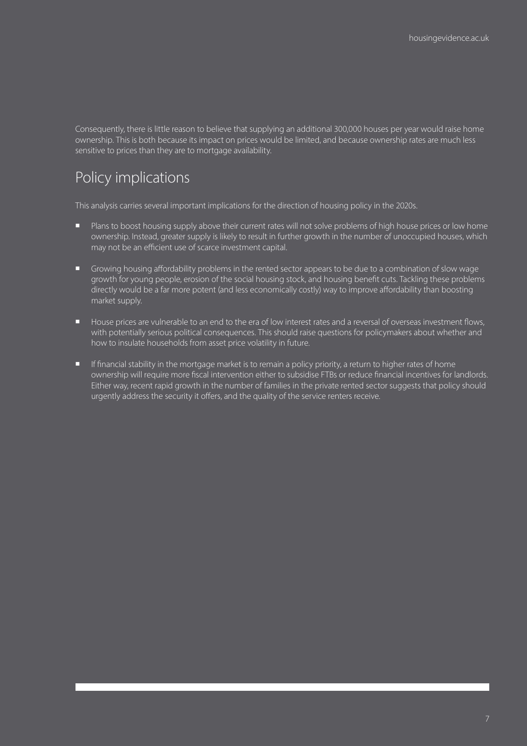Consequently, there is little reason to believe that supplying an additional 300,000 houses per year would raise home ownership. This is both because its impact on prices would be limited, and because ownership rates are much less sensitive to prices than they are to mortgage availability.

## Policy implications

This analysis carries several important implications for the direction of housing policy in the 2020s.

- Plans to boost housing supply above their current rates will not solve problems of high house prices or low home ownership. Instead, greater supply is likely to result in further growth in the number of unoccupied houses, which may not be an efficient use of scarce investment capital.
- Growing housing affordability problems in the rented sector appears to be due to a combination of slow wage growth for young people, erosion of the social housing stock, and housing benefit cuts. Tackling these problems directly would be a far more potent (and less economically costly) way to improve affordability than boosting market supply.
- House prices are vulnerable to an end to the era of low interest rates and a reversal of overseas investment flows, with potentially serious political consequences. This should raise questions for policymakers about whether and how to insulate households from asset price volatility in future.
- If financial stability in the mortgage market is to remain a policy priority, a return to higher rates of home ownership will require more fiscal intervention either to subsidise FTBs or reduce financial incentives for landlords. Either way, recent rapid growth in the number of families in the private rented sector suggests that policy should urgently address the security it offers, and the quality of the service renters receive.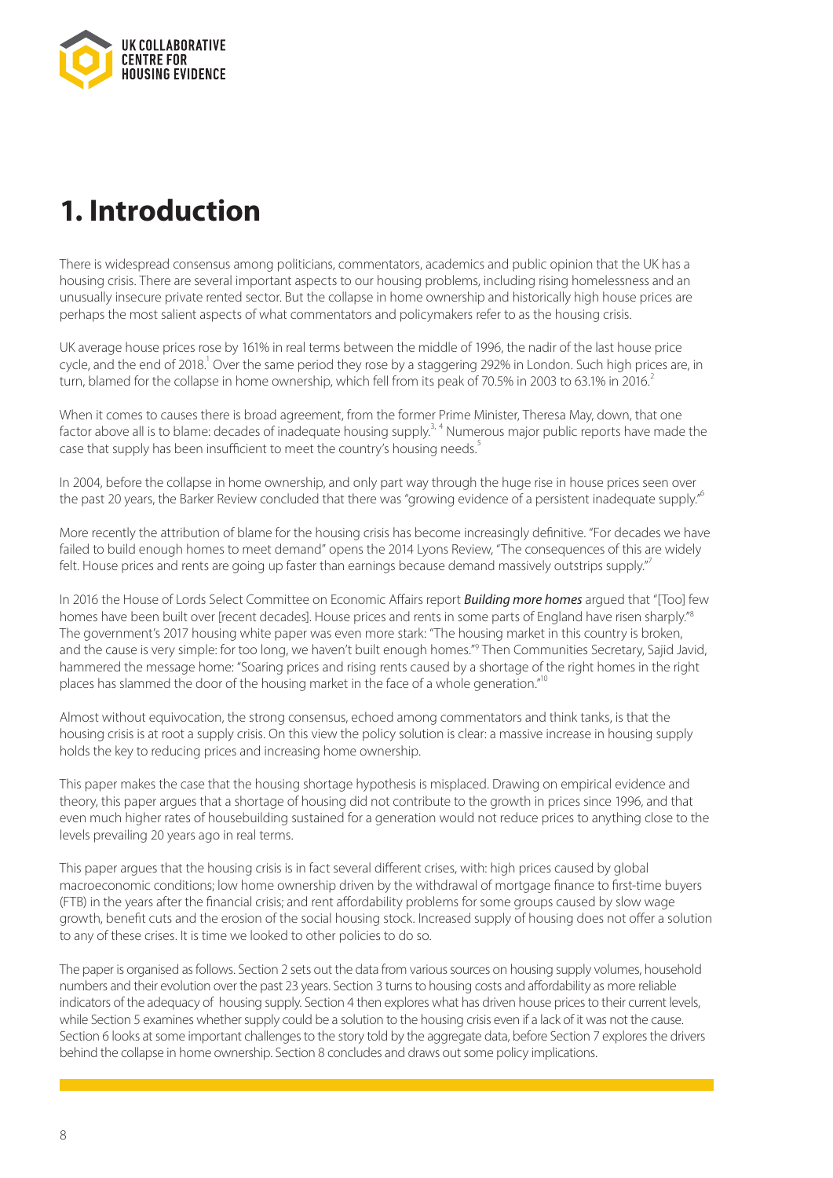# 1. Introduction

There is widespread consensus among politicians, commentators, academics and public opinion that the UK has a housing crisis. There are several important aspects to our housing problems, including rising homelessness and an unusually insecure private rented sector. But the collapse in home ownership and historically high house prices are perhaps the most salient aspects of what commentators and policymakers refer to as the housing crisis.

UK average house prices rose by 161% in real terms between the middle of 1996, the nadir of the last house price cycle, and the end of 2018.[1] Over the same period they rose by a staggering 292% in London. Such high prices are, in turn, blamed for the collapse in home ownership, which fell from its peak of 70.5% in 2003 to 63.1% in 2016.[2]

When it comes to causes there is broad agreement, from the former Prime Minister, Theresa May, down, that one factor above all is to blame: decades of inadequate housing supply.[3, 4] Numerous major public reports have made the case that supply has been insufficient to meet the country's housing needs.[5]

In 2004, before the collapse in home ownership, and only part way through the huge rise in house prices seen over the past 20 years, the Barker Review concluded that there was "growing evidence of a persistent inadequate supply."[6]

More recently the attribution of blame for the housing crisis has become increasingly definitive. "For decades we have failed to build enough homes to meet demand" opens the 2014 Lyons Review, "The consequences of this are widely felt. House prices and rents are going up faster than earnings because demand massively outstrips supply."[7]

In 2016 the House of Lords Select Committee on Economic Affairs report ***Building more homes*** argued that "[Too] few homes have been built over [recent decades]. House prices and rents in some parts of England have risen sharply."[8] The government's 2017 housing white paper was even more stark: "The housing market in this country is broken, and the cause is very simple: for too long, we haven't built enough homes."[9] Then Communities Secretary, Sajid Javid, hammered the message home: "Soaring prices and rising rents caused by a shortage of the right homes in the right places has slammed the door of the housing market in the face of a whole generation."[10]

Almost without equivocation, the strong consensus, echoed among commentators and think tanks, is that the housing crisis is at root a supply crisis. On this view the policy solution is clear: a massive increase in housing supply holds the key to reducing prices and increasing home ownership.

This paper makes the case that the housing shortage hypothesis is misplaced. Drawing on empirical evidence and theory, this paper argues that a shortage of housing did not contribute to the growth in prices since 1996, and that even much higher rates of housebuilding sustained for a generation would not reduce prices to anything close to the levels prevailing 20 years ago in real terms.

This paper argues that the housing crisis is in fact several different crises, with: high prices caused by global macroeconomic conditions; low home ownership driven by the withdrawal of mortgage finance to first-time buyers (FTB) in the years after the financial crisis; and rent affordability problems for some groups caused by slow wage growth, benefit cuts and the erosion of the social housing stock. Increased supply of housing does not offer a solution to any of these crises. It is time we looked to other policies to do so.

The paper is organised as follows. Section 2 sets out the data from various sources on housing supply volumes, household numbers and their evolution over the past 23 years. Section 3 turns to housing costs and affordability as more reliable indicators of the adequacy of housing supply. Section 4 then explores what has driven house prices to their current levels, while Section 5 examines whether supply could be a solution to the housing crisis even if a lack of it was not the cause. Section 6 looks at some important challenges to the story told by the aggregate data, before Section 7 explores the drivers behind the collapse in home ownership. Section 8 concludes and draws out some policy implications.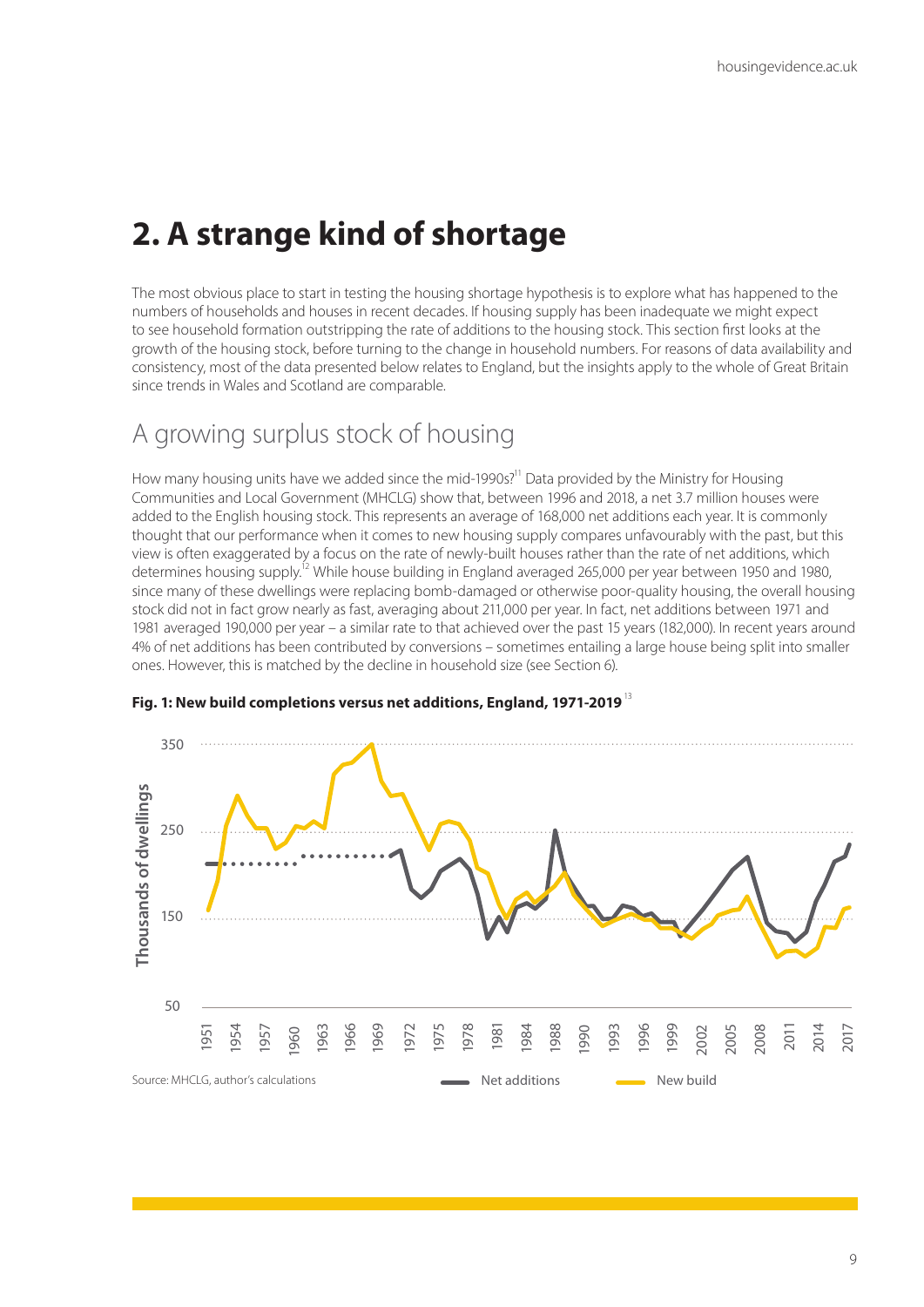# 2. A strange kind of shortage

The most obvious place to start in testing the housing shortage hypothesis is to explore what has happened to the numbers of households and houses in recent decades. If housing supply has been inadequate we might expect to see household formation outstripping the rate of additions to the housing stock. This section first looks at the growth of the housing stock, before turning to the change in household numbers. For reasons of data availability and consistency, most of the data presented below relates to England, but the insights apply to the whole of Great Britain since trends in Wales and Scotland are comparable.

## A growing surplus stock of housing

How many housing units have we added since the mid-1990s?[11] Data provided by the Ministry for Housing Communities and Local Government (MHCLG) show that, between 1996 and 2018, a net 3.7 million houses were added to the English housing stock. This represents an average of 168,000 net additions each year. It is commonly thought that our performance when it comes to new housing supply compares unfavourably with the past, but this view is often exaggerated by a focus on the rate of newly-built houses rather than the rate of net additions, which determines housing supply.[12] While house building in England averaged 265,000 per year between 1950 and 1980, since many of these dwellings were replacing bomb-damaged or otherwise poor-quality housing, the overall housing stock did not in fact grow nearly as fast, averaging about 211,000 per year. In fact, net additions between 1971 and 1981 averaged 190,000 per year – a similar rate to that achieved over the past 15 years (182,000). In recent years around 4% of net additions has been contributed by conversions – sometimes entailing a large house being split into smaller ones. However, this is matched by the decline in household size (see Section 6).

**Fig. 1: New build completions versus net additions, England, 1971-2019**[13]

Source: MHCLG, author's calculations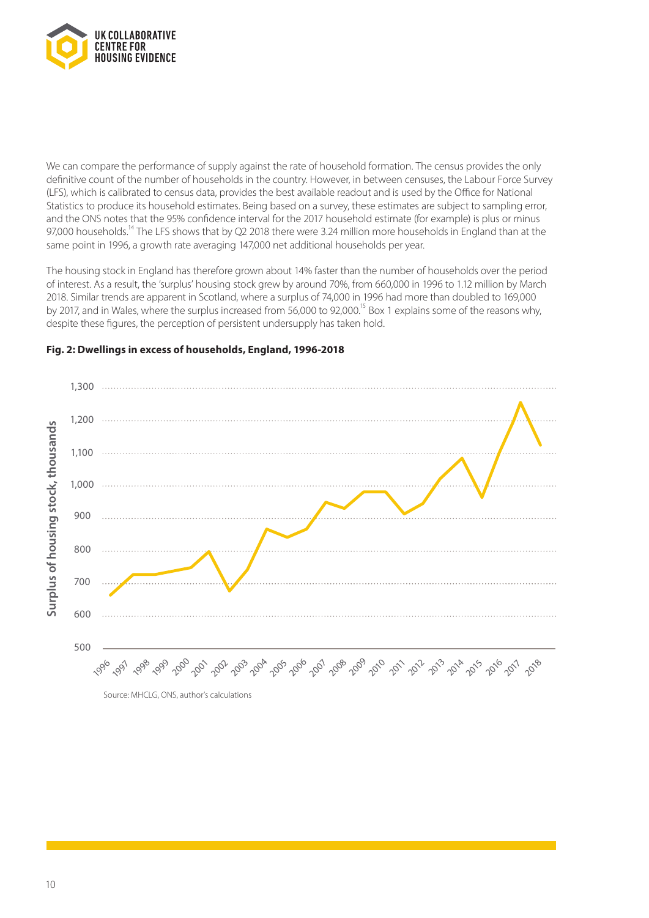We can compare the performance of supply against the rate of household formation. The census provides the only definitive count of the number of households in the country. However, in between censuses, the Labour Force Survey (LFS), which is calibrated to census data, provides the best available readout and is used by the Office for National Statistics to produce its household estimates. Being based on a survey, these estimates are subject to sampling error, and the ONS notes that the 95% confidence interval for the 2017 household estimate (for example) is plus or minus 97,000 households.[14] The LFS shows that by Q2 2018 there were 3.24 million more households in England than at the same point in 1996, a growth rate averaging 147,000 net additional households per year.

The housing stock in England has therefore grown about 14% faster than the number of households over the period of interest. As a result, the 'surplus' housing stock grew by around 70%, from 660,000 in 1996 to 1.12 million by March 2018. Similar trends are apparent in Scotland, where a surplus of 74,000 in 1996 had more than doubled to 169,000 by 2017, and in Wales, where the surplus increased from 56,000 to 92,000.[15] Box 1 explains some of the reasons why, despite these figures, the perception of persistent undersupply has taken hold.

**Fig. 2: Dwellings in excess of households, England, 1996-2018**

Source: MHCLG, ONS, author's calculations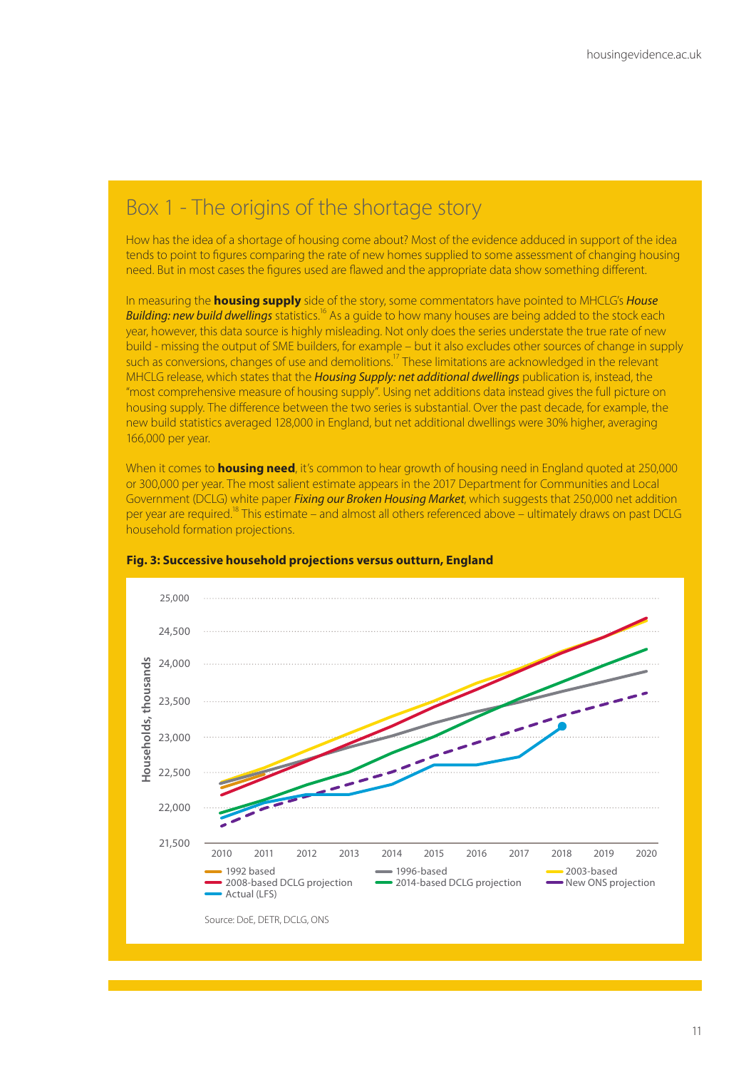## Box 1 - The origins of the shortage story

How has the idea of a shortage of housing come about? Most of the evidence adduced in support of the idea tends to point to figures comparing the rate of new homes supplied to some assessment of changing housing need. But in most cases the figures used are flawed and the appropriate data show something different.

In measuring the **housing supply** side of the story, some commentators have pointed to MHCLG's ***House Building: new build dwellings*** statistics.[16] As a guide to how many houses are being added to the stock each year, however, this data source is highly misleading. Not only does the series understate the true rate of new build - missing the output of SME builders, for example – but it also excludes other sources of change in supply such as conversions, changes of use and demolitions.[17] These limitations are acknowledged in the relevant MHCLG release, which states that the ***Housing Supply: net additional dwellings*** publication is, instead, the "most comprehensive measure of housing supply". Using net additions data instead gives the full picture on housing supply. The difference between the two series is substantial. Over the past decade, for example, the new build statistics averaged 128,000 in England, but net additional dwellings were 30% higher, averaging 166,000 per year.

When it comes to **housing need**, it's common to hear growth of housing need in England quoted at 250,000 or 300,000 per year. The most salient estimate appears in the 2017 Department for Communities and Local Government (DCLG) white paper ***Fixing our Broken Housing Market***, which suggests that 250,000 net addition per year are required.[18] This estimate – and almost all others referenced above – ultimately draws on past DCLG household formation projections.

**Fig. 3: Successive household projections versus outturn, England**

Source: DoE, DETR, DCLG, ONS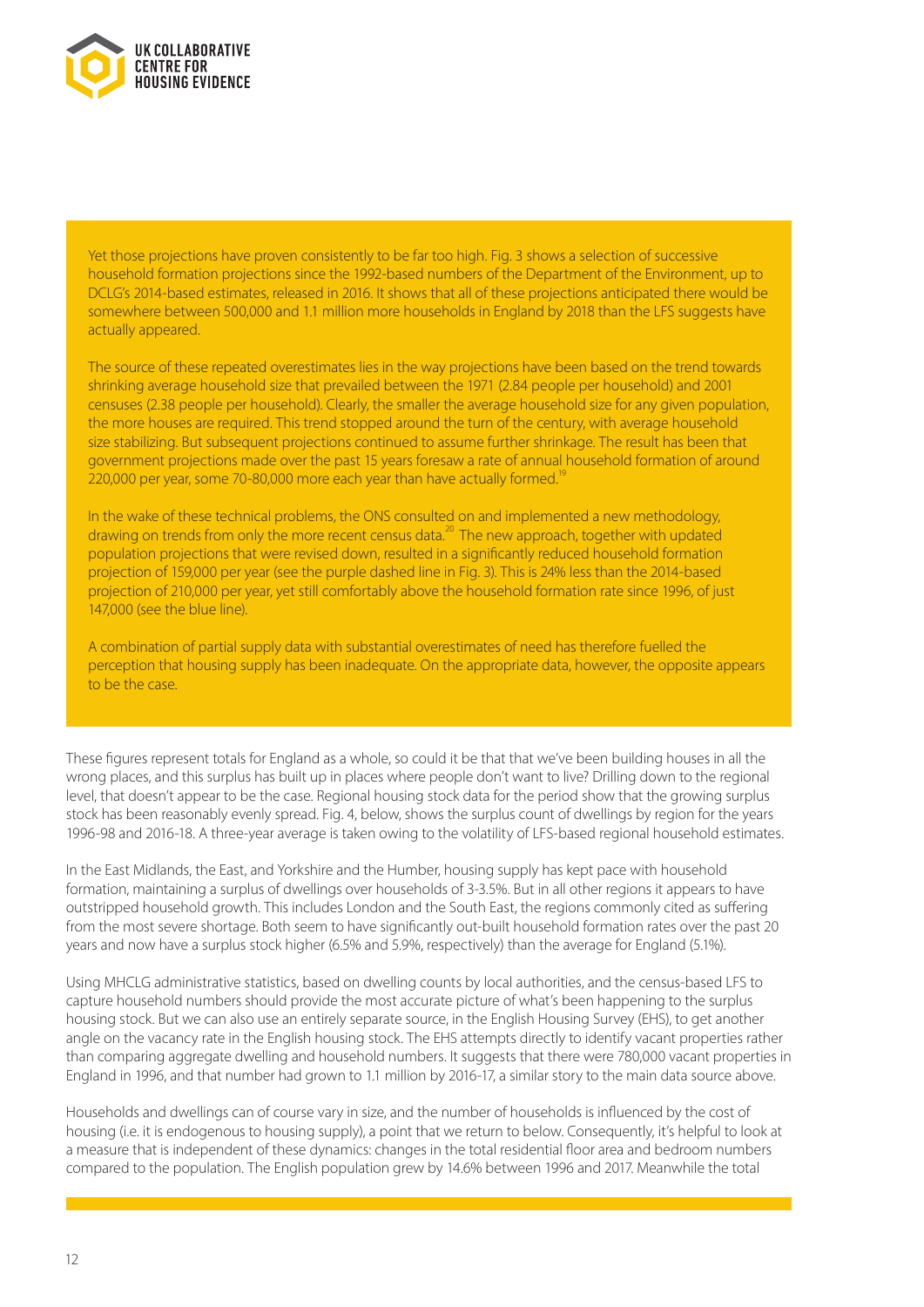Yet those projections have proven consistently to be far too high. Fig. 3 shows a selection of successive household formation projections since the 1992-based numbers of the Department of the Environment, up to DCLG's 2014-based estimates, released in 2016. It shows that all of these projections anticipated there would be somewhere between 500,000 and 1.1 million more households in England by 2018 than the LFS suggests have actually appeared.

The source of these repeated overestimates lies in the way projections have been based on the trend towards shrinking average household size that prevailed between the 1971 (2.84 people per household) and 2001 censuses (2.38 people per household). Clearly, the smaller the average household size for any given population, the more houses are required. This trend stopped around the turn of the century, with average household size stabilizing. But subsequent projections continued to assume further shrinkage. The result has been that government projections made over the past 15 years foresaw a rate of annual household formation of around 220,000 per year, some 70-80,000 more each year than have actually formed.[19]

In the wake of these technical problems, the ONS consulted on and implemented a new methodology, drawing on trends from only the more recent census data.[20] The new approach, together with updated population projections that were revised down, resulted in a significantly reduced household formation projection of 159,000 per year (see the purple dashed line in Fig. 3). This is 24% less than the 2014-based projection of 210,000 per year, yet still comfortably above the household formation rate since 1996, of just 147,000 (see the blue line).

A combination of partial supply data with substantial overestimates of need has therefore fuelled the perception that housing supply has been inadequate. On the appropriate data, however, the opposite appears to be the case.

These figures represent totals for England as a whole, so could it be that that we've been building houses in all the wrong places, and this surplus has built up in places where people don't want to live? Drilling down to the regional level, that doesn't appear to be the case. Regional housing stock data for the period show that the growing surplus stock has been reasonably evenly spread. Fig. 4, below, shows the surplus count of dwellings by region for the years 1996-98 and 2016-18. A three-year average is taken owing to the volatility of LFS-based regional household estimates.

In the East Midlands, the East, and Yorkshire and the Humber, housing supply has kept pace with household formation, maintaining a surplus of dwellings over households of 3-3.5%. But in all other regions it appears to have outstripped household growth. This includes London and the South East, the regions commonly cited as suffering from the most severe shortage. Both seem to have significantly out-built household formation rates over the past 20 years and now have a surplus stock higher (6.5% and 5.9%, respectively) than the average for England (5.1%).

Using MHCLG administrative statistics, based on dwelling counts by local authorities, and the census-based LFS to capture household numbers should provide the most accurate picture of what's been happening to the surplus housing stock. But we can also use an entirely separate source, in the English Housing Survey (EHS), to get another angle on the vacancy rate in the English housing stock. The EHS attempts directly to identify vacant properties rather than comparing aggregate dwelling and household numbers. It suggests that there were 780,000 vacant properties in England in 1996, and that number had grown to 1.1 million by 2016-17, a similar story to the main data source above.

Households and dwellings can of course vary in size, and the number of households is influenced by the cost of housing (i.e. it is endogenous to housing supply), a point that we return to below. Consequently, it's helpful to look at a measure that is independent of these dynamics: changes in the total residential floor area and bedroom numbers compared to the population. The English population grew by 14.6% between 1996 and 2017. Meanwhile the total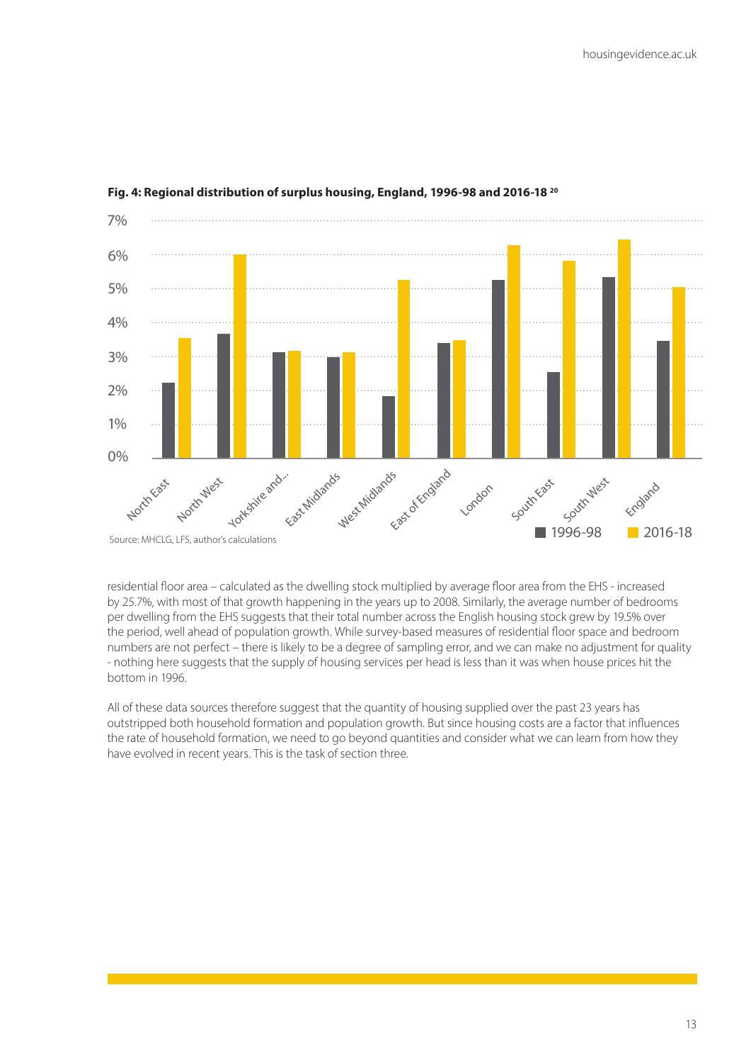**Fig. 4: Regional distribution of surplus housing, England, 1996-98 and 2016-18** [20]

Source: MHCLG, LFS, author's calculations

residential floor area – calculated as the dwelling stock multiplied by average floor area from the EHS - increased by 25.7%, with most of that growth happening in the years up to 2008. Similarly, the average number of bedrooms per dwelling from the EHS suggests that their total number across the English housing stock grew by 19.5% over the period, well ahead of population growth. While survey-based measures of residential floor space and bedroom numbers are not perfect – there is likely to be a degree of sampling error, and we can make no adjustment for quality - nothing here suggests that the supply of housing services per head is less than it was when house prices hit the bottom in 1996.

All of these data sources therefore suggest that the quantity of housing supplied over the past 23 years has outstripped both household formation and population growth. But since housing costs are a factor that influences the rate of household formation, we need to go beyond quantities and consider what we can learn from how they have evolved in recent years. This is the task of section three.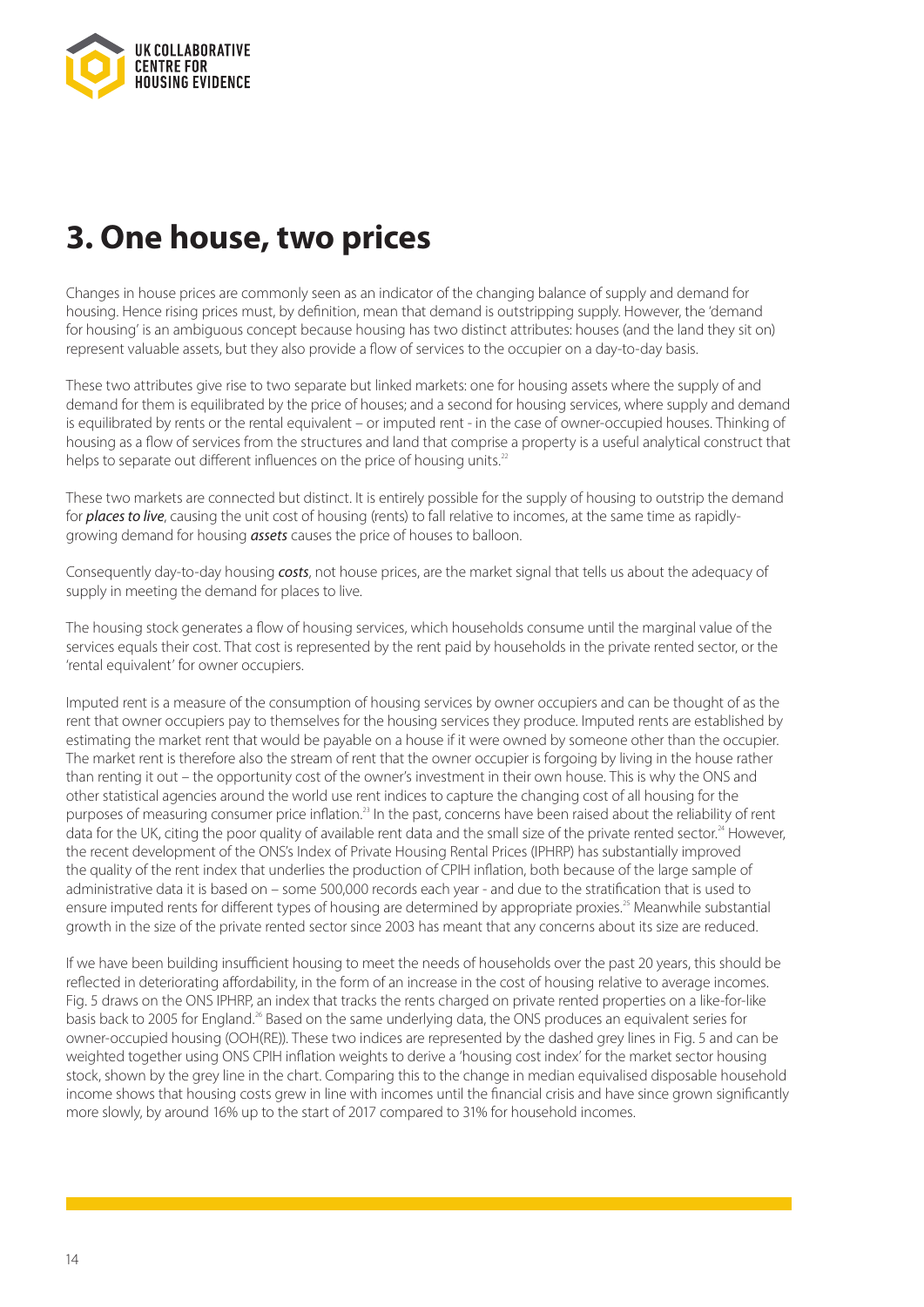# 3. One house, two prices

Changes in house prices are commonly seen as an indicator of the changing balance of supply and demand for housing. Hence rising prices must, by definition, mean that demand is outstripping supply. However, the 'demand for housing' is an ambiguous concept because housing has two distinct attributes: houses (and the land they sit on) represent valuable assets, but they also provide a flow of services to the occupier on a day-to-day basis.

These two attributes give rise to two separate but linked markets: one for housing assets where the supply of and demand for them is equilibrated by the price of houses; and a second for housing services, where supply and demand is equilibrated by rents or the rental equivalent – or imputed rent - in the case of owner-occupied houses. Thinking of housing as a flow of services from the structures and land that comprise a property is a useful analytical construct that helps to separate out different influences on the price of housing units.[22]

These two markets are connected but distinct. It is entirely possible for the supply of housing to outstrip the demand for ***places to live***, causing the unit cost of housing (rents) to fall relative to incomes, at the same time as rapidly-growing demand for housing ***assets*** causes the price of houses to balloon.

Consequently day-to-day housing ***costs***, not house prices, are the market signal that tells us about the adequacy of supply in meeting the demand for places to live.

The housing stock generates a flow of housing services, which households consume until the marginal value of the services equals their cost. That cost is represented by the rent paid by households in the private rented sector, or the 'rental equivalent' for owner occupiers.

Imputed rent is a measure of the consumption of housing services by owner occupiers and can be thought of as the rent that owner occupiers pay to themselves for the housing services they produce. Imputed rents are established by estimating the market rent that would be payable on a house if it were owned by someone other than the occupier. The market rent is therefore also the stream of rent that the owner occupier is forgoing by living in the house rather than renting it out – the opportunity cost of the owner's investment in their own house. This is why the ONS and other statistical agencies around the world use rent indices to capture the changing cost of all housing for the purposes of measuring consumer price inflation.[23] In the past, concerns have been raised about the reliability of rent data for the UK, citing the poor quality of available rent data and the small size of the private rented sector.[24] However, the recent development of the ONS's Index of Private Housing Rental Prices (IPHRP) has substantially improved the quality of the rent index that underlies the production of CPIH inflation, both because of the large sample of administrative data it is based on – some 500,000 records each year - and due to the stratification that is used to ensure imputed rents for different types of housing are determined by appropriate proxies.[25] Meanwhile substantial growth in the size of the private rented sector since 2003 has meant that any concerns about its size are reduced.

If we have been building insufficient housing to meet the needs of households over the past 20 years, this should be reflected in deteriorating affordability, in the form of an increase in the cost of housing relative to average incomes. Fig. 5 draws on the ONS IPHRP, an index that tracks the rents charged on private rented properties on a like-for-like basis back to 2005 for England.[26] Based on the same underlying data, the ONS produces an equivalent series for owner-occupied housing (OOH(RE)). These two indices are represented by the dashed grey lines in Fig. 5 and can be weighted together using ONS CPIH inflation weights to derive a 'housing cost index' for the market sector housing stock, shown by the grey line in the chart. Comparing this to the change in median equivalised disposable household income shows that housing costs grew in line with incomes until the financial crisis and have since grown significantly more slowly, by around 16% up to the start of 2017 compared to 31% for household incomes.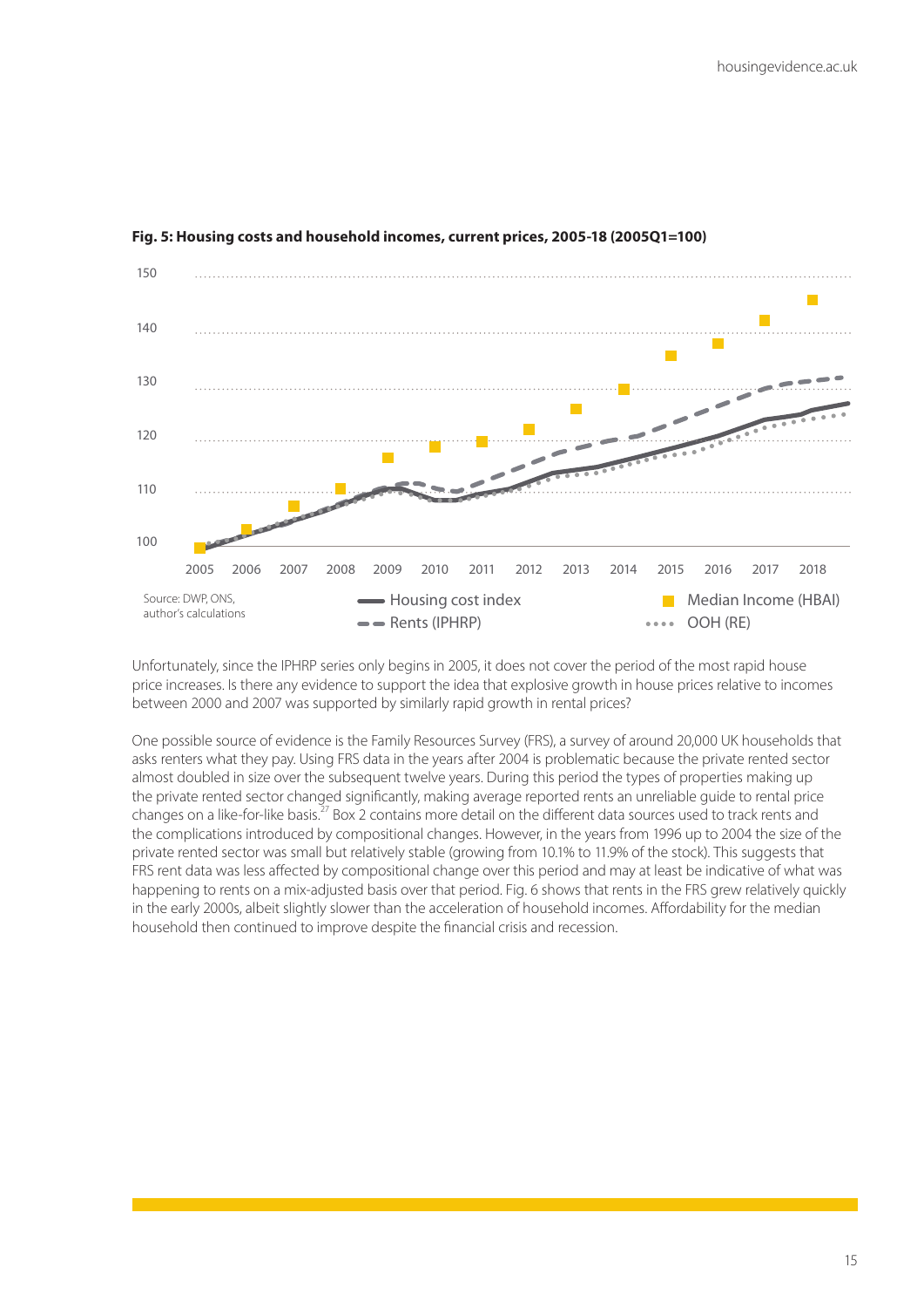**Fig. 5: Housing costs and household incomes, current prices, 2005-18 (2005Q1=100)**

Source: DWP, ONS, author's calculations

Unfortunately, since the IPHRP series only begins in 2005, it does not cover the period of the most rapid house price increases. Is there any evidence to support the idea that explosive growth in house prices relative to incomes between 2000 and 2007 was supported by similarly rapid growth in rental prices?

One possible source of evidence is the Family Resources Survey (FRS), a survey of around 20,000 UK households that asks renters what they pay. Using FRS data in the years after 2004 is problematic because the private rented sector almost doubled in size over the subsequent twelve years. During this period the types of properties making up the private rented sector changed significantly, making average reported rents an unreliable guide to rental price changes on a like-for-like basis.[27] Box 2 contains more detail on the different data sources used to track rents and the complications introduced by compositional changes. However, in the years from 1996 up to 2004 the size of the private rented sector was small but relatively stable (growing from 10.1% to 11.9% of the stock). This suggests that FRS rent data was less affected by compositional change over this period and may at least be indicative of what was happening to rents on a mix-adjusted basis over that period. Fig. 6 shows that rents in the FRS grew relatively quickly in the early 2000s, albeit slightly slower than the acceleration of household incomes. Affordability for the median household then continued to improve despite the financial crisis and recession.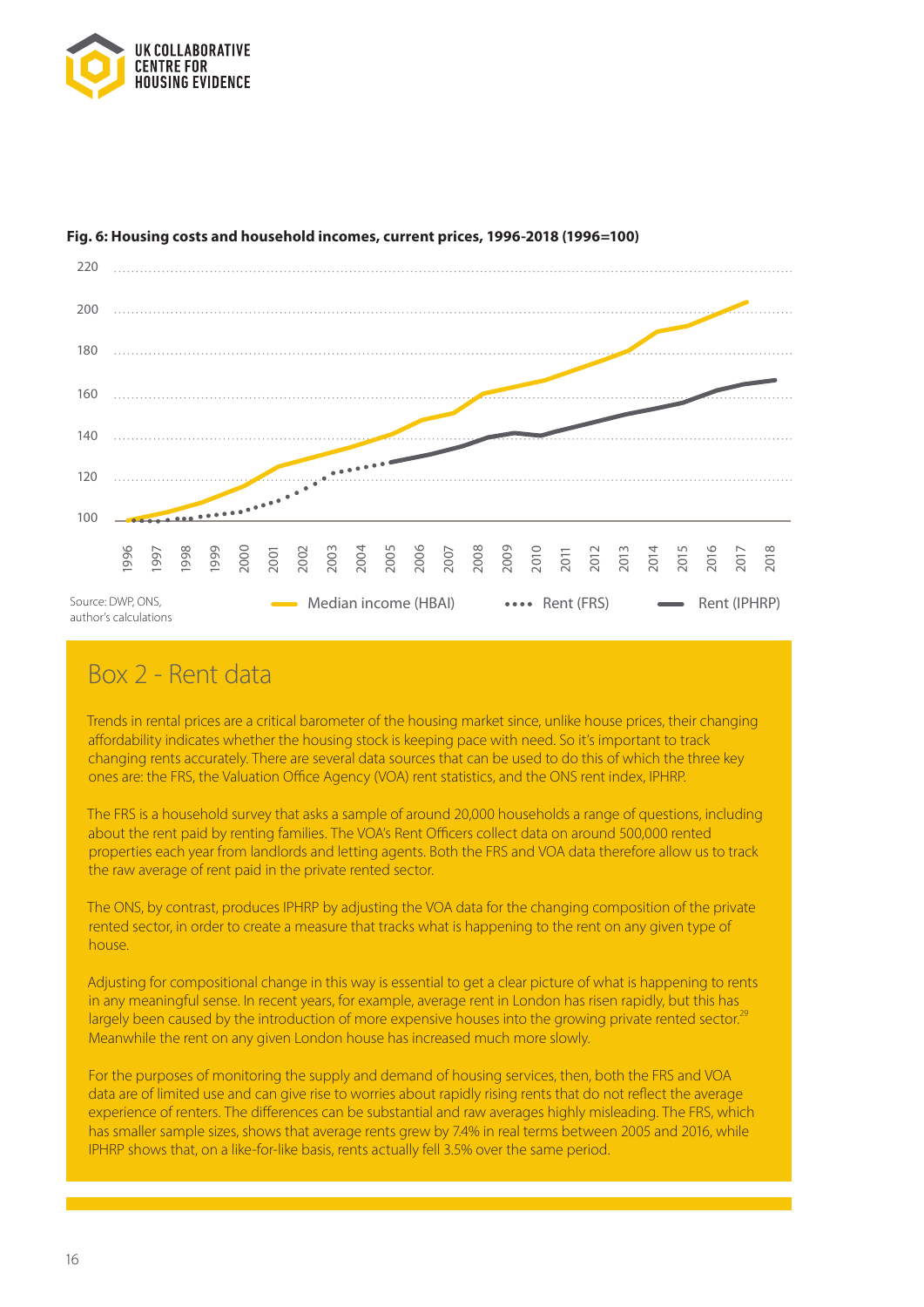**Fig. 6: Housing costs and household incomes, current prices, 1996-2018 (1996=100)**

Source: DWP, ONS, author's calculations

Median income (HBAI) · Rent (FRS) · Rent (IPHRP)

## Box 2 - Rent data

Trends in rental prices are a critical barometer of the housing market since, unlike house prices, their changing affordability indicates whether the housing stock is keeping pace with need. So it's important to track changing rents accurately. There are several data sources that can be used to do this of which the three key ones are: the FRS, the Valuation Office Agency (VOA) rent statistics, and the ONS rent index, IPHRP.

The FRS is a household survey that asks a sample of around 20,000 households a range of questions, including about the rent paid by renting families. The VOA's Rent Officers collect data on around 500,000 rented properties each year from landlords and letting agents. Both the FRS and VOA data therefore allow us to track the raw average of rent paid in the private rented sector.

The ONS, by contrast, produces IPHRP by adjusting the VOA data for the changing composition of the private rented sector, in order to create a measure that tracks what is happening to the rent on any given type of house.

Adjusting for compositional change in this way is essential to get a clear picture of what is happening to rents in any meaningful sense. In recent years, for example, average rent in London has risen rapidly, but this has largely been caused by the introduction of more expensive houses into the growing private rented sector.[29] Meanwhile the rent on any given London house has increased much more slowly.

For the purposes of monitoring the supply and demand of housing services, then, both the FRS and VOA data are of limited use and can give rise to worries about rapidly rising rents that do not reflect the average experience of renters. The differences can be substantial and raw averages highly misleading. The FRS, which has smaller sample sizes, shows that average rents grew by 7.4% in real terms between 2005 and 2016, while IPHRP shows that, on a like-for-like basis, rents actually fell 3.5% over the same period.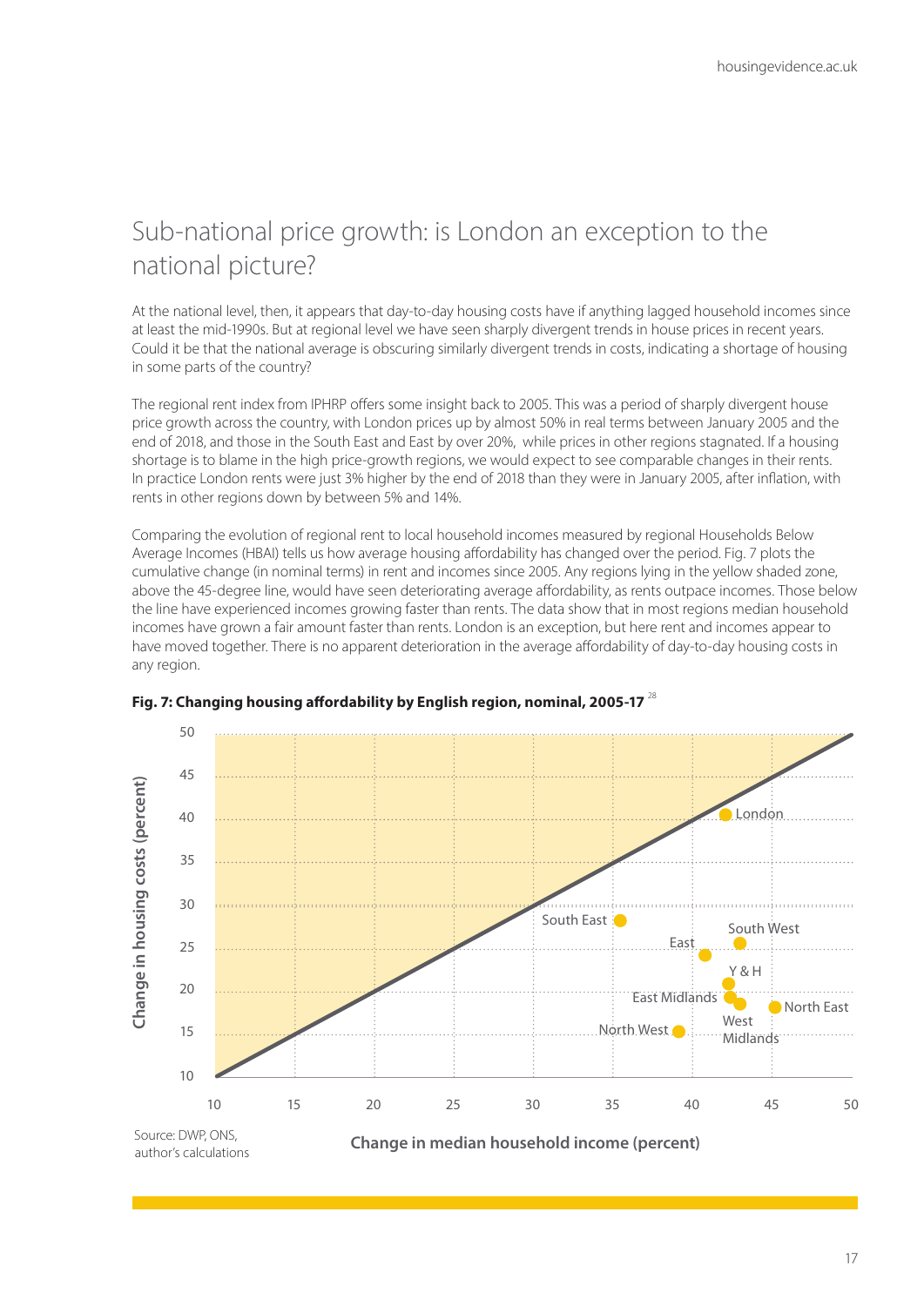## Sub-national price growth: is London an exception to the national picture?

At the national level, then, it appears that day-to-day housing costs have if anything lagged household incomes since at least the mid-1990s. But at regional level we have seen sharply divergent trends in house prices in recent years. Could it be that the national average is obscuring similarly divergent trends in costs, indicating a shortage of housing in some parts of the country?

The regional rent index from IPHRP offers some insight back to 2005. This was a period of sharply divergent house price growth across the country, with London prices up by almost 50% in real terms between January 2005 and the end of 2018, and those in the South East and East by over 20%, while prices in other regions stagnated. If a housing shortage is to blame in the high price-growth regions, we would expect to see comparable changes in their rents. In practice London rents were just 3% higher by the end of 2018 than they were in January 2005, after inflation, with rents in other regions down by between 5% and 14%.

Comparing the evolution of regional rent to local household incomes measured by regional Households Below Average Incomes (HBAI) tells us how average housing affordability has changed over the period. Fig. 7 plots the cumulative change (in nominal terms) in rent and incomes since 2005. Any regions lying in the yellow shaded zone, above the 45-degree line, would have seen deteriorating average affordability, as rents outpace incomes. Those below the line have experienced incomes growing faster than rents. The data show that in most regions median household incomes have grown a fair amount faster than rents. London is an exception, but here rent and incomes appear to have moved together. There is no apparent deterioration in the average affordability of day-to-day housing costs in any region.

**Fig. 7: Changing housing affordability by English region, nominal, 2005-17** [28]

Source: DWP, ONS, author's calculations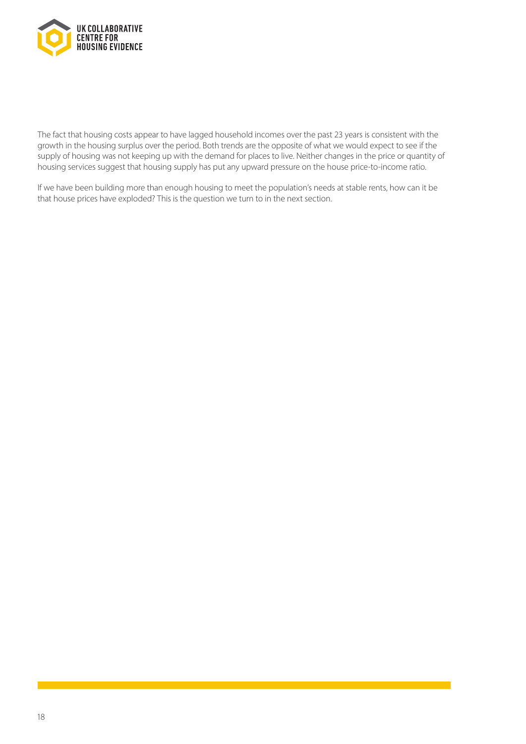The fact that housing costs appear to have lagged household incomes over the past 23 years is consistent with the growth in the housing surplus over the period. Both trends are the opposite of what we would expect to see if the supply of housing was not keeping up with the demand for places to live. Neither changes in the price or quantity of housing services suggest that housing supply has put any upward pressure on the house price-to-income ratio.

If we have been building more than enough housing to meet the population's needs at stable rents, how can it be that house prices have exploded? This is the question we turn to in the next section.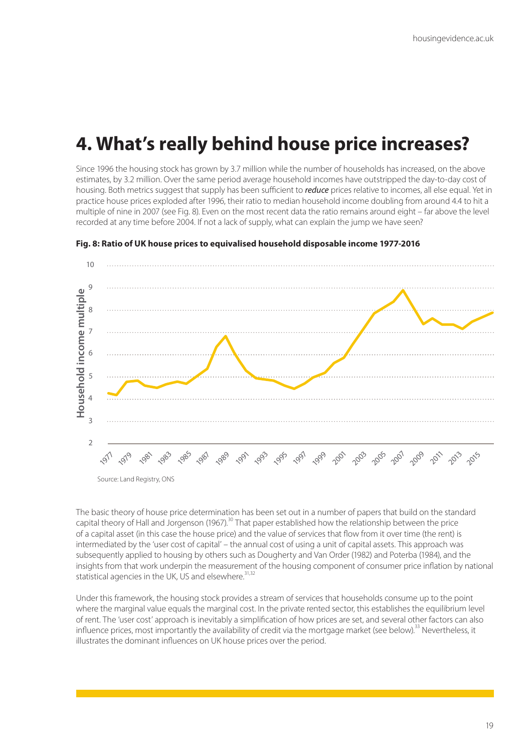# 4. What's really behind house price increases?

Since 1996 the housing stock has grown by 3.7 million while the number of households has increased, on the above estimates, by 3.2 million. Over the same period average household incomes have outstripped the day-to-day cost of housing. Both metrics suggest that supply has been sufficient to ***reduce*** prices relative to incomes, all else equal. Yet in practice house prices exploded after 1996, their ratio to median household income doubling from around 4.4 to hit a multiple of nine in 2007 (see Fig. 8). Even on the most recent data the ratio remains around eight – far above the level recorded at any time before 2004. If not a lack of supply, what can explain the jump we have seen?

**Fig. 8: Ratio of UK house prices to equivalised household disposable income 1977-2016**

Source: Land Registry, ONS

The basic theory of house price determination has been set out in a number of papers that build on the standard capital theory of Hall and Jorgenson (1967).[30] That paper established how the relationship between the price of a capital asset (in this case the house price) and the value of services that flow from it over time (the rent) is intermediated by the 'user cost of capital' – the annual cost of using a unit of capital assets. This approach was subsequently applied to housing by others such as Dougherty and Van Order (1982) and Poterba (1984), and the insights from that work underpin the measurement of the housing component of consumer price inflation by national statistical agencies in the UK, US and elsewhere.[31,32]

Under this framework, the housing stock provides a stream of services that households consume up to the point where the marginal value equals the marginal cost. In the private rented sector, this establishes the equilibrium level of rent. The 'user cost' approach is inevitably a simplification of how prices are set, and several other factors can also influence prices, most importantly the availability of credit via the mortgage market (see below).[33] Nevertheless, it illustrates the dominant influences on UK house prices over the period.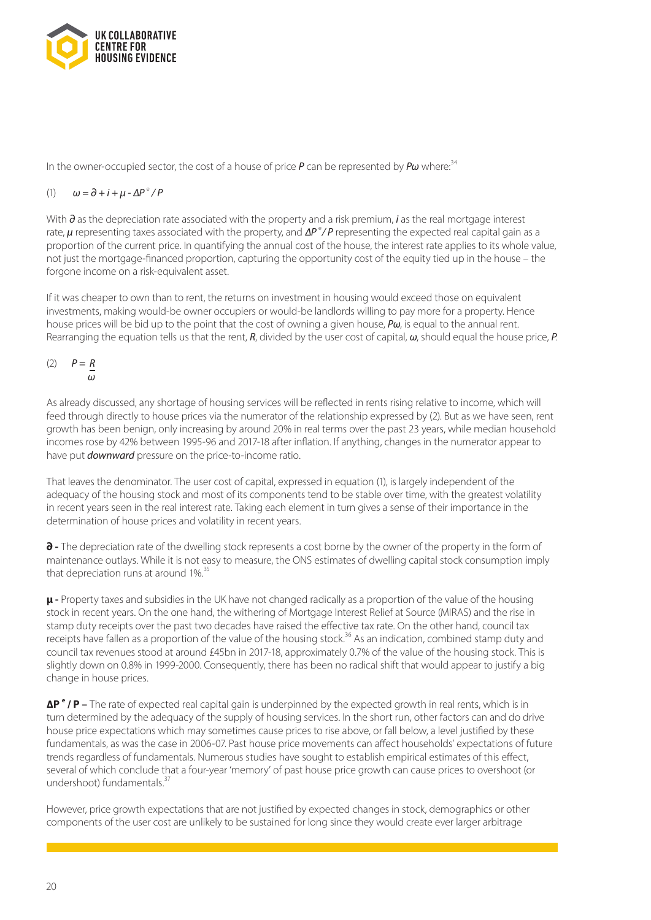In the owner-occupied sector, the cost of a house of price $P$ can be represented by $P\omega$ where:[34]

(1) $\omega = \partial + i + \mu - \Delta P^e / P$

With $\partial$ as the depreciation rate associated with the property and a risk premium, $i$ as the real mortgage interest rate, $\mu$ representing taxes associated with the property, and $\Delta P^e / P$ representing the expected real capital gain as a proportion of the current price. In quantifying the annual cost of the house, the interest rate applies to its whole value, not just the mortgage-financed proportion, capturing the opportunity cost of the equity tied up in the house – the forgone income on a risk-equivalent asset.

If it was cheaper to own than to rent, the returns on investment in housing would exceed those on equivalent investments, making would-be owner occupiers or would-be landlords willing to pay more for a property. Hence house prices will be bid up to the point that the cost of owning a given house, $P\omega$, is equal to the annual rent. Rearranging the equation tells us that the rent, $R$, divided by the user cost of capital, $\omega$, should equal the house price, $P$.

(2) $P = \dfrac{R}{\omega}$

As already discussed, any shortage of housing services will be reflected in rents rising relative to income, which will feed through directly to house prices via the numerator of the relationship expressed by (2). But as we have seen, rent growth has been benign, only increasing by around 20% in real terms over the past 23 years, while median household incomes rose by 42% between 1995-96 and 2017-18 after inflation. If anything, changes in the numerator appear to have put ***downward*** pressure on the price-to-income ratio.

That leaves the denominator. The user cost of capital, expressed in equation (1), is largely independent of the adequacy of the housing stock and most of its components tend to be stable over time, with the greatest volatility in recent years seen in the real interest rate. Taking each element in turn gives a sense of their importance in the determination of house prices and volatility in recent years.

**$\partial$ -** The depreciation rate of the dwelling stock represents a cost borne by the owner of the property in the form of maintenance outlays. While it is not easy to measure, the ONS estimates of dwelling capital stock consumption imply that depreciation runs at around 1%.[35]

**$\mu$ -** Property taxes and subsidies in the UK have not changed radically as a proportion of the value of the housing stock in recent years. On the one hand, the withering of Mortgage Interest Relief at Source (MIRAS) and the rise in stamp duty receipts over the past two decades have raised the effective tax rate. On the other hand, council tax receipts have fallen as a proportion of the value of the housing stock.[36] As an indication, combined stamp duty and council tax revenues stood at around £45bn in 2017-18, approximately 0.7% of the value of the housing stock. This is slightly down on 0.8% in 1999-2000. Consequently, there has been no radical shift that would appear to justify a big change in house prices.

**$\Delta P^e / P$ –** The rate of expected real capital gain is underpinned by the expected growth in real rents, which is in turn determined by the adequacy of the supply of housing services. In the short run, other factors can and do drive house price expectations which may sometimes cause prices to rise above, or fall below, a level justified by these fundamentals, as was the case in 2006-07. Past house price movements can affect households' expectations of future trends regardless of fundamentals. Numerous studies have sought to establish empirical estimates of this effect, several of which conclude that a four-year 'memory' of past house price growth can cause prices to overshoot (or undershoot) fundamentals.[37]

However, price growth expectations that are not justified by expected changes in stock, demographics or other components of the user cost are unlikely to be sustained for long since they would create ever larger arbitrage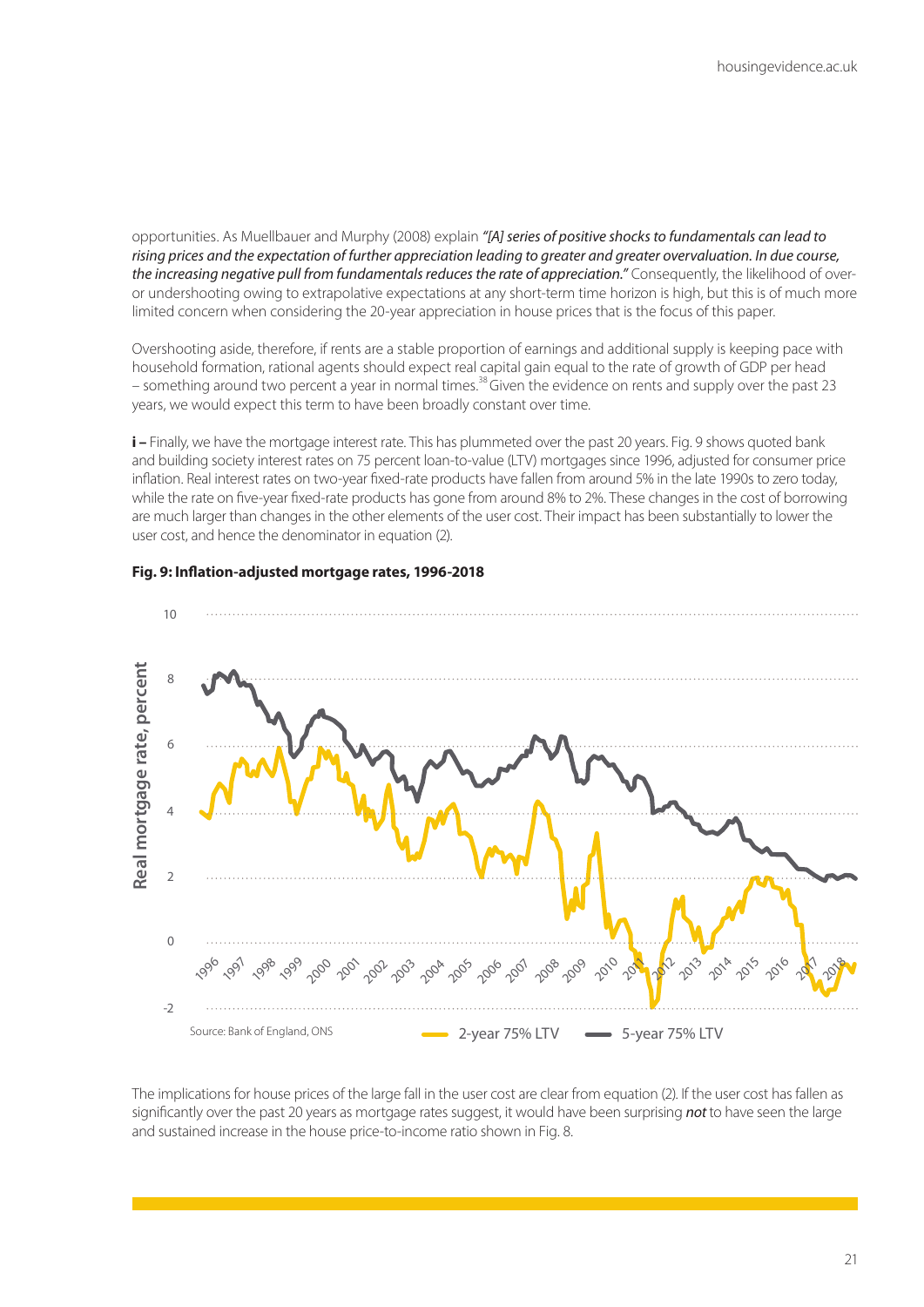opportunities. As Muellbauer and Murphy (2008) explain *"[A] series of positive shocks to fundamentals can lead to rising prices and the expectation of further appreciation leading to greater and greater overvaluation. In due course, the increasing negative pull from fundamentals reduces the rate of appreciation."* Consequently, the likelihood of over- or undershooting owing to extrapolative expectations at any short-term time horizon is high, but this is of much more limited concern when considering the 20-year appreciation in house prices that is the focus of this paper.

Overshooting aside, therefore, if rents are a stable proportion of earnings and additional supply is keeping pace with household formation, rational agents should expect real capital gain equal to the rate of growth of GDP per head – something around two percent a year in normal times.[38] Given the evidence on rents and supply over the past 23 years, we would expect this term to have been broadly constant over time.

**i –** Finally, we have the mortgage interest rate. This has plummeted over the past 20 years. Fig. 9 shows quoted bank and building society interest rates on 75 percent loan-to-value (LTV) mortgages since 1996, adjusted for consumer price inflation. Real interest rates on two-year fixed-rate products have fallen from around 5% in the late 1990s to zero today, while the rate on five-year fixed-rate products has gone from around 8% to 2%. These changes in the cost of borrowing are much larger than changes in the other elements of the user cost. Their impact has been substantially to lower the user cost, and hence the denominator in equation (2).

**Fig. 9: Inflation-adjusted mortgage rates, 1996-2018**

Source: Bank of England, ONS

The implications for house prices of the large fall in the user cost are clear from equation (2). If the user cost has fallen as significantly over the past 20 years as mortgage rates suggest, it would have been surprising ***not*** to have seen the large and sustained increase in the house price-to-income ratio shown in Fig. 8.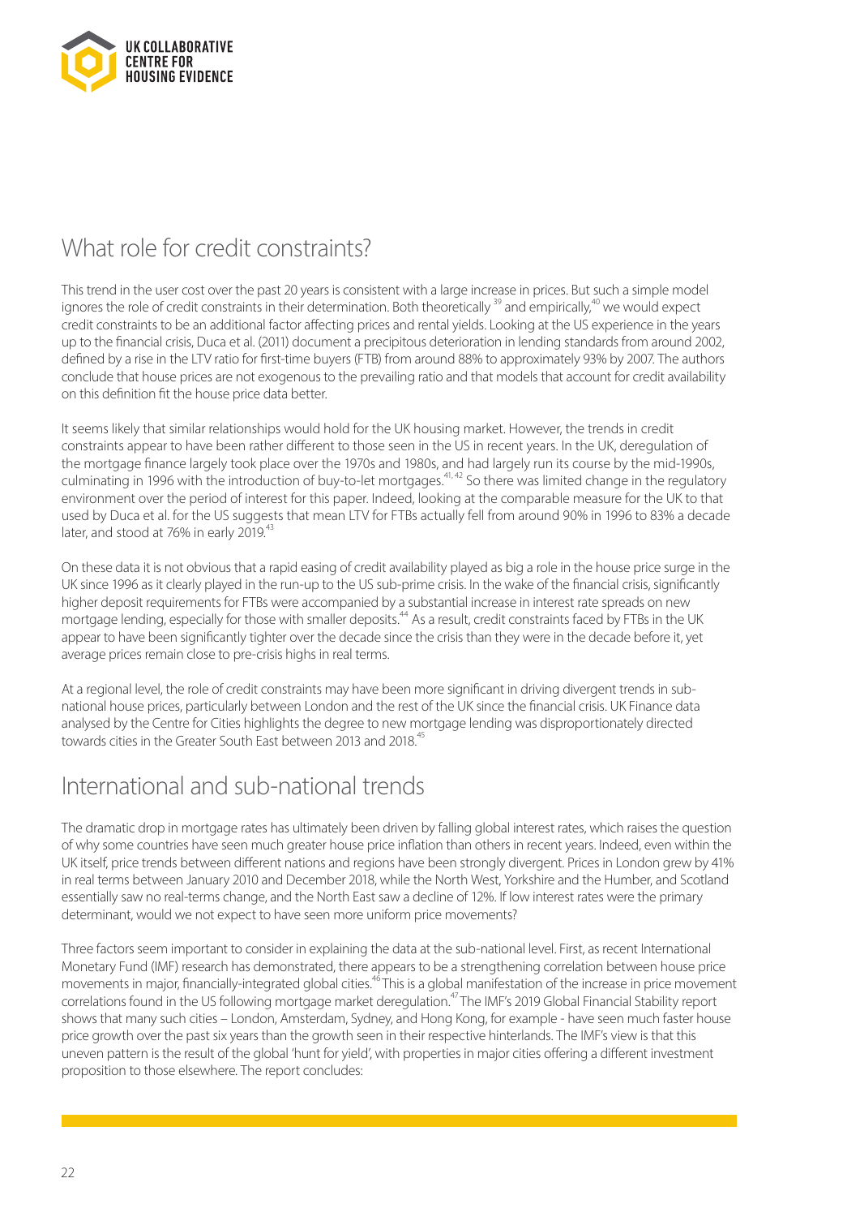## What role for credit constraints?

This trend in the user cost over the past 20 years is consistent with a large increase in prices. But such a simple model ignores the role of credit constraints in their determination. Both theoretically [39] and empirically,[40] we would expect credit constraints to be an additional factor affecting prices and rental yields. Looking at the US experience in the years up to the financial crisis, Duca et al. (2011) document a precipitous deterioration in lending standards from around 2002, defined by a rise in the LTV ratio for first-time buyers (FTB) from around 88% to approximately 93% by 2007. The authors conclude that house prices are not exogenous to the prevailing ratio and that models that account for credit availability on this definition fit the house price data better.

It seems likely that similar relationships would hold for the UK housing market. However, the trends in credit constraints appear to have been rather different to those seen in the US in recent years. In the UK, deregulation of the mortgage finance largely took place over the 1970s and 1980s, and had largely run its course by the mid-1990s, culminating in 1996 with the introduction of buy-to-let mortgages.[41, 42] So there was limited change in the regulatory environment over the period of interest for this paper. Indeed, looking at the comparable measure for the UK to that used by Duca et al. for the US suggests that mean LTV for FTBs actually fell from around 90% in 1996 to 83% a decade later, and stood at 76% in early 2019.[43]

On these data it is not obvious that a rapid easing of credit availability played as big a role in the house price surge in the UK since 1996 as it clearly played in the run-up to the US sub-prime crisis. In the wake of the financial crisis, significantly higher deposit requirements for FTBs were accompanied by a substantial increase in interest rate spreads on new mortgage lending, especially for those with smaller deposits.[44] As a result, credit constraints faced by FTBs in the UK appear to have been significantly tighter over the decade since the crisis than they were in the decade before it, yet average prices remain close to pre-crisis highs in real terms.

At a regional level, the role of credit constraints may have been more significant in driving divergent trends in sub-national house prices, particularly between London and the rest of the UK since the financial crisis. UK Finance data analysed by the Centre for Cities highlights the degree to new mortgage lending was disproportionately directed towards cities in the Greater South East between 2013 and 2018.[45]

## International and sub-national trends

The dramatic drop in mortgage rates has ultimately been driven by falling global interest rates, which raises the question of why some countries have seen much greater house price inflation than others in recent years. Indeed, even within the UK itself, price trends between different nations and regions have been strongly divergent. Prices in London grew by 41% in real terms between January 2010 and December 2018, while the North West, Yorkshire and the Humber, and Scotland essentially saw no real-terms change, and the North East saw a decline of 12%. If low interest rates were the primary determinant, would we not expect to have seen more uniform price movements?

Three factors seem important to consider in explaining the data at the sub-national level. First, as recent International Monetary Fund (IMF) research has demonstrated, there appears to be a strengthening correlation between house price movements in major, financially-integrated global cities.[46] This is a global manifestation of the increase in price movement correlations found in the US following mortgage market deregulation.[47] The IMF's 2019 Global Financial Stability report shows that many such cities – London, Amsterdam, Sydney, and Hong Kong, for example - have seen much faster house price growth over the past six years than the growth seen in their respective hinterlands. The IMF's view is that this uneven pattern is the result of the global 'hunt for yield', with properties in major cities offering a different investment proposition to those elsewhere. The report concludes: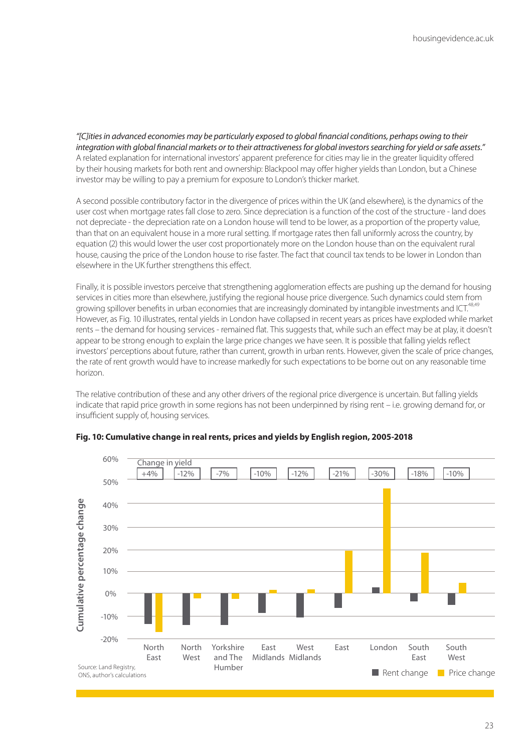*"[C]ities in advanced economies may be particularly exposed to global financial conditions, perhaps owing to their integration with global financial markets or to their attractiveness for global investors searching for yield or safe assets."* A related explanation for international investors' apparent preference for cities may lie in the greater liquidity offered by their housing markets for both rent and ownership: Blackpool may offer higher yields than London, but a Chinese investor may be willing to pay a premium for exposure to London's thicker market.

A second possible contributory factor in the divergence of prices within the UK (and elsewhere), is the dynamics of the user cost when mortgage rates fall close to zero. Since depreciation is a function of the cost of the structure - land does not depreciate - the depreciation rate on a London house will tend to be lower, as a proportion of the property value, than that on an equivalent house in a more rural setting. If mortgage rates then fall uniformly across the country, by equation (2) this would lower the user cost proportionately more on the London house than on the equivalent rural house, causing the price of the London house to rise faster. The fact that council tax tends to be lower in London than elsewhere in the UK further strengthens this effect.

Finally, it is possible investors perceive that strengthening agglomeration effects are pushing up the demand for housing services in cities more than elsewhere, justifying the regional house price divergence. Such dynamics could stem from growing spillover benefits in urban economies that are increasingly dominated by intangible investments and ICT.[48,49] However, as Fig. 10 illustrates, rental yields in London have collapsed in recent years as prices have exploded while market rents – the demand for housing services - remained flat. This suggests that, while such an effect may be at play, it doesn't appear to be strong enough to explain the large price changes we have seen. It is possible that falling yields reflect investors' perceptions about future, rather than current, growth in urban rents. However, given the scale of price changes, the rate of rent growth would have to increase markedly for such expectations to be borne out on any reasonable time horizon.

The relative contribution of these and any other drivers of the regional price divergence is uncertain. But falling yields indicate that rapid price growth in some regions has not been underpinned by rising rent – i.e. growing demand for, or insufficient supply of, housing services.

**Fig. 10: Cumulative change in real rents, prices and yields by English region, 2005-2018**

| Region | North East | North West | Yorkshire and The Humber | East Midlands | West Midlands | East | London | South East | South West |
|---|---|---|---|---|---|---|---|---|---|
| Change in yield | +4% | -12% | -7% | -10% | -12% | -21% | -30% | -18% | -10% |

Source: Land Registry, ONS, author's calculations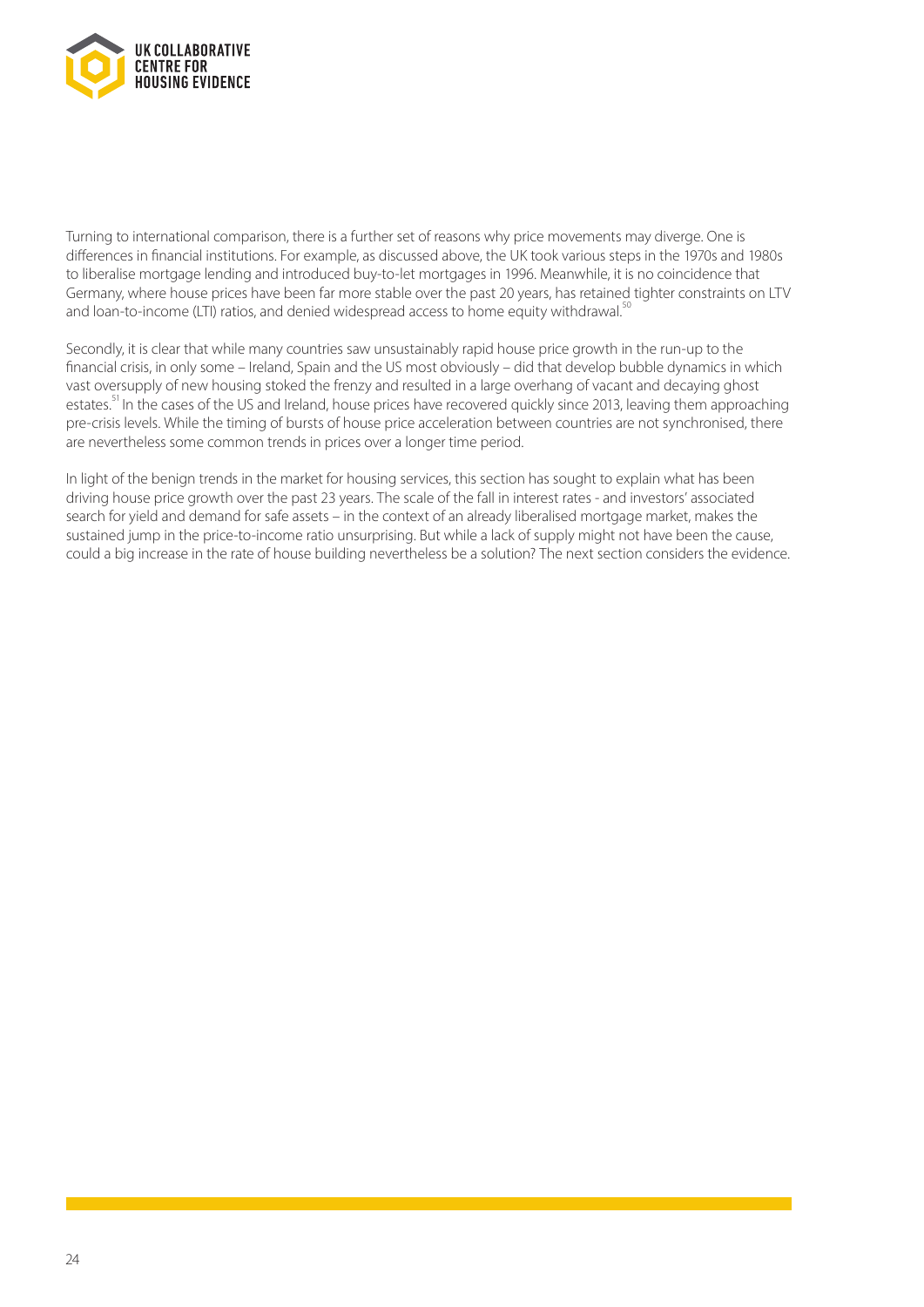Turning to international comparison, there is a further set of reasons why price movements may diverge. One is differences in financial institutions. For example, as discussed above, the UK took various steps in the 1970s and 1980s to liberalise mortgage lending and introduced buy-to-let mortgages in 1996. Meanwhile, it is no coincidence that Germany, where house prices have been far more stable over the past 20 years, has retained tighter constraints on LTV and loan-to-income (LTI) ratios, and denied widespread access to home equity withdrawal.[50]

Secondly, it is clear that while many countries saw unsustainably rapid house price growth in the run-up to the financial crisis, in only some – Ireland, Spain and the US most obviously – did that develop bubble dynamics in which vast oversupply of new housing stoked the frenzy and resulted in a large overhang of vacant and decaying ghost estates.[51] In the cases of the US and Ireland, house prices have recovered quickly since 2013, leaving them approaching pre-crisis levels. While the timing of bursts of house price acceleration between countries are not synchronised, there are nevertheless some common trends in prices over a longer time period.

In light of the benign trends in the market for housing services, this section has sought to explain what has been driving house price growth over the past 23 years. The scale of the fall in interest rates - and investors' associated search for yield and demand for safe assets – in the context of an already liberalised mortgage market, makes the sustained jump in the price-to-income ratio unsurprising. But while a lack of supply might not have been the cause, could a big increase in the rate of house building nevertheless be a solution? The next section considers the evidence.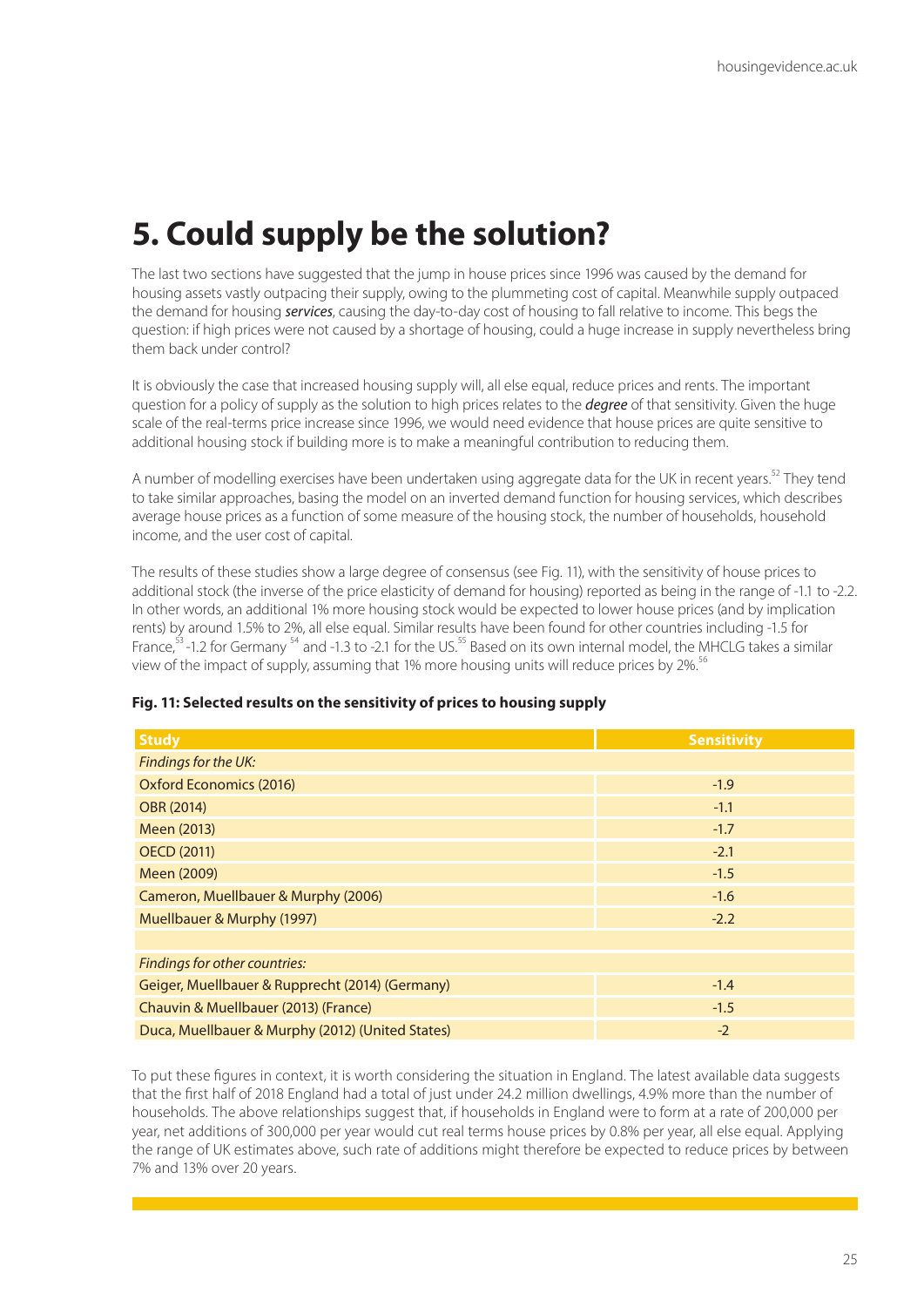# 5. Could supply be the solution?

The last two sections have suggested that the jump in house prices since 1996 was caused by the demand for housing assets vastly outpacing their supply, owing to the plummeting cost of capital. Meanwhile supply outpaced the demand for housing ***services***, causing the day-to-day cost of housing to fall relative to income. This begs the question: if high prices were not caused by a shortage of housing, could a huge increase in supply nevertheless bring them back under control?

It is obviously the case that increased housing supply will, all else equal, reduce prices and rents. The important question for a policy of supply as the solution to high prices relates to the ***degree*** of that sensitivity. Given the huge scale of the real-terms price increase since 1996, we would need evidence that house prices are quite sensitive to additional housing stock if building more is to make a meaningful contribution to reducing them.

A number of modelling exercises have been undertaken using aggregate data for the UK in recent years.[52] They tend to take similar approaches, basing the model on an inverted demand function for housing services, which describes average house prices as a function of some measure of the housing stock, the number of households, household income, and the user cost of capital.

The results of these studies show a large degree of consensus (see Fig. 11), with the sensitivity of house prices to additional stock (the inverse of the price elasticity of demand for housing) reported as being in the range of -1.1 to -2.2. In other words, an additional 1% more housing stock would be expected to lower house prices (and by implication rents) by around 1.5% to 2%, all else equal. Similar results have been found for other countries including -1.5 for France,[53] -1.2 for Germany [54] and -1.3 to -2.1 for the US.[55] Based on its own internal model, the MHCLG takes a similar view of the impact of supply, assuming that 1% more housing units will reduce prices by 2%.[56]

**Fig. 11: Selected results on the sensitivity of prices to housing supply**

| Study | Sensitivity |
|---|---|
| *Findings for the UK:* | |
| Oxford Economics (2016) | -1.9 |
| OBR (2014) | -1.1 |
| Meen (2013) | -1.7 |
| OECD (2011) | -2.1 |
| Meen (2009) | -1.5 |
| Cameron, Muellbauer & Murphy (2006) | -1.6 |
| Muellbauer & Murphy (1997) | -2.2 |
| | |
| *Findings for other countries:* | |
| Geiger, Muellbauer & Rupprecht (2014) (Germany) | -1.4 |
| Chauvin & Muellbauer (2013) (France) | -1.5 |
| Duca, Muellbauer & Murphy (2012) (United States) | -2 |

To put these figures in context, it is worth considering the situation in England. The latest available data suggests that the first half of 2018 England had a total of just under 24.2 million dwellings, 4.9% more than the number of households. The above relationships suggest that, if households in England were to form at a rate of 200,000 per year, net additions of 300,000 per year would cut real terms house prices by 0.8% per year, all else equal. Applying the range of UK estimates above, such rate of additions might therefore be expected to reduce prices by between 7% and 13% over 20 years.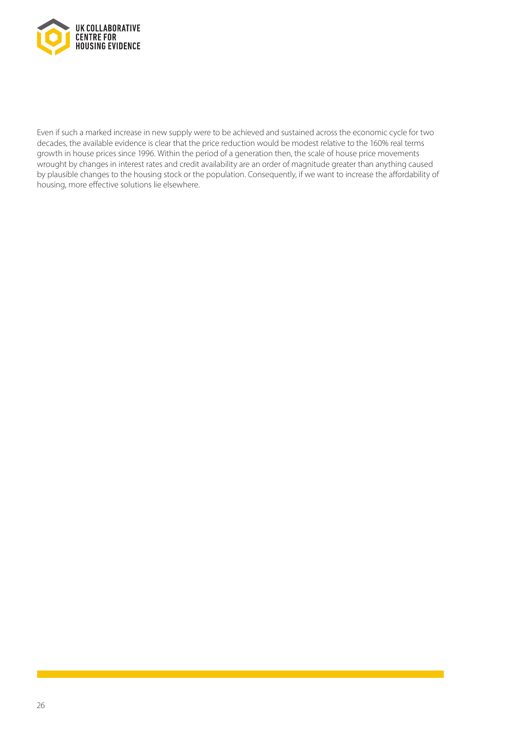Even if such a marked increase in new supply were to be achieved and sustained across the economic cycle for two decades, the available evidence is clear that the price reduction would be modest relative to the 160% real terms growth in house prices since 1996. Within the period of a generation then, the scale of house price movements wrought by changes in interest rates and credit availability are an order of magnitude greater than anything caused by plausible changes to the housing stock or the population. Consequently, if we want to increase the affordability of housing, more effective solutions lie elsewhere.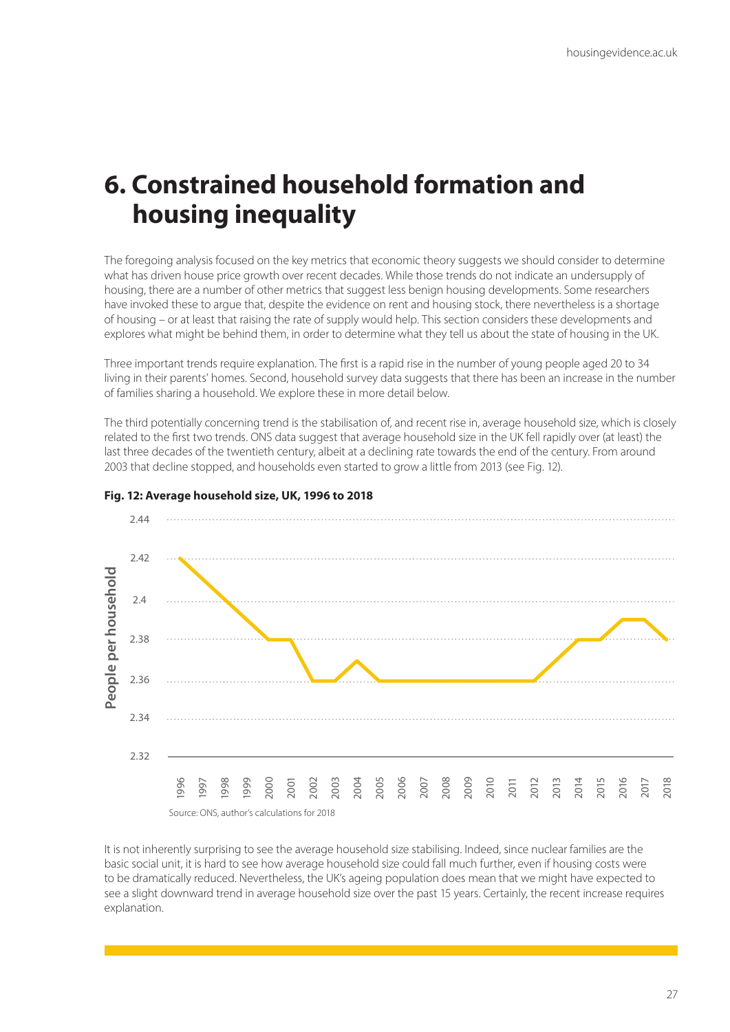# 6. Constrained household formation and housing inequality

The foregoing analysis focused on the key metrics that economic theory suggests we should consider to determine what has driven house price growth over recent decades. While those trends do not indicate an undersupply of housing, there are a number of other metrics that suggest less benign housing developments. Some researchers have invoked these to argue that, despite the evidence on rent and housing stock, there nevertheless is a shortage of housing – or at least that raising the rate of supply would help. This section considers these developments and explores what might be behind them, in order to determine what they tell us about the state of housing in the UK.

Three important trends require explanation. The first is a rapid rise in the number of young people aged 20 to 34 living in their parents' homes. Second, household survey data suggests that there has been an increase in the number of families sharing a household. We explore these in more detail below.

The third potentially concerning trend is the stabilisation of, and recent rise in, average household size, which is closely related to the first two trends. ONS data suggest that average household size in the UK fell rapidly over (at least) the last three decades of the twentieth century, albeit at a declining rate towards the end of the century. From around 2003 that decline stopped, and households even started to grow a little from 2013 (see Fig. 12).

**Fig. 12: Average household size, UK, 1996 to 2018**

Source: ONS, author's calculations for 2018

It is not inherently surprising to see the average household size stabilising. Indeed, since nuclear families are the basic social unit, it is hard to see how average household size could fall much further, even if housing costs were to be dramatically reduced. Nevertheless, the UK's ageing population does mean that we might have expected to see a slight downward trend in average household size over the past 15 years. Certainly, the recent increase requires explanation.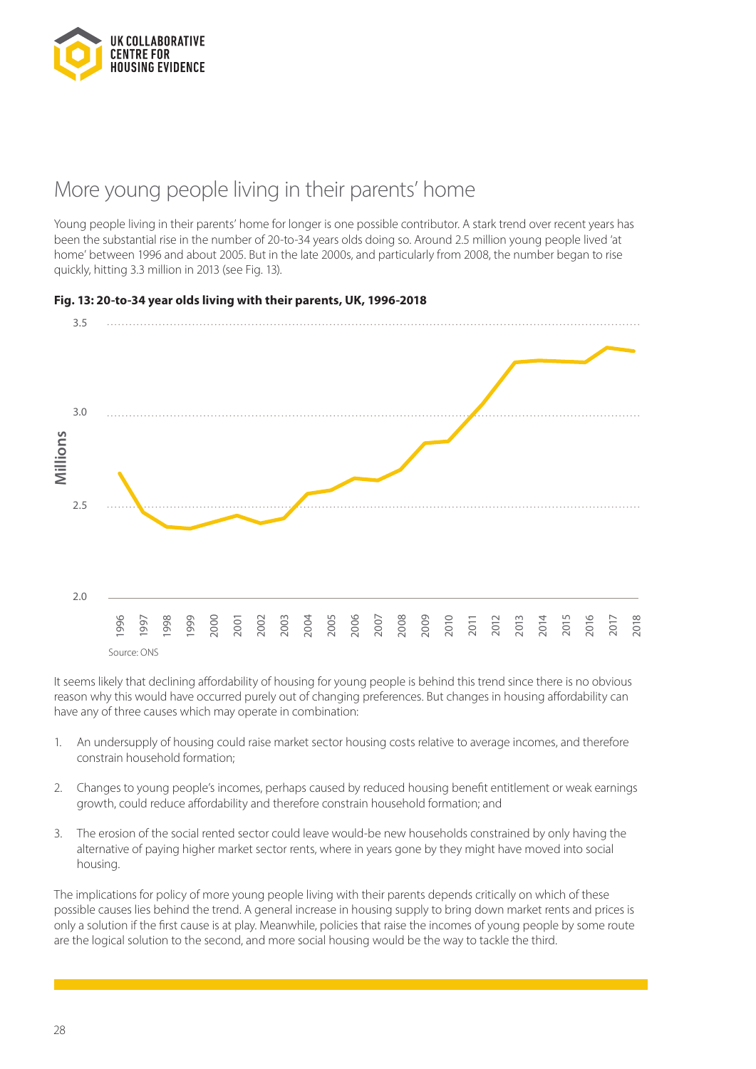## More young people living in their parents' home

Young people living in their parents' home for longer is one possible contributor. A stark trend over recent years has been the substantial rise in the number of 20-to-34 years olds doing so. Around 2.5 million young people lived 'at home' between 1996 and about 2005. But in the late 2000s, and particularly from 2008, the number began to rise quickly, hitting 3.3 million in 2013 (see Fig. 13).

**Fig. 13: 20-to-34 year olds living with their parents, UK, 1996-2018**

Source: ONS

It seems likely that declining affordability of housing for young people is behind this trend since there is no obvious reason why this would have occurred purely out of changing preferences. But changes in housing affordability can have any of three causes which may operate in combination:

1. An undersupply of housing could raise market sector housing costs relative to average incomes, and therefore constrain household formation;
2. Changes to young people's incomes, perhaps caused by reduced housing benefit entitlement or weak earnings growth, could reduce affordability and therefore constrain household formation; and
3. The erosion of the social rented sector could leave would-be new households constrained by only having the alternative of paying higher market sector rents, where in years gone by they might have moved into social housing.

The implications for policy of more young people living with their parents depends critically on which of these possible causes lies behind the trend. A general increase in housing supply to bring down market rents and prices is only a solution if the first cause is at play. Meanwhile, policies that raise the incomes of young people by some route are the logical solution to the second, and more social housing would be the way to tackle the third.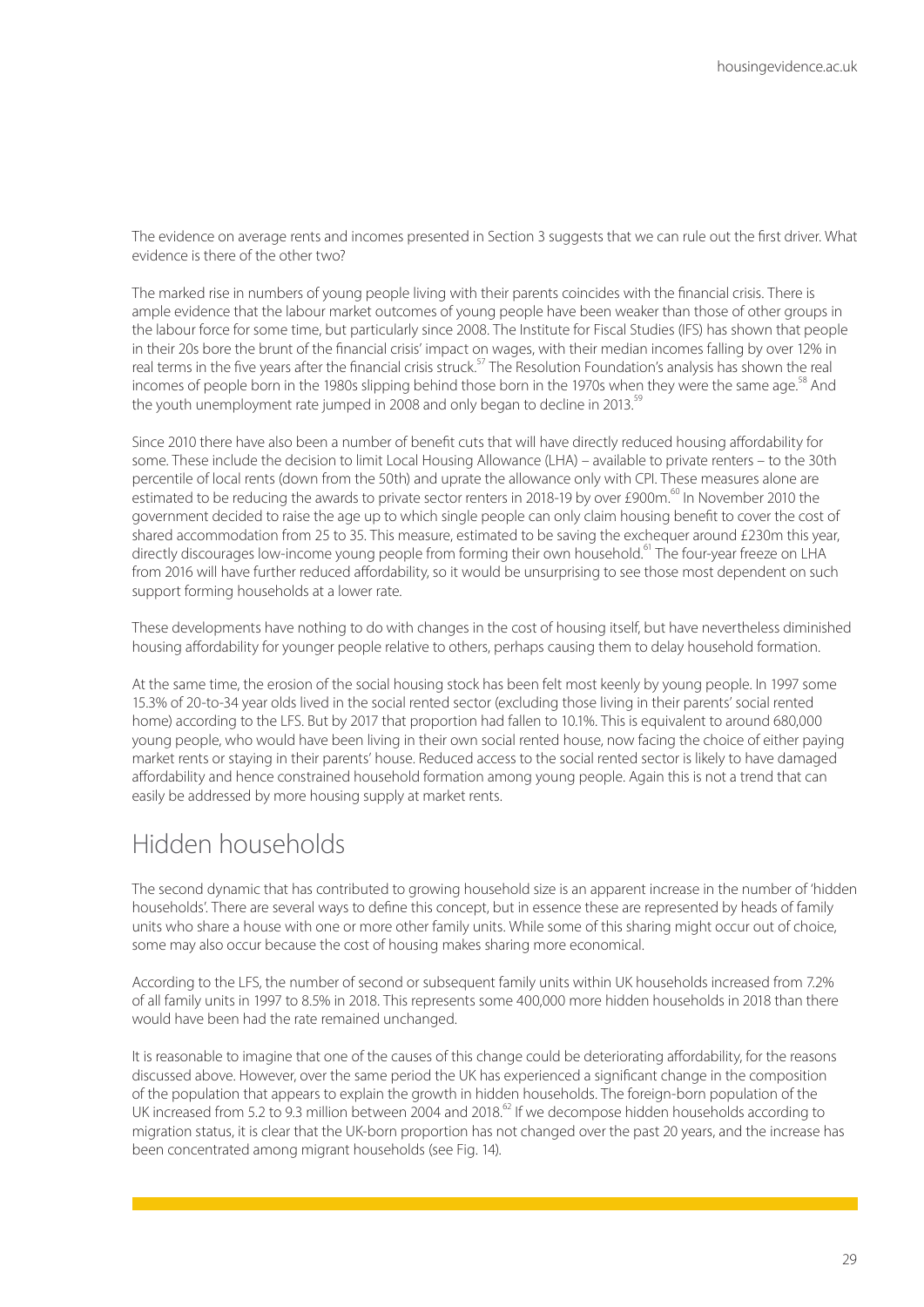The evidence on average rents and incomes presented in Section 3 suggests that we can rule out the first driver. What evidence is there of the other two?

The marked rise in numbers of young people living with their parents coincides with the financial crisis. There is ample evidence that the labour market outcomes of young people have been weaker than those of other groups in the labour force for some time, but particularly since 2008. The Institute for Fiscal Studies (IFS) has shown that people in their 20s bore the brunt of the financial crisis' impact on wages, with their median incomes falling by over 12% in real terms in the five years after the financial crisis struck.[57] The Resolution Foundation's analysis has shown the real incomes of people born in the 1980s slipping behind those born in the 1970s when they were the same age.[58] And the youth unemployment rate jumped in 2008 and only began to decline in 2013.[59]

Since 2010 there have also been a number of benefit cuts that will have directly reduced housing affordability for some. These include the decision to limit Local Housing Allowance (LHA) – available to private renters – to the 30th percentile of local rents (down from the 50th) and uprate the allowance only with CPI. These measures alone are estimated to be reducing the awards to private sector renters in 2018-19 by over £900m.[60] In November 2010 the government decided to raise the age up to which single people can only claim housing benefit to cover the cost of shared accommodation from 25 to 35. This measure, estimated to be saving the exchequer around £230m this year, directly discourages low-income young people from forming their own household.[61] The four-year freeze on LHA from 2016 will have further reduced affordability, so it would be unsurprising to see those most dependent on such support forming households at a lower rate.

These developments have nothing to do with changes in the cost of housing itself, but have nevertheless diminished housing affordability for younger people relative to others, perhaps causing them to delay household formation.

At the same time, the erosion of the social housing stock has been felt most keenly by young people. In 1997 some 15.3% of 20-to-34 year olds lived in the social rented sector (excluding those living in their parents' social rented home) according to the LFS. But by 2017 that proportion had fallen to 10.1%. This is equivalent to around 680,000 young people, who would have been living in their own social rented house, now facing the choice of either paying market rents or staying in their parents' house. Reduced access to the social rented sector is likely to have damaged affordability and hence constrained household formation among young people. Again this is not a trend that can easily be addressed by more housing supply at market rents.

## Hidden households

The second dynamic that has contributed to growing household size is an apparent increase in the number of 'hidden households'. There are several ways to define this concept, but in essence these are represented by heads of family units who share a house with one or more other family units. While some of this sharing might occur out of choice, some may also occur because the cost of housing makes sharing more economical.

According to the LFS, the number of second or subsequent family units within UK households increased from 7.2% of all family units in 1997 to 8.5% in 2018. This represents some 400,000 more hidden households in 2018 than there would have been had the rate remained unchanged.

It is reasonable to imagine that one of the causes of this change could be deteriorating affordability, for the reasons discussed above. However, over the same period the UK has experienced a significant change in the composition of the population that appears to explain the growth in hidden households. The foreign-born population of the UK increased from 5.2 to 9.3 million between 2004 and 2018.[62] If we decompose hidden households according to migration status, it is clear that the UK-born proportion has not changed over the past 20 years, and the increase has been concentrated among migrant households (see Fig. 14).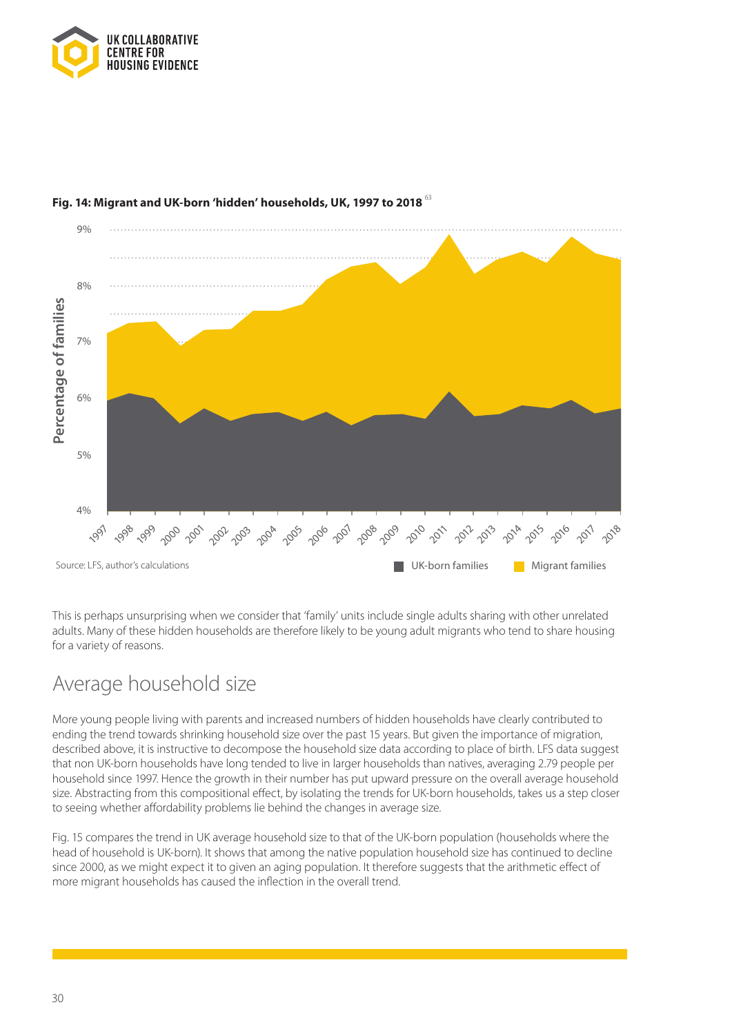**Fig. 14: Migrant and UK-born 'hidden' households, UK, 1997 to 2018** [63]

Source: LFS, author's calculations

This is perhaps unsurprising when we consider that 'family' units include single adults sharing with other unrelated adults. Many of these hidden households are therefore likely to be young adult migrants who tend to share housing for a variety of reasons.

## Average household size

More young people living with parents and increased numbers of hidden households have clearly contributed to ending the trend towards shrinking household size over the past 15 years. But given the importance of migration, described above, it is instructive to decompose the household size data according to place of birth. LFS data suggest that non UK-born households have long tended to live in larger households than natives, averaging 2.79 people per household since 1997. Hence the growth in their number has put upward pressure on the overall average household size. Abstracting from this compositional effect, by isolating the trends for UK-born households, takes us a step closer to seeing whether affordability problems lie behind the changes in average size.

Fig. 15 compares the trend in UK average household size to that of the UK-born population (households where the head of household is UK-born). It shows that among the native population household size has continued to decline since 2000, as we might expect it to given an aging population. It therefore suggests that the arithmetic effect of more migrant households has caused the inflection in the overall trend.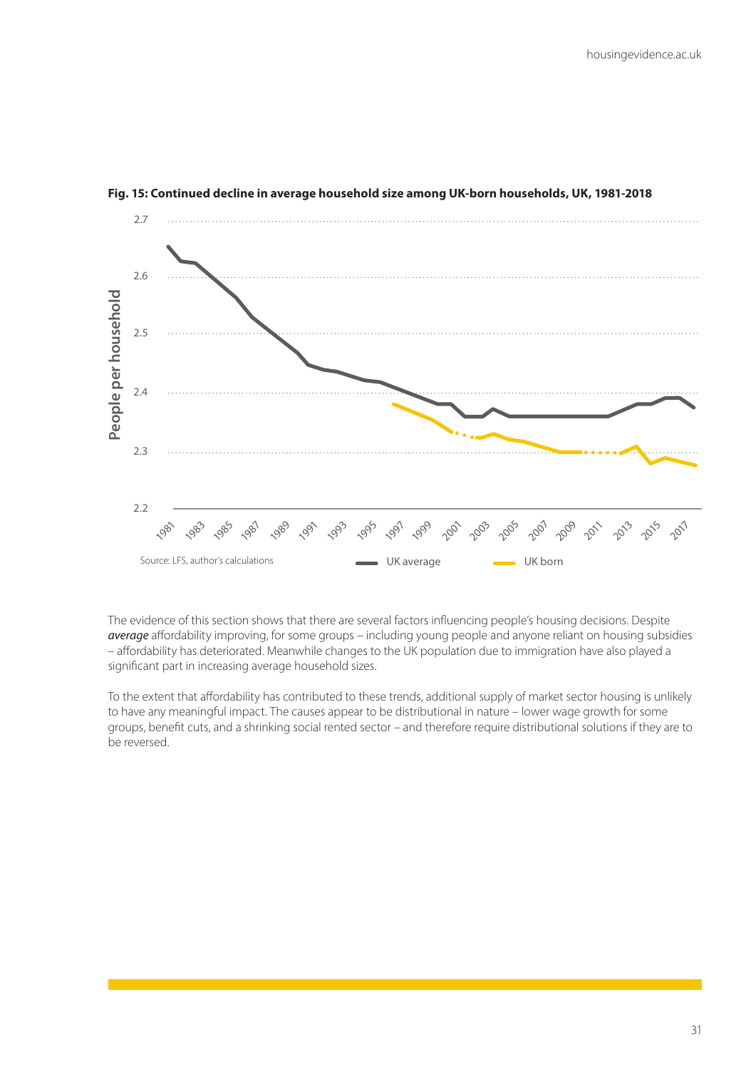**Fig. 15: Continued decline in average household size among UK-born households, UK, 1981-2018**

Source: LFS, author's calculations

The evidence of this section shows that there are several factors influencing people's housing decisions. Despite ***average*** affordability improving, for some groups – including young people and anyone reliant on housing subsidies – affordability has deteriorated. Meanwhile changes to the UK population due to immigration have also played a significant part in increasing average household sizes.

To the extent that affordability has contributed to these trends, additional supply of market sector housing is unlikely to have any meaningful impact. The causes appear to be distributional in nature – lower wage growth for some groups, benefit cuts, and a shrinking social rented sector – and therefore require distributional solutions if they are to be reversed.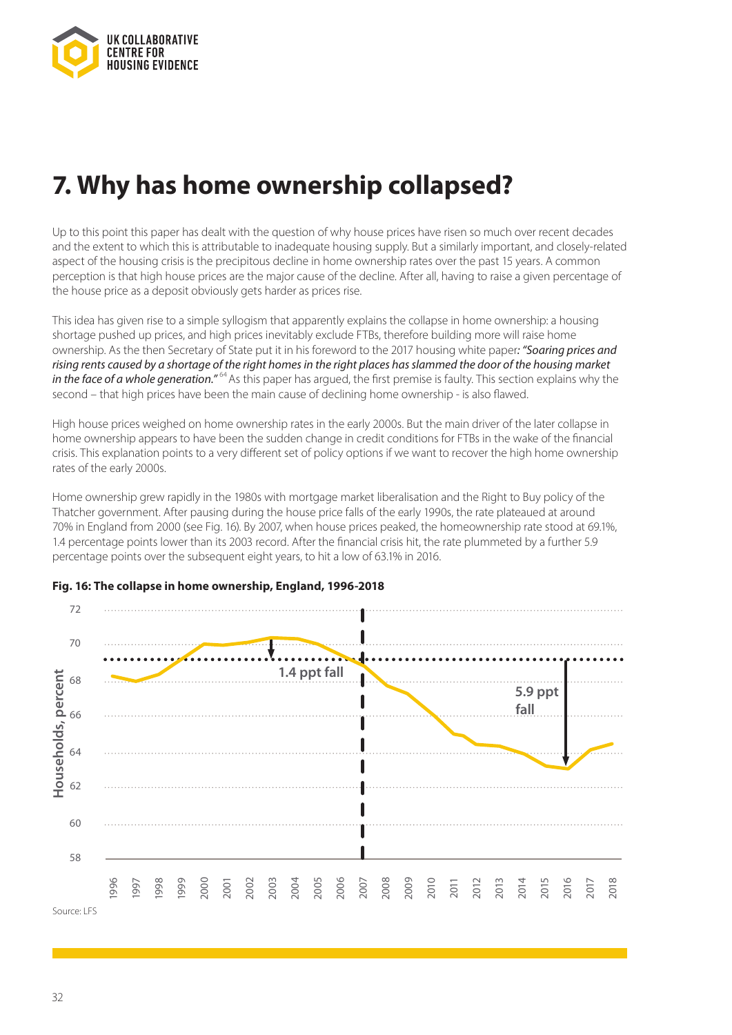# 7. Why has home ownership collapsed?

Up to this point this paper has dealt with the question of why house prices have risen so much over recent decades and the extent to which this is attributable to inadequate housing supply. But a similarly important, and closely-related aspect of the housing crisis is the precipitous decline in home ownership rates over the past 15 years. A common perception is that high house prices are the major cause of the decline. After all, having to raise a given percentage of the house price as a deposit obviously gets harder as prices rise.

This idea has given rise to a simple syllogism that apparently explains the collapse in home ownership: a housing shortage pushed up prices, and high prices inevitably exclude FTBs, therefore building more will raise home ownership. As the then Secretary of State put it in his foreword to the 2017 housing white paper*: "Soaring prices and rising rents caused by a shortage of the right homes in the right places has slammed the door of the housing market in the face of a whole generation."*[64] As this paper has argued, the first premise is faulty. This section explains why the second – that high prices have been the main cause of declining home ownership - is also flawed.

High house prices weighed on home ownership rates in the early 2000s. But the main driver of the later collapse in home ownership appears to have been the sudden change in credit conditions for FTBs in the wake of the financial crisis. This explanation points to a very different set of policy options if we want to recover the high home ownership rates of the early 2000s.

Home ownership grew rapidly in the 1980s with mortgage market liberalisation and the Right to Buy policy of the Thatcher government. After pausing during the house price falls of the early 1990s, the rate plateaued at around 70% in England from 2000 (see Fig. 16). By 2007, when house prices peaked, the homeownership rate stood at 69.1%, 1.4 percentage points lower than its 2003 record. After the financial crisis hit, the rate plummeted by a further 5.9 percentage points over the subsequent eight years, to hit a low of 63.1% in 2016.

**Fig. 16: The collapse in home ownership, England, 1996-2018**

Source: LFS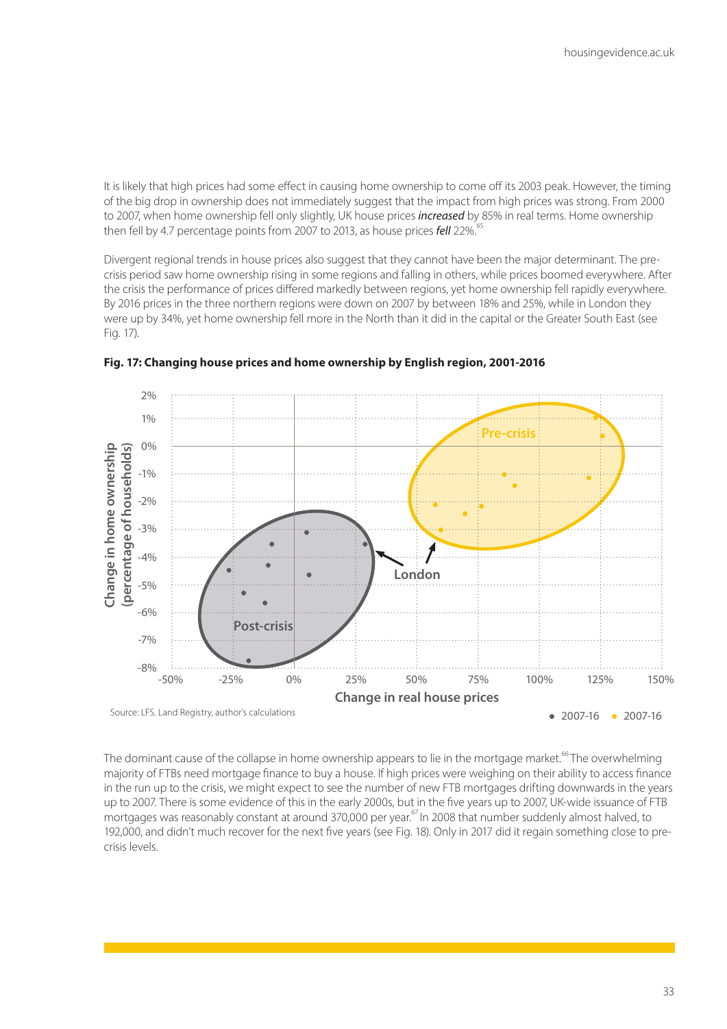It is likely that high prices had some effect in causing home ownership to come off its 2003 peak. However, the timing of the big drop in ownership does not immediately suggest that the impact from high prices was strong. From 2000 to 2007, when home ownership fell only slightly, UK house prices ***increased*** by 85% in real terms. Home ownership then fell by 4.7 percentage points from 2007 to 2013, as house prices ***fell*** 22%.[65]

Divergent regional trends in house prices also suggest that they cannot have been the major determinant. The pre-crisis period saw home ownership rising in some regions and falling in others, while prices boomed everywhere. After the crisis the performance of prices differed markedly between regions, yet home ownership fell rapidly everywhere. By 2016 prices in the three northern regions were down on 2007 by between 18% and 25%, while in London they were up by 34%, yet home ownership fell more in the North than it did in the capital or the Greater South East (see Fig. 17).

**Fig. 17: Changing house prices and home ownership by English region, 2001-2016**

Source: LFS. Land Registry, author's calculations

The dominant cause of the collapse in home ownership appears to lie in the mortgage market.[66] The overwhelming majority of FTBs need mortgage finance to buy a house. If high prices were weighing on their ability to access finance in the run up to the crisis, we might expect to see the number of new FTB mortgages drifting downwards in the years up to 2007. There is some evidence of this in the early 2000s, but in the five years up to 2007, UK-wide issuance of FTB mortgages was reasonably constant at around 370,000 per year.[67] In 2008 that number suddenly almost halved, to 192,000, and didn't much recover for the next five years (see Fig. 18). Only in 2017 did it regain something close to pre-crisis levels.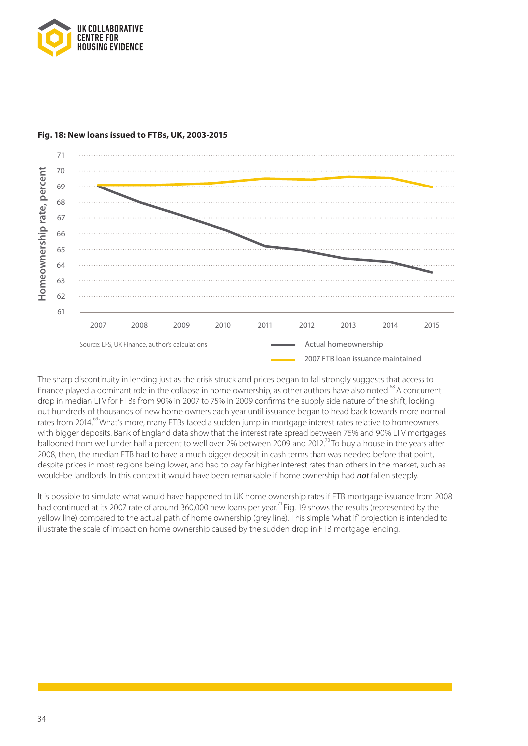**Fig. 18: New loans issued to FTBs, UK, 2003-2015**

Source: LFS, UK Finance, author's calculations

The sharp discontinuity in lending just as the crisis struck and prices began to fall strongly suggests that access to finance played a dominant role in the collapse in home ownership, as other authors have also noted.[68] A concurrent drop in median LTV for FTBs from 90% in 2007 to 75% in 2009 confirms the supply side nature of the shift, locking out hundreds of thousands of new home owners each year until issuance began to head back towards more normal rates from 2014.[69] What's more, many FTBs faced a sudden jump in mortgage interest rates relative to homeowners with bigger deposits. Bank of England data show that the interest rate spread between 75% and 90% LTV mortgages ballooned from well under half a percent to well over 2% between 2009 and 2012.[70] To buy a house in the years after 2008, then, the median FTB had to have a much bigger deposit in cash terms than was needed before that point, despite prices in most regions being lower, and had to pay far higher interest rates than others in the market, such as would-be landlords. In this context it would have been remarkable if home ownership had ***not*** fallen steeply.

It is possible to simulate what would have happened to UK home ownership rates if FTB mortgage issuance from 2008 had continued at its 2007 rate of around 360,000 new loans per year.[71] Fig. 19 shows the results (represented by the yellow line) compared to the actual path of home ownership (grey line). This simple 'what if' projection is intended to illustrate the scale of impact on home ownership caused by the sudden drop in FTB mortgage lending.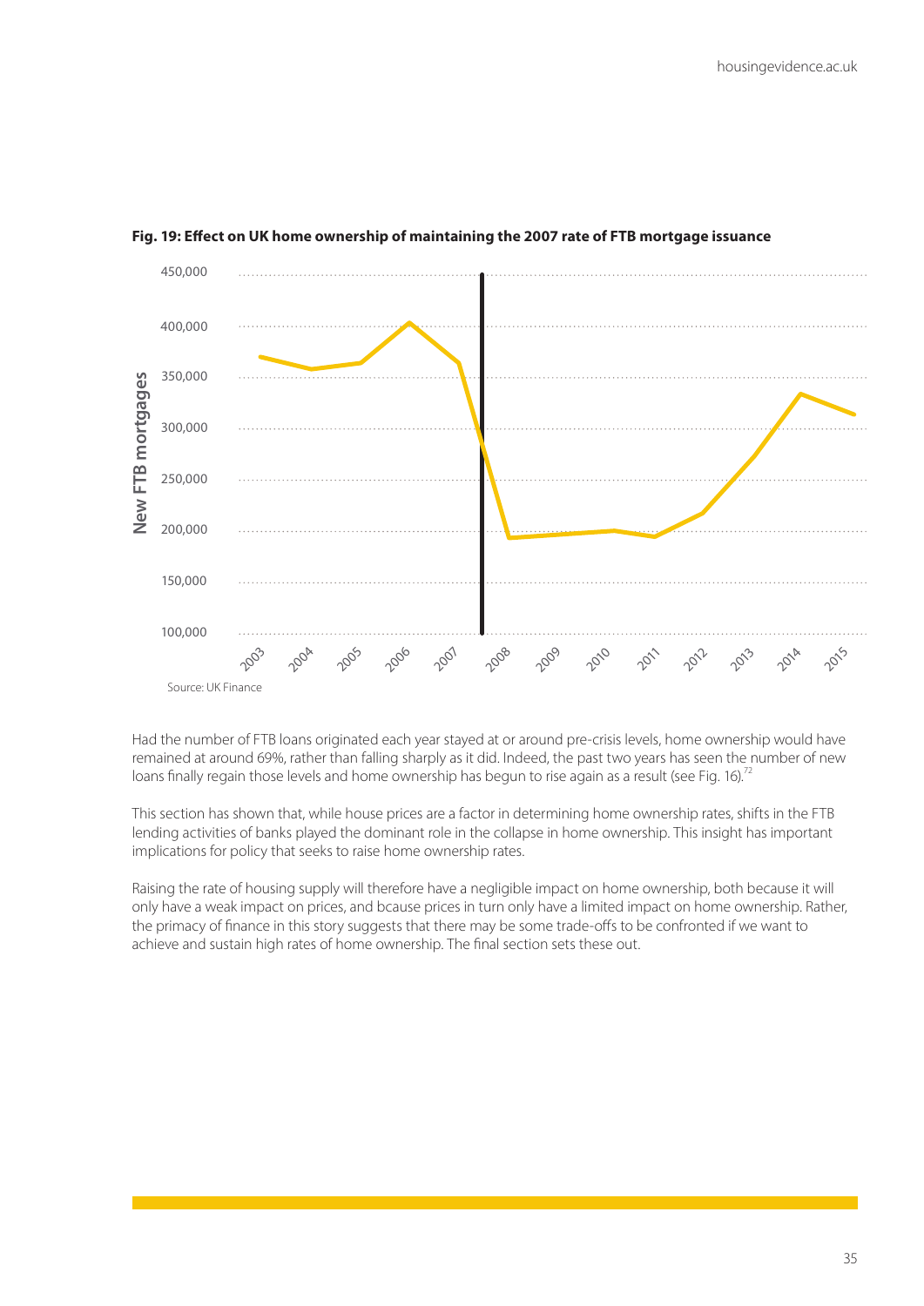**Fig. 19: Effect on UK home ownership of maintaining the 2007 rate of FTB mortgage issuance**

Source: UK Finance

Had the number of FTB loans originated each year stayed at or around pre-crisis levels, home ownership would have remained at around 69%, rather than falling sharply as it did. Indeed, the past two years has seen the number of new loans finally regain those levels and home ownership has begun to rise again as a result (see Fig. 16).[72]

This section has shown that, while house prices are a factor in determining home ownership rates, shifts in the FTB lending activities of banks played the dominant role in the collapse in home ownership. This insight has important implications for policy that seeks to raise home ownership rates.

Raising the rate of housing supply will therefore have a negligible impact on home ownership, both because it will only have a weak impact on prices, and bcause prices in turn only have a limited impact on home ownership. Rather, the primacy of finance in this story suggests that there may be some trade-offs to be confronted if we want to achieve and sustain high rates of home ownership. The final section sets these out.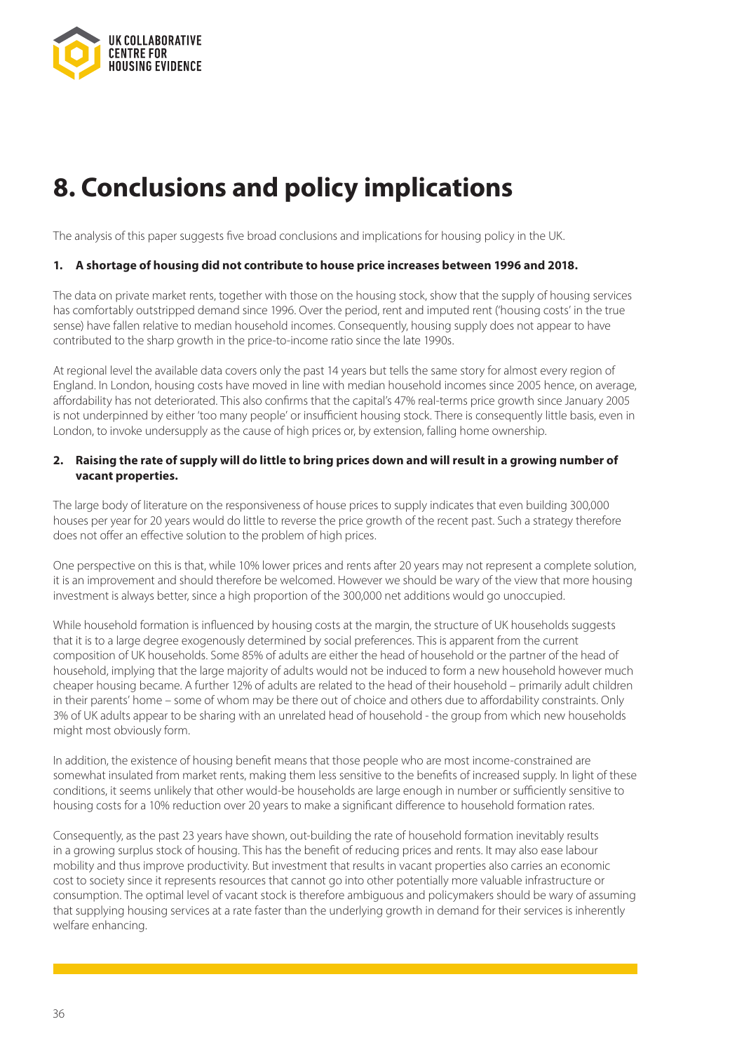# 8. Conclusions and policy implications

The analysis of this paper suggests five broad conclusions and implications for housing policy in the UK.

**1. A shortage of housing did not contribute to house price increases between 1996 and 2018.**

The data on private market rents, together with those on the housing stock, show that the supply of housing services has comfortably outstripped demand since 1996. Over the period, rent and imputed rent ('housing costs' in the true sense) have fallen relative to median household incomes. Consequently, housing supply does not appear to have contributed to the sharp growth in the price-to-income ratio since the late 1990s.

At regional level the available data covers only the past 14 years but tells the same story for almost every region of England. In London, housing costs have moved in line with median household incomes since 2005 hence, on average, affordability has not deteriorated. This also confirms that the capital's 47% real-terms price growth since January 2005 is not underpinned by either 'too many people' or insufficient housing stock. There is consequently little basis, even in London, to invoke undersupply as the cause of high prices or, by extension, falling home ownership.

**2. Raising the rate of supply will do little to bring prices down and will result in a growing number of vacant properties.**

The large body of literature on the responsiveness of house prices to supply indicates that even building 300,000 houses per year for 20 years would do little to reverse the price growth of the recent past. Such a strategy therefore does not offer an effective solution to the problem of high prices.

One perspective on this is that, while 10% lower prices and rents after 20 years may not represent a complete solution, it is an improvement and should therefore be welcomed. However we should be wary of the view that more housing investment is always better, since a high proportion of the 300,000 net additions would go unoccupied.

While household formation is influenced by housing costs at the margin, the structure of UK households suggests that it is to a large degree exogenously determined by social preferences. This is apparent from the current composition of UK households. Some 85% of adults are either the head of household or the partner of the head of household, implying that the large majority of adults would not be induced to form a new household however much cheaper housing became. A further 12% of adults are related to the head of their household – primarily adult children in their parents' home – some of whom may be there out of choice and others due to affordability constraints. Only 3% of UK adults appear to be sharing with an unrelated head of household - the group from which new households might most obviously form.

In addition, the existence of housing benefit means that those people who are most income-constrained are somewhat insulated from market rents, making them less sensitive to the benefits of increased supply. In light of these conditions, it seems unlikely that other would-be households are large enough in number or sufficiently sensitive to housing costs for a 10% reduction over 20 years to make a significant difference to household formation rates.

Consequently, as the past 23 years have shown, out-building the rate of household formation inevitably results in a growing surplus stock of housing. This has the benefit of reducing prices and rents. It may also ease labour mobility and thus improve productivity. But investment that results in vacant properties also carries an economic cost to society since it represents resources that cannot go into other potentially more valuable infrastructure or consumption. The optimal level of vacant stock is therefore ambiguous and policymakers should be wary of assuming that supplying housing services at a rate faster than the underlying growth in demand for their services is inherently welfare enhancing.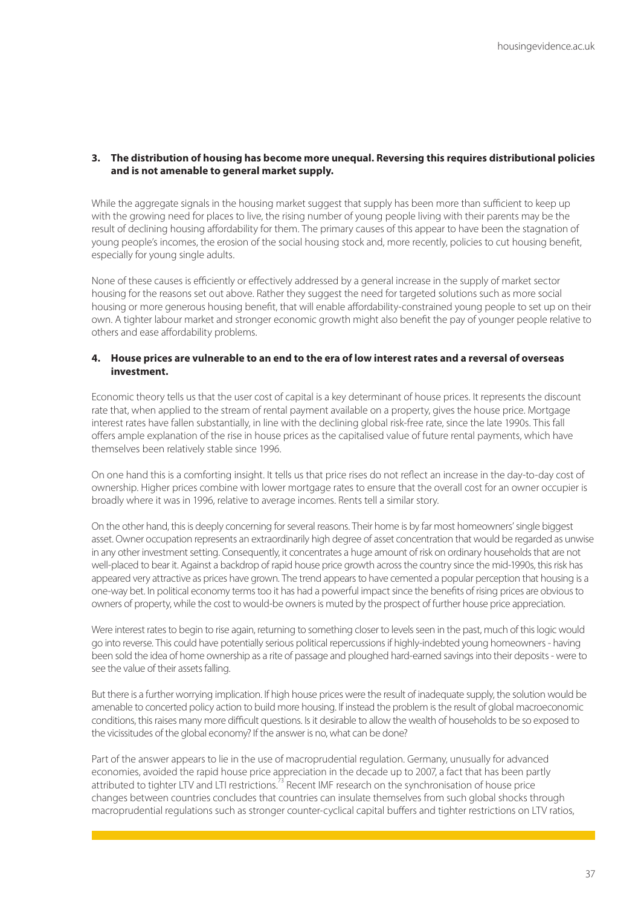**3. The distribution of housing has become more unequal. Reversing this requires distributional policies and is not amenable to general market supply.**

While the aggregate signals in the housing market suggest that supply has been more than sufficient to keep up with the growing need for places to live, the rising number of young people living with their parents may be the result of declining housing affordability for them. The primary causes of this appear to have been the stagnation of young people's incomes, the erosion of the social housing stock and, more recently, policies to cut housing benefit, especially for young single adults.

None of these causes is efficiently or effectively addressed by a general increase in the supply of market sector housing for the reasons set out above. Rather they suggest the need for targeted solutions such as more social housing or more generous housing benefit, that will enable affordability-constrained young people to set up on their own. A tighter labour market and stronger economic growth might also benefit the pay of younger people relative to others and ease affordability problems.

**4. House prices are vulnerable to an end to the era of low interest rates and a reversal of overseas investment.**

Economic theory tells us that the user cost of capital is a key determinant of house prices. It represents the discount rate that, when applied to the stream of rental payment available on a property, gives the house price. Mortgage interest rates have fallen substantially, in line with the declining global risk-free rate, since the late 1990s. This fall offers ample explanation of the rise in house prices as the capitalised value of future rental payments, which have themselves been relatively stable since 1996.

On one hand this is a comforting insight. It tells us that price rises do not reflect an increase in the day-to-day cost of ownership. Higher prices combine with lower mortgage rates to ensure that the overall cost for an owner occupier is broadly where it was in 1996, relative to average incomes. Rents tell a similar story.

On the other hand, this is deeply concerning for several reasons. Their home is by far most homeowners' single biggest asset. Owner occupation represents an extraordinarily high degree of asset concentration that would be regarded as unwise in any other investment setting. Consequently, it concentrates a huge amount of risk on ordinary households that are not well-placed to bear it. Against a backdrop of rapid house price growth across the country since the mid-1990s, this risk has appeared very attractive as prices have grown. The trend appears to have cemented a popular perception that housing is a one-way bet. In political economy terms too it has had a powerful impact since the benefits of rising prices are obvious to owners of property, while the cost to would-be owners is muted by the prospect of further house price appreciation.

Were interest rates to begin to rise again, returning to something closer to levels seen in the past, much of this logic would go into reverse. This could have potentially serious political repercussions if highly-indebted young homeowners - having been sold the idea of home ownership as a rite of passage and ploughed hard-earned savings into their deposits - were to see the value of their assets falling.

But there is a further worrying implication. If high house prices were the result of inadequate supply, the solution would be amenable to concerted policy action to build more housing. If instead the problem is the result of global macroeconomic conditions, this raises many more difficult questions. Is it desirable to allow the wealth of households to be so exposed to the vicissitudes of the global economy? If the answer is no, what can be done?

Part of the answer appears to lie in the use of macroprudential regulation. Germany, unusually for advanced economies, avoided the rapid house price appreciation in the decade up to 2007, a fact that has been partly attributed to tighter LTV and LTI restrictions.[73] Recent IMF research on the synchronisation of house price changes between countries concludes that countries can insulate themselves from such global shocks through macroprudential regulations such as stronger counter-cyclical capital buffers and tighter restrictions on LTV ratios,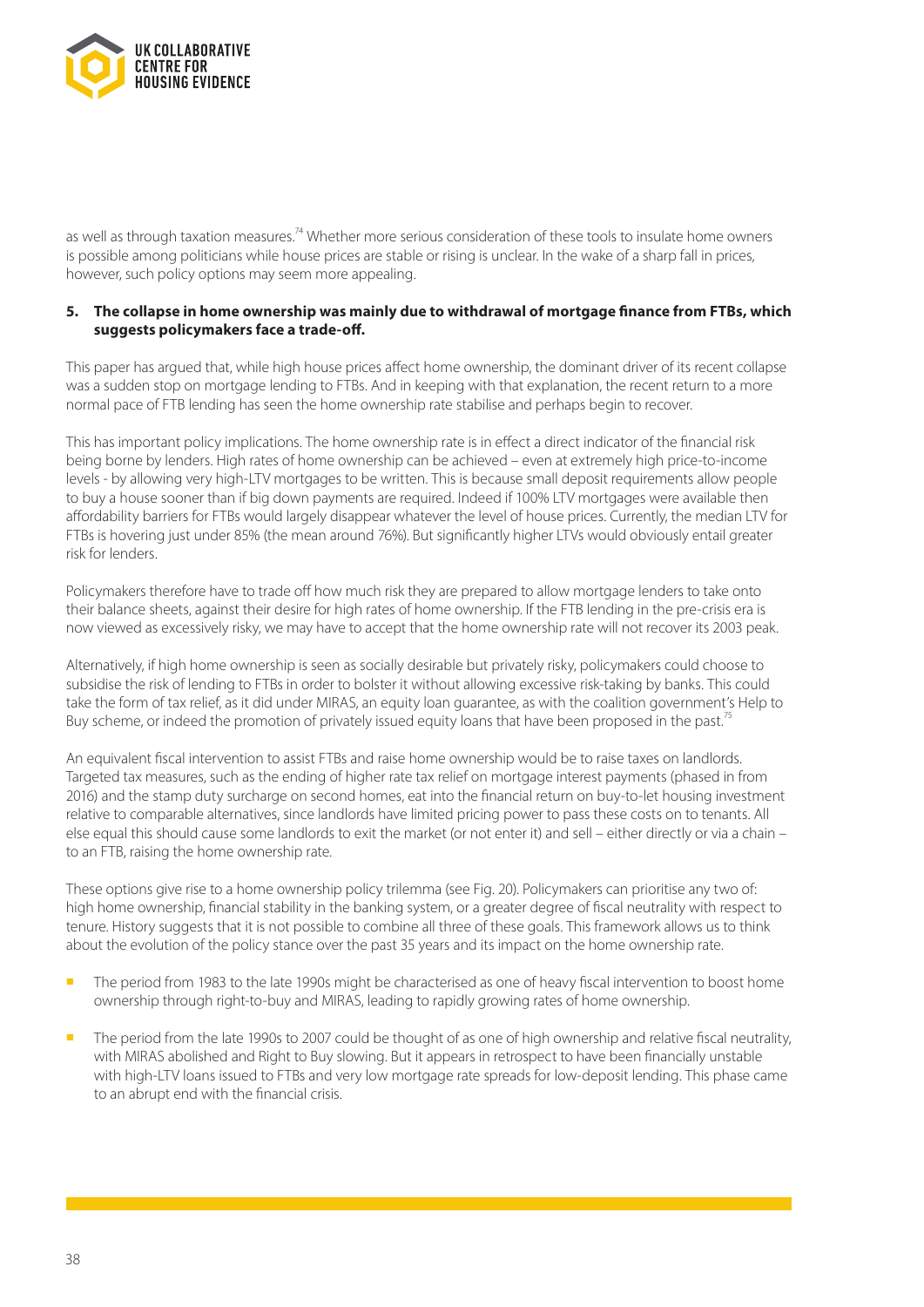as well as through taxation measures.[74] Whether more serious consideration of these tools to insulate home owners is possible among politicians while house prices are stable or rising is unclear. In the wake of a sharp fall in prices, however, such policy options may seem more appealing.

**5. The collapse in home ownership was mainly due to withdrawal of mortgage finance from FTBs, which suggests policymakers face a trade-off.**

This paper has argued that, while high house prices affect home ownership, the dominant driver of its recent collapse was a sudden stop on mortgage lending to FTBs. And in keeping with that explanation, the recent return to a more normal pace of FTB lending has seen the home ownership rate stabilise and perhaps begin to recover.

This has important policy implications. The home ownership rate is in effect a direct indicator of the financial risk being borne by lenders. High rates of home ownership can be achieved – even at extremely high price-to-income levels - by allowing very high-LTV mortgages to be written. This is because small deposit requirements allow people to buy a house sooner than if big down payments are required. Indeed if 100% LTV mortgages were available then affordability barriers for FTBs would largely disappear whatever the level of house prices. Currently, the median LTV for FTBs is hovering just under 85% (the mean around 76%). But significantly higher LTVs would obviously entail greater risk for lenders.

Policymakers therefore have to trade off how much risk they are prepared to allow mortgage lenders to take onto their balance sheets, against their desire for high rates of home ownership. If the FTB lending in the pre-crisis era is now viewed as excessively risky, we may have to accept that the home ownership rate will not recover its 2003 peak.

Alternatively, if high home ownership is seen as socially desirable but privately risky, policymakers could choose to subsidise the risk of lending to FTBs in order to bolster it without allowing excessive risk-taking by banks. This could take the form of tax relief, as it did under MIRAS, an equity loan guarantee, as with the coalition government's Help to Buy scheme, or indeed the promotion of privately issued equity loans that have been proposed in the past.[75]

An equivalent fiscal intervention to assist FTBs and raise home ownership would be to raise taxes on landlords. Targeted tax measures, such as the ending of higher rate tax relief on mortgage interest payments (phased in from 2016) and the stamp duty surcharge on second homes, eat into the financial return on buy-to-let housing investment relative to comparable alternatives, since landlords have limited pricing power to pass these costs on to tenants. All else equal this should cause some landlords to exit the market (or not enter it) and sell – either directly or via a chain – to an FTB, raising the home ownership rate.

These options give rise to a home ownership policy trilemma (see Fig. 20). Policymakers can prioritise any two of: high home ownership, financial stability in the banking system, or a greater degree of fiscal neutrality with respect to tenure. History suggests that it is not possible to combine all three of these goals. This framework allows us to think about the evolution of the policy stance over the past 35 years and its impact on the home ownership rate.

- The period from 1983 to the late 1990s might be characterised as one of heavy fiscal intervention to boost home ownership through right-to-buy and MIRAS, leading to rapidly growing rates of home ownership.
- The period from the late 1990s to 2007 could be thought of as one of high ownership and relative fiscal neutrality, with MIRAS abolished and Right to Buy slowing. But it appears in retrospect to have been financially unstable with high-LTV loans issued to FTBs and very low mortgage rate spreads for low-deposit lending. This phase came to an abrupt end with the financial crisis.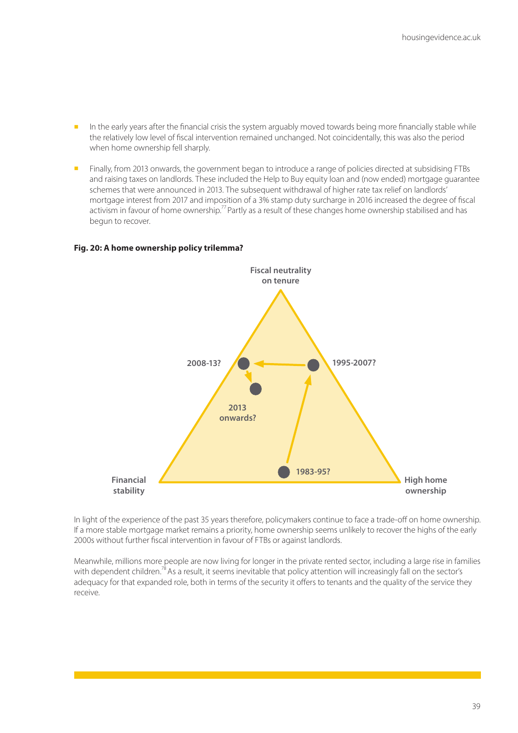- In the early years after the financial crisis the system arguably moved towards being more financially stable while the relatively low level of fiscal intervention remained unchanged. Not coincidentally, this was also the period when home ownership fell sharply.
- Finally, from 2013 onwards, the government began to introduce a range of policies directed at subsidising FTBs and raising taxes on landlords. These included the Help to Buy equity loan and (now ended) mortgage guarantee schemes that were announced in 2013. The subsequent withdrawal of higher rate tax relief on landlords' mortgage interest from 2017 and imposition of a 3% stamp duty surcharge in 2016 increased the degree of fiscal activism in favour of home ownership.[77] Partly as a result of these changes home ownership stabilised and has begun to recover.

**Fig. 20: A home ownership policy trilemma?**

Fiscal neutrality on tenure

2008-13?

1995-2007?

2013 onwards?

1983-95?

Financial stability

High home ownership

In light of the experience of the past 35 years therefore, policymakers continue to face a trade-off on home ownership. If a more stable mortgage market remains a priority, home ownership seems unlikely to recover the highs of the early 2000s without further fiscal intervention in favour of FTBs or against landlords.

Meanwhile, millions more people are now living for longer in the private rented sector, including a large rise in families with dependent children.[78] As a result, it seems inevitable that policy attention will increasingly fall on the sector's adequacy for that expanded role, both in terms of the security it offers to tenants and the quality of the service they receive.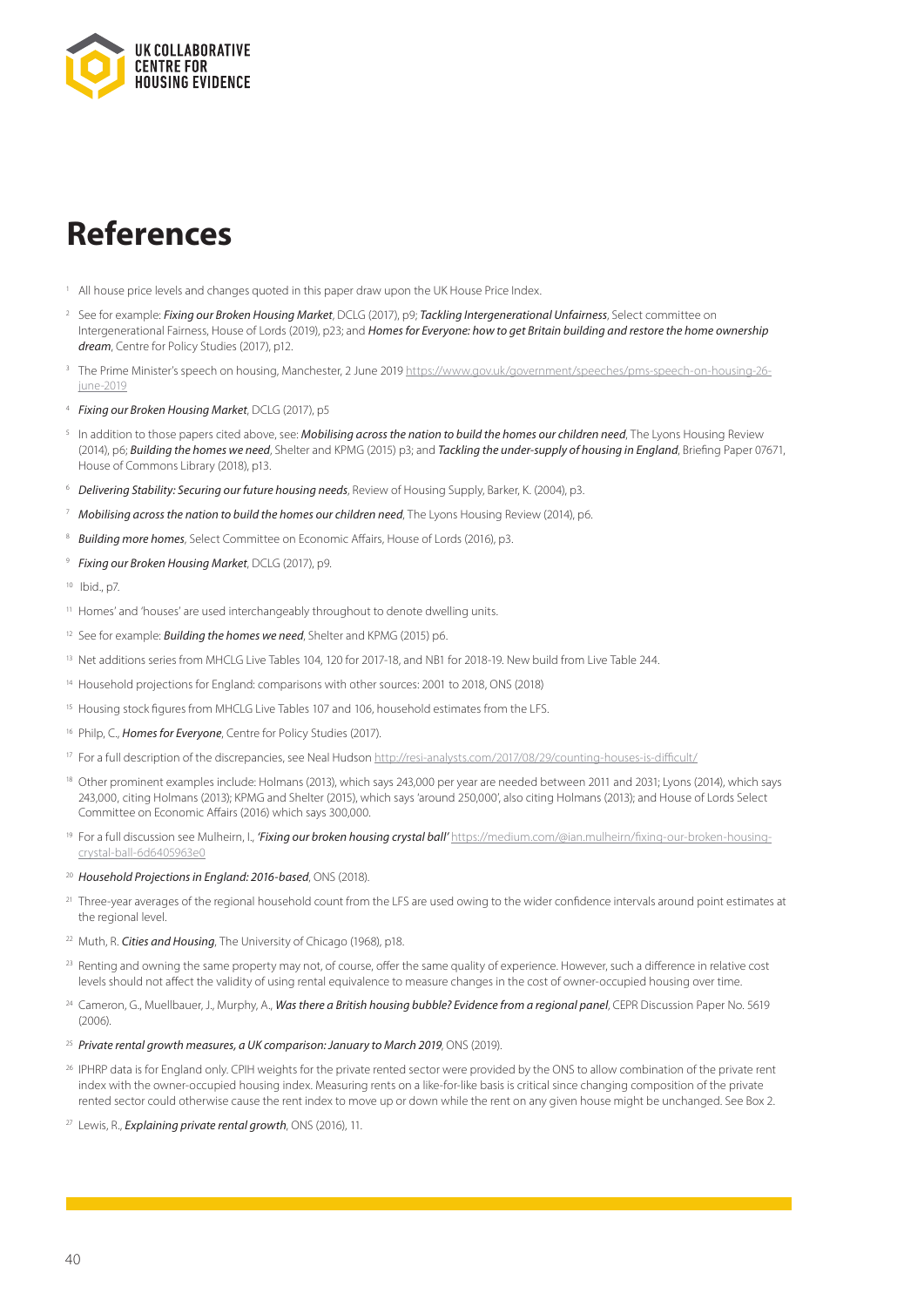# References

[1] All house price levels and changes quoted in this paper draw upon the UK House Price Index.

[2] See for example: ***Fixing our Broken Housing Market***, DCLG (2017), p9; ***Tackling Intergenerational Unfairness***, Select committee on Intergenerational Fairness, House of Lords (2019), p23; and ***Homes for Everyone: how to get Britain building and restore the home ownership dream***, Centre for Policy Studies (2017), p12.

[3] The Prime Minister's speech on housing, Manchester, 2 June 2019 https://www.gov.uk/government/speeches/pms-speech-on-housing-26-june-2019

[4] ***Fixing our Broken Housing Market***, DCLG (2017), p5

[5] In addition to those papers cited above, see: ***Mobilising across the nation to build the homes our children need***, The Lyons Housing Review (2014), p6; ***Building the homes we need***, Shelter and KPMG (2015) p3; and ***Tackling the under-supply of housing in England***, Briefing Paper 07671, House of Commons Library (2018), p13.

[6] ***Delivering Stability: Securing our future housing needs***, Review of Housing Supply, Barker, K. (2004), p3.

[7] ***Mobilising across the nation to build the homes our children need***, The Lyons Housing Review (2014), p6.

[8] ***Building more homes***, Select Committee on Economic Affairs, House of Lords (2016), p3.

[9] ***Fixing our Broken Housing Market***, DCLG (2017), p9.

[10] Ibid., p7.

[11] Homes' and 'houses' are used interchangeably throughout to denote dwelling units.

[12] See for example: ***Building the homes we need***, Shelter and KPMG (2015) p6.

[13] Net additions series from MHCLG Live Tables 104, 120 for 2017-18, and NB1 for 2018-19. New build from Live Table 244.

[14] Household projections for England: comparisons with other sources: 2001 to 2018, ONS (2018)

[15] Housing stock figures from MHCLG Live Tables 107 and 106, household estimates from the LFS.

[16] Philp, C., ***Homes for Everyone***, Centre for Policy Studies (2017).

[17] For a full description of the discrepancies, see Neal Hudson http://resi-analysts.com/2017/08/29/counting-houses-is-difficult/

[18] Other prominent examples include: Holmans (2013), which says 243,000 per year are needed between 2011 and 2031; Lyons (2014), which says 243,000, citing Holmans (2013); KPMG and Shelter (2015), which says 'around 250,000', also citing Holmans (2013); and House of Lords Select Committee on Economic Affairs (2016) which says 300,000.

[19] For a full discussion see Mulheirn, I., ***'Fixing our broken housing crystal ball'*** https://medium.com/@ian.mulheirn/fixing-our-broken-housing-crystal-ball-6d6405963e0

[20] ***Household Projections in England: 2016-based***, ONS (2018).

[21] Three-year averages of the regional household count from the LFS are used owing to the wider confidence intervals around point estimates at the regional level.

[22] Muth, R. ***Cities and Housing***, The University of Chicago (1968), p18.

[23] Renting and owning the same property may not, of course, offer the same quality of experience. However, such a difference in relative cost levels should not affect the validity of using rental equivalence to measure changes in the cost of owner-occupied housing over time.

[24] Cameron, G., Muellbauer, J., Murphy, A., ***Was there a British housing bubble? Evidence from a regional panel***, CEPR Discussion Paper No. 5619 (2006).

[25] ***Private rental growth measures, a UK comparison: January to March 2019***, ONS (2019).

[26] IPHRP data is for England only. CPIH weights for the private rented sector were provided by the ONS to allow combination of the private rent index with the owner-occupied housing index. Measuring rents on a like-for-like basis is critical since changing composition of the private rented sector could otherwise cause the rent index to move up or down while the rent on any given house might be unchanged. See Box 2.

[27] Lewis, R., ***Explaining private rental growth***, ONS (2016), 11.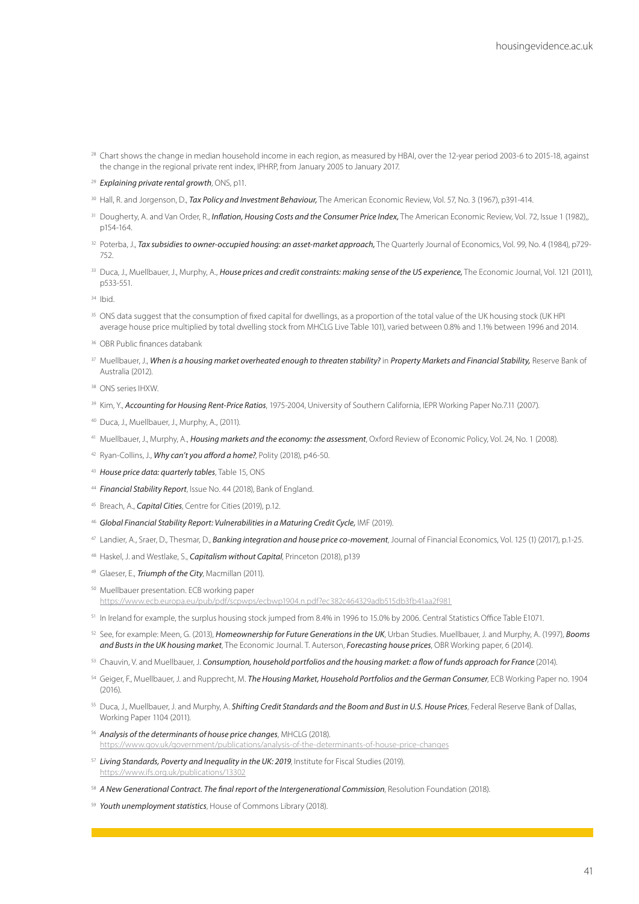[28] Chart shows the change in median household income in each region, as measured by HBAI, over the 12-year period 2003-6 to 2015-18, against the change in the regional private rent index, IPHRP, from January 2005 to January 2017.

[29] *Explaining private rental growth*, ONS, p11.

[30] Hall, R. and Jorgenson, D., ***Tax Policy and Investment Behaviour,*** The American Economic Review, Vol. 57, No. 3 (1967), p391-414.

[31] Dougherty, A. and Van Order, R., ***Inflation, Housing Costs and the Consumer Price Index,*** The American Economic Review, Vol. 72, Issue 1 (1982),, p154-164.

[32] Poterba, J., ***Tax subsidies to owner-occupied housing: an asset-market approach,*** The Quarterly Journal of Economics, Vol. 99, No. 4 (1984), p729-752.

[33] Duca, J., Muellbauer, J., Murphy, A., ***House prices and credit constraints: making sense of the US experience,*** The Economic Journal, Vol. 121 (2011), p533-551.

[34] Ibid.

[35] ONS data suggest that the consumption of fixed capital for dwellings, as a proportion of the total value of the UK housing stock (UK HPI average house price multiplied by total dwelling stock from MHCLG Live Table 101), varied between 0.8% and 1.1% between 1996 and 2014.

[36] OBR Public finances databank

[37] Muellbauer, J., ***When is a housing market overheated enough to threaten stability?*** in *Property Markets and Financial Stability,* Reserve Bank of Australia (2012).

[38] ONS series IHXW.

[39] Kim, Y., ***Accounting for Housing Rent-Price Ratios***, 1975-2004, University of Southern California, IEPR Working Paper No.7.11 (2007).

[40] Duca, J., Muellbauer, J., Murphy, A., (2011).

[41] Muellbauer, J., Murphy, A., ***Housing markets and the economy: the assessment***, Oxford Review of Economic Policy, Vol. 24, No. 1 (2008).

[42] Ryan-Collins, J., ***Why can't you afford a home?***, Polity (2018), p46-50.

[43] ***House price data: quarterly tables***, Table 15, ONS

[44] ***Financial Stability Report***, Issue No. 44 (2018), Bank of England.

[45] Breach, A., ***Capital Cities***, Centre for Cities (2019), p.12.

[46] ***Global Financial Stability Report: Vulnerabilities in a Maturing Credit Cycle,*** IMF (2019).

[47] Landier, A., Sraer, D., Thesmar, D., ***Banking integration and house price co-movement***, Journal of Financial Economics, Vol. 125 (1) (2017), p.1-25.

[48] Haskel, J. and Westlake, S., ***Capitalism without Capital***, Princeton (2018), p139

[49] Glaeser, E., ***Triumph of the City***, Macmillan (2011).

[50] Muellbauer presentation. ECB working paper https://www.ecb.europa.eu/pub/pdf/scpwps/ecbwp1904.n.pdf?ec382c464329adb515db3fb41aa2f981

[51] In Ireland for example, the surplus housing stock jumped from 8.4% in 1996 to 15.0% by 2006. Central Statistics Office Table E1071.

[52] See, for example: Meen, G. (2013), ***Homeownership for Future Generations in the UK***, Urban Studies. Muellbauer, J. and Murphy, A. (1997), ***Booms and Busts in the UK housing market***, The Economic Journal. T. Auterson, ***Forecasting house prices***, OBR Working paper, 6 (2014).

[53] Chauvin, V. and Muellbauer, J. ***Consumption, household portfolios and the housing market: a flow of funds approach for France*** (2014).

[54] Geiger, F., Muellbauer, J. and Rupprecht, M. ***The Housing Market, Household Portfolios and the German Consumer***, ECB Working Paper no. 1904 (2016).

[55] Duca, J., Muellbauer, J. and Murphy, A. ***Shifting Credit Standards and the Boom and Bust in U.S. House Prices***, Federal Reserve Bank of Dallas, Working Paper 1104 (2011).

[56] ***Analysis of the determinants of house price changes***, MHCLG (2018). https://www.gov.uk/government/publications/analysis-of-the-determinants-of-house-price-changes

[57] ***Living Standards, Poverty and Inequality in the UK: 2019***, Institute for Fiscal Studies (2019). https://www.ifs.org.uk/publications/13302

[58] ***A New Generational Contract. The final report of the Intergenerational Commission***, Resolution Foundation (2018).

[59] ***Youth unemployment statistics***, House of Commons Library (2018).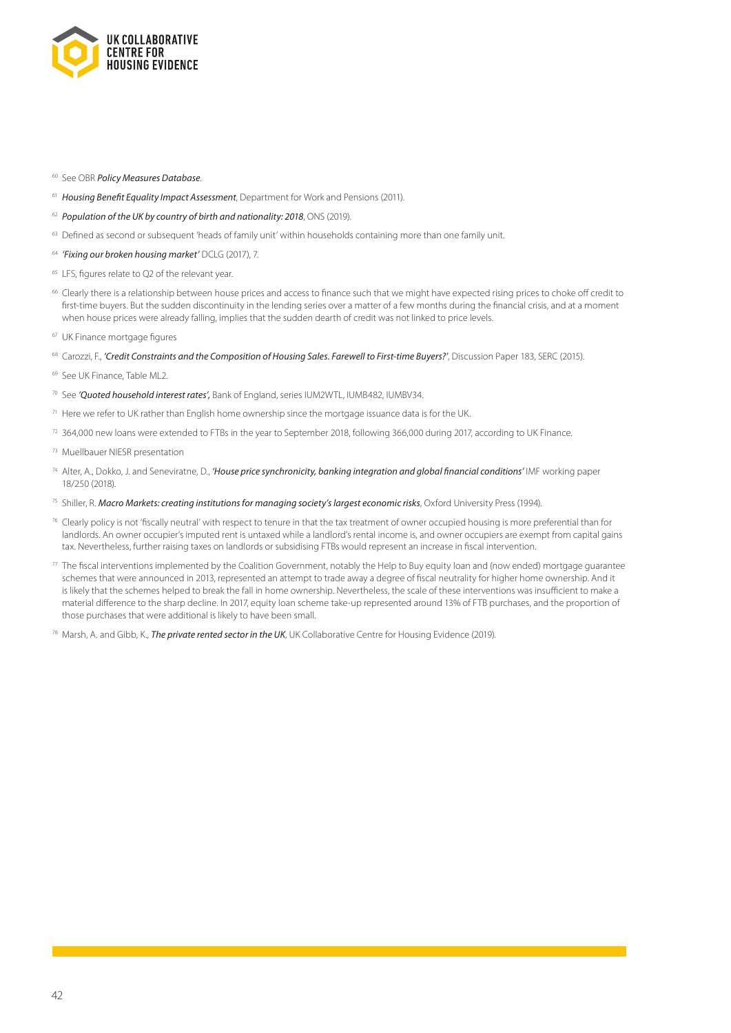[60] See OBR *Policy Measures Database*.

[61] *Housing Benefit Equality Impact Assessment*, Department for Work and Pensions (2011).

[62] *Population of the UK by country of birth and nationality: 2018*, ONS (2019).

[63] Defined as second or subsequent 'heads of family unit' within households containing more than one family unit.

[64] *'Fixing our broken housing market'* DCLG (2017), 7.

[65] LFS, figures relate to Q2 of the relevant year.

[66] Clearly there is a relationship between house prices and access to finance such that we might have expected rising prices to choke off credit to first-time buyers. But the sudden discontinuity in the lending series over a matter of a few months during the financial crisis, and at a moment when house prices were already falling, implies that the sudden dearth of credit was not linked to price levels.

[67] UK Finance mortgage figures

[68] Carozzi, F., *'Credit Constraints and the Composition of Housing Sales. Farewell to First-time Buyers?'*, Discussion Paper 183, SERC (2015).

[69] See UK Finance, Table ML2.

[70] See *'Quoted household interest rates'*, Bank of England, series IUM2WTL, IUMB482, IUMBV34.

[71] Here we refer to UK rather than English home ownership since the mortgage issuance data is for the UK.

[72] 364,000 new loans were extended to FTBs in the year to September 2018, following 366,000 during 2017, according to UK Finance.

[73] Muellbauer NIESR presentation

[74] Alter, A., Dokko, J. and Seneviratne, D., *'House price synchronicity, banking integration and global financial conditions'* IMF working paper 18/250 (2018).

[75] Shiller, R. *Macro Markets: creating institutions for managing society's largest economic risks*, Oxford University Press (1994).

[76] Clearly policy is not 'fiscally neutral' with respect to tenure in that the tax treatment of owner occupied housing is more preferential than for landlords. An owner occupier's imputed rent is untaxed while a landlord's rental income is, and owner occupiers are exempt from capital gains tax. Nevertheless, further raising taxes on landlords or subsidising FTBs would represent an increase in fiscal intervention.

[77] The fiscal interventions implemented by the Coalition Government, notably the Help to Buy equity loan and (now ended) mortgage guarantee schemes that were announced in 2013, represented an attempt to trade away a degree of fiscal neutrality for higher home ownership. And it is likely that the schemes helped to break the fall in home ownership. Nevertheless, the scale of these interventions was insufficient to make a material difference to the sharp decline. In 2017, equity loan scheme take-up represented around 13% of FTB purchases, and the proportion of those purchases that were additional is likely to have been small.

[78] Marsh, A. and Gibb, K., *The private rented sector in the UK*, UK Collaborative Centre for Housing Evidence (2019).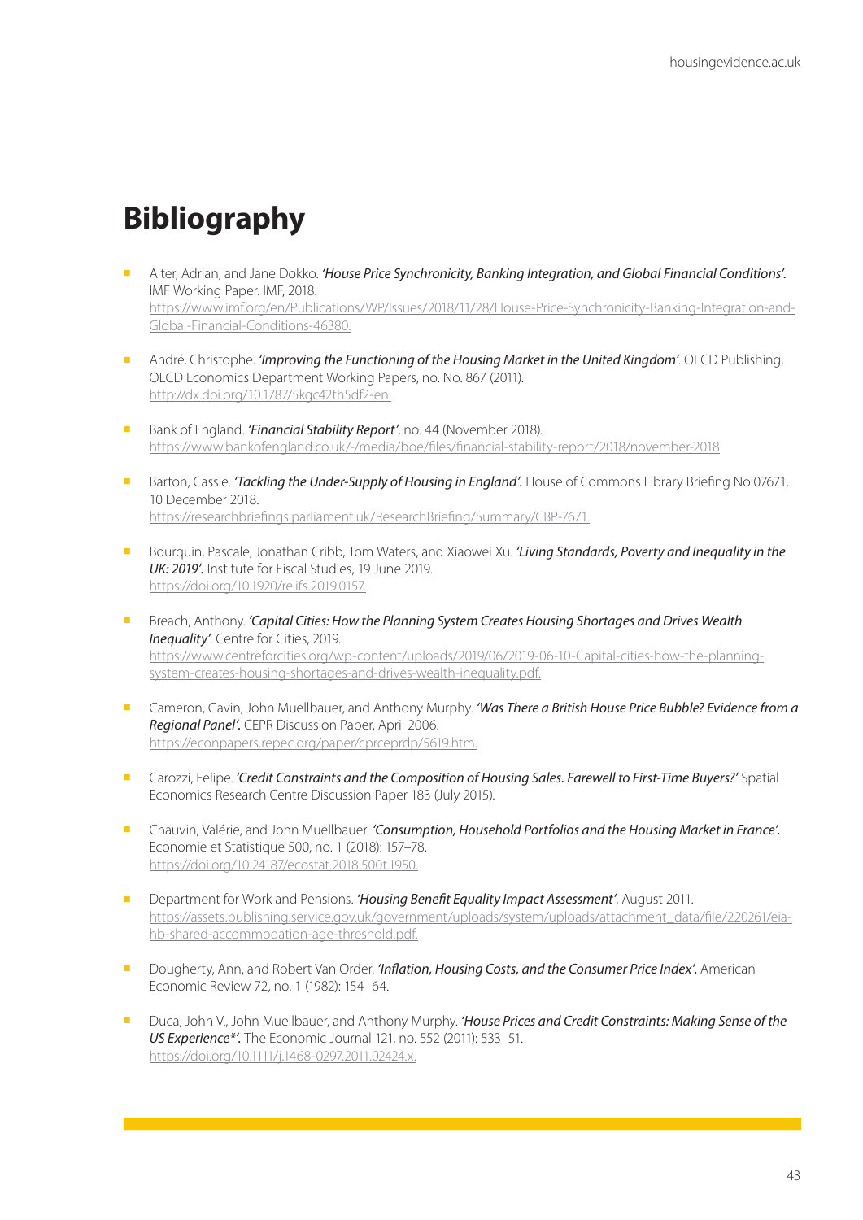# Bibliography

- Alter, Adrian, and Jane Dokko. *'House Price Synchronicity, Banking Integration, and Global Financial Conditions'.* IMF Working Paper. IMF, 2018. https://www.imf.org/en/Publications/WP/Issues/2018/11/28/House-Price-Synchronicity-Banking-Integration-and-Global-Financial-Conditions-46380.
- André, Christophe. ***'Improving the Functioning of the Housing Market in the United Kingdom'***. OECD Publishing, OECD Economics Department Working Papers, no. No. 867 (2011). http://dx.doi.org/10.1787/5kgc42th5df2-en.
- Bank of England. ***'Financial Stability Report'***, no. 44 (November 2018). https://www.bankofengland.co.uk/-/media/boe/files/financial-stability-report/2018/november-2018
- Barton, Cassie. *'Tackling the Under-Supply of Housing in England'.* House of Commons Library Briefing No 07671, 10 December 2018. https://researchbriefings.parliament.uk/ResearchBriefing/Summary/CBP-7671.
- Bourquin, Pascale, Jonathan Cribb, Tom Waters, and Xiaowei Xu. *'Living Standards, Poverty and Inequality in the UK: 2019'.* Institute for Fiscal Studies, 19 June 2019. https://doi.org/10.1920/re.ifs.2019.0157.
- Breach, Anthony. *'Capital Cities: How the Planning System Creates Housing Shortages and Drives Wealth Inequality'*. Centre for Cities, 2019. https://www.centreforcities.org/wp-content/uploads/2019/06/2019-06-10-Capital-cities-how-the-planning-system-creates-housing-shortages-and-drives-wealth-inequality.pdf.
- Cameron, Gavin, John Muellbauer, and Anthony Murphy. *'Was There a British House Price Bubble? Evidence from a Regional Panel'.* CEPR Discussion Paper, April 2006. https://econpapers.repec.org/paper/cprceprdp/5619.htm.
- Carozzi, Felipe. *'Credit Constraints and the Composition of Housing Sales. Farewell to First-Time Buyers?'* Spatial Economics Research Centre Discussion Paper 183 (July 2015).
- Chauvin, Valérie, and John Muellbauer. *'Consumption, Household Portfolios and the Housing Market in France'.* Economie et Statistique 500, no. 1 (2018): 157–78. https://doi.org/10.24187/ecostat.2018.500t.1950.
- Department for Work and Pensions. *'Housing Benefit Equality Impact Assessment'*, August 2011. https://assets.publishing.service.gov.uk/government/uploads/system/uploads/attachment_data/file/220261/eia-hb-shared-accommodation-age-threshold.pdf.
- Dougherty, Ann, and Robert Van Order. *'Inflation, Housing Costs, and the Consumer Price Index'.* American Economic Review 72, no. 1 (1982): 154–64.
- Duca, John V., John Muellbauer, and Anthony Murphy. *'House Prices and Credit Constraints: Making Sense of the US Experience*'.* The Economic Journal 121, no. 552 (2011): 533–51. https://doi.org/10.1111/j.1468-0297.2011.02424.x.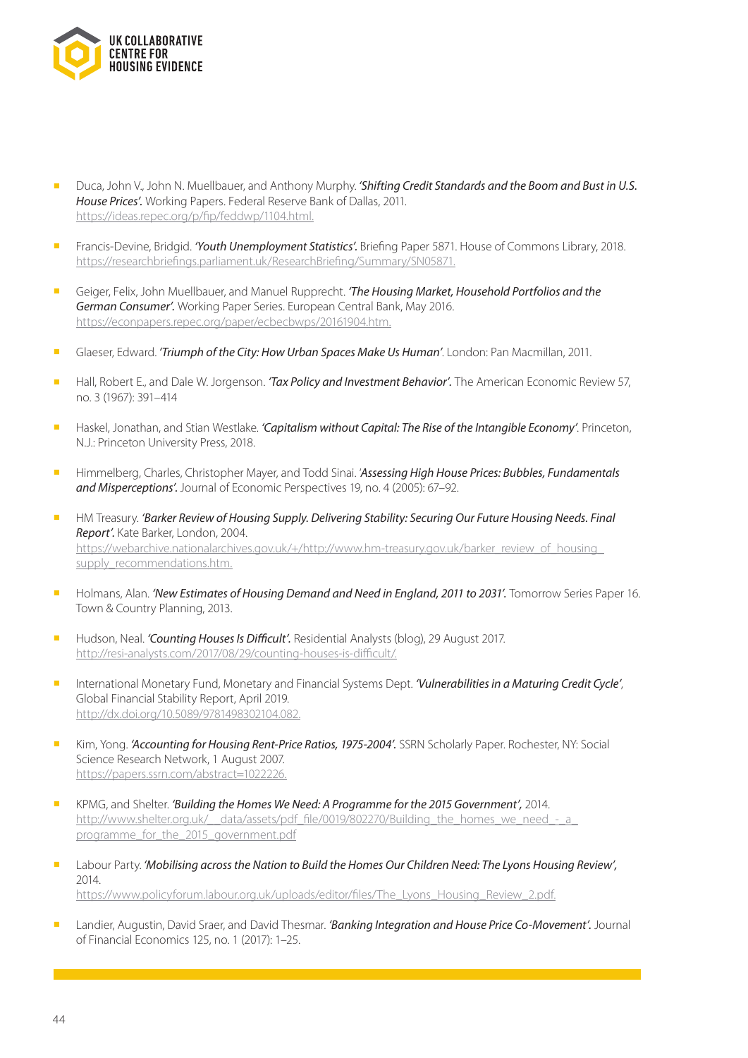- Duca, John V., John N. Muellbauer, and Anthony Murphy. ***'Shifting Credit Standards and the Boom and Bust in U.S. House Prices'.*** Working Papers. Federal Reserve Bank of Dallas, 2011. https://ideas.repec.org/p/fip/feddwp/1104.html.

- Francis-Devine, Bridgid. ***'Youth Unemployment Statistics'.*** Briefing Paper 5871. House of Commons Library, 2018. https://researchbriefings.parliament.uk/ResearchBriefing/Summary/SN05871.

- Geiger, Felix, John Muellbauer, and Manuel Rupprecht. ***'The Housing Market, Household Portfolios and the German Consumer'.*** Working Paper Series. European Central Bank, May 2016. https://econpapers.repec.org/paper/ecbecbwps/20161904.htm.

- Glaeser, Edward. ***'Triumph of the City: How Urban Spaces Make Us Human'***. London: Pan Macmillan, 2011.

- Hall, Robert E., and Dale W. Jorgenson. ***'Tax Policy and Investment Behavior'.*** The American Economic Review 57, no. 3 (1967): 391–414

- Haskel, Jonathan, and Stian Westlake. ***'Capitalism without Capital: The Rise of the Intangible Economy'***. Princeton, N.J.: Princeton University Press, 2018.

- Himmelberg, Charles, Christopher Mayer, and Todd Sinai. ***'Assessing High House Prices: Bubbles, Fundamentals and Misperceptions'.*** Journal of Economic Perspectives 19, no. 4 (2005): 67–92.

- HM Treasury. ***'Barker Review of Housing Supply. Delivering Stability: Securing Our Future Housing Needs. Final Report'.*** Kate Barker, London, 2004. https://webarchive.nationalarchives.gov.uk/+/http://www.hm-treasury.gov.uk/barker_review_of_housing_supply_recommendations.htm.

- Holmans, Alan. ***'New Estimates of Housing Demand and Need in England, 2011 to 2031'.*** Tomorrow Series Paper 16. Town & Country Planning, 2013.

- Hudson, Neal. ***'Counting Houses Is Difficult'.*** Residential Analysts (blog), 29 August 2017. http://resi-analysts.com/2017/08/29/counting-houses-is-difficult/.

- International Monetary Fund, Monetary and Financial Systems Dept. ***'Vulnerabilities in a Maturing Credit Cycle'***, Global Financial Stability Report, April 2019. http://dx.doi.org/10.5089/9781498302104.082.

- Kim, Yong. ***'Accounting for Housing Rent-Price Ratios, 1975-2004'.*** SSRN Scholarly Paper. Rochester, NY: Social Science Research Network, 1 August 2007. https://papers.ssrn.com/abstract=1022226.

- KPMG, and Shelter. ***'Building the Homes We Need: A Programme for the 2015 Government',*** 2014. http://www.shelter.org.uk/__data/assets/pdf_file/0019/802270/Building_the_homes_we_need_-_a_programme_for_the_2015_government.pdf

- Labour Party. ***'Mobilising across the Nation to Build the Homes Our Children Need: The Lyons Housing Review',*** 2014. https://www.policyforum.labour.org.uk/uploads/editor/files/The_Lyons_Housing_Review_2.pdf.

- Landier, Augustin, David Sraer, and David Thesmar. ***'Banking Integration and House Price Co-Movement'.*** Journal of Financial Economics 125, no. 1 (2017): 1–25.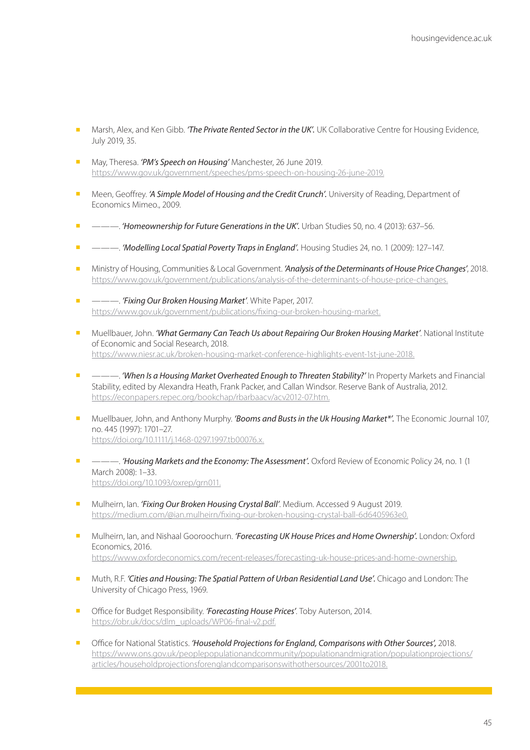- Marsh, Alex, and Ken Gibb. *'The Private Rented Sector in the UK'.* UK Collaborative Centre for Housing Evidence, July 2019, 35.

- May, Theresa. *'PM's Speech on Housing'* Manchester, 26 June 2019. https://www.gov.uk/government/speeches/pms-speech-on-housing-26-june-2019.

- Meen, Geoffrey. *'A Simple Model of Housing and the Credit Crunch'.* University of Reading, Department of Economics Mimeo., 2009.

- ———. *'Homeownership for Future Generations in the UK'.* Urban Studies 50, no. 4 (2013): 637–56.

- ———. *'Modelling Local Spatial Poverty Traps in England'.* Housing Studies 24, no. 1 (2009): 127–147.

- Ministry of Housing, Communities & Local Government. *'Analysis of the Determinants of House Price Changes'*, 2018. https://www.gov.uk/government/publications/analysis-of-the-determinants-of-house-price-changes.

- ———. *'Fixing Our Broken Housing Market'*. White Paper, 2017. https://www.gov.uk/government/publications/fixing-our-broken-housing-market.

- Muellbauer, John. *'What Germany Can Teach Us about Repairing Our Broken Housing Market'*. National Institute of Economic and Social Research, 2018. https://www.niesr.ac.uk/broken-housing-market-conference-highlights-event-1st-june-2018.

- ———. *'When Is a Housing Market Overheated Enough to Threaten Stability?'* In Property Markets and Financial Stability, edited by Alexandra Heath, Frank Packer, and Callan Windsor. Reserve Bank of Australia, 2012. https://econpapers.repec.org/bookchap/rbarbaacv/acv2012-07.htm.

- Muellbauer, John, and Anthony Murphy. *'Booms and Busts in the Uk Housing Market*'.* The Economic Journal 107, no. 445 (1997): 1701–27. https://doi.org/10.1111/j.1468-0297.1997.tb00076.x.

- ———. *'Housing Markets and the Economy: The Assessment'.* Oxford Review of Economic Policy 24, no. 1 (1 March 2008): 1–33. https://doi.org/10.1093/oxrep/grn011.

- Mulheirn, Ian. *'Fixing Our Broken Housing Crystal Ball'*. Medium. Accessed 9 August 2019. https://medium.com/@ian.mulheirn/fixing-our-broken-housing-crystal-ball-6d6405963e0.

- Mulheirn, Ian, and Nishaal Gooroochurn. *'Forecasting UK House Prices and Home Ownership'.* London: Oxford Economics, 2016. https://www.oxfordeconomics.com/recent-releases/forecasting-uk-house-prices-and-home-ownership.

- Muth, R.F. *'Cities and Housing: The Spatial Pattern of Urban Residential Land Use'.* Chicago and London: The University of Chicago Press, 1969.

- Office for Budget Responsibility. *'Forecasting House Prices'*. Toby Auterson, 2014. https://obr.uk/docs/dlm_uploads/WP06-final-v2.pdf.

- Office for National Statistics. *'Household Projections for England, Comparisons with Other Sources',* 2018. https://www.ons.gov.uk/peoplepopulationandcommunity/populationandmigration/populationprojections/articles/householdprojectionsforenglandcomparisonswithothersources/2001to2018.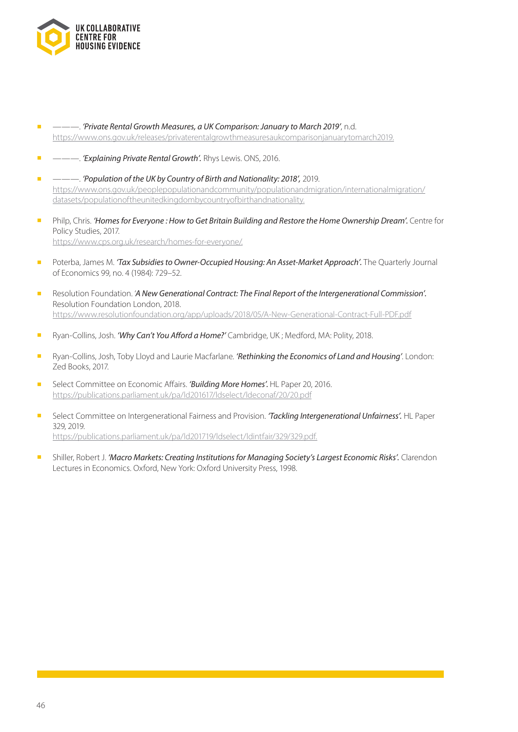- ———. *'Private Rental Growth Measures, a UK Comparison: January to March 2019'*, n.d. https://www.ons.gov.uk/releases/privaterentalgrowthmeasuresaukcomparisonjanuarytomarch2019.

- ———. *'Explaining Private Rental Growth'.* Rhys Lewis. ONS, 2016.

- ———. *'Population of the UK by Country of Birth and Nationality: 2018',* 2019. https://www.ons.gov.uk/peoplepopulationandcommunity/populationandmigration/internationalmigration/datasets/populationoftheunitedkingdombycountryofbirthandnationality.

- Philp, Chris. *'Homes for Everyone : How to Get Britain Building and Restore the Home Ownership Dream'.* Centre for Policy Studies, 2017. https://www.cps.org.uk/research/homes-for-everyone/.

- Poterba, James M. *'Tax Subsidies to Owner-Occupied Housing: An Asset-Market Approach'.* The Quarterly Journal of Economics 99, no. 4 (1984): 729–52.

- Resolution Foundation. *'A New Generational Contract: The Final Report of the Intergenerational Commission'.* Resolution Foundation London, 2018. https://www.resolutionfoundation.org/app/uploads/2018/05/A-New-Generational-Contract-Full-PDF.pdf

- Ryan-Collins, Josh. *'Why Can't You Afford a Home?'* Cambridge, UK ; Medford, MA: Polity, 2018.

- Ryan-Collins, Josh, Toby Lloyd and Laurie Macfarlane. *'Rethinking the Economics of Land and Housing'*. London: Zed Books, 2017.

- Select Committee on Economic Affairs. *'Building More Homes'.* HL Paper 20, 2016. https://publications.parliament.uk/pa/ld201617/ldselect/ldeconaf/20/20.pdf

- Select Committee on Intergenerational Fairness and Provision. *'Tackling Intergenerational Unfairness'.* HL Paper 329, 2019. https://publications.parliament.uk/pa/ld201719/ldselect/ldintfair/329/329.pdf.

- Shiller, Robert J. *'Macro Markets: Creating Institutions for Managing Society's Largest Economic Risks'.* Clarendon Lectures in Economics. Oxford, New York: Oxford University Press, 1998.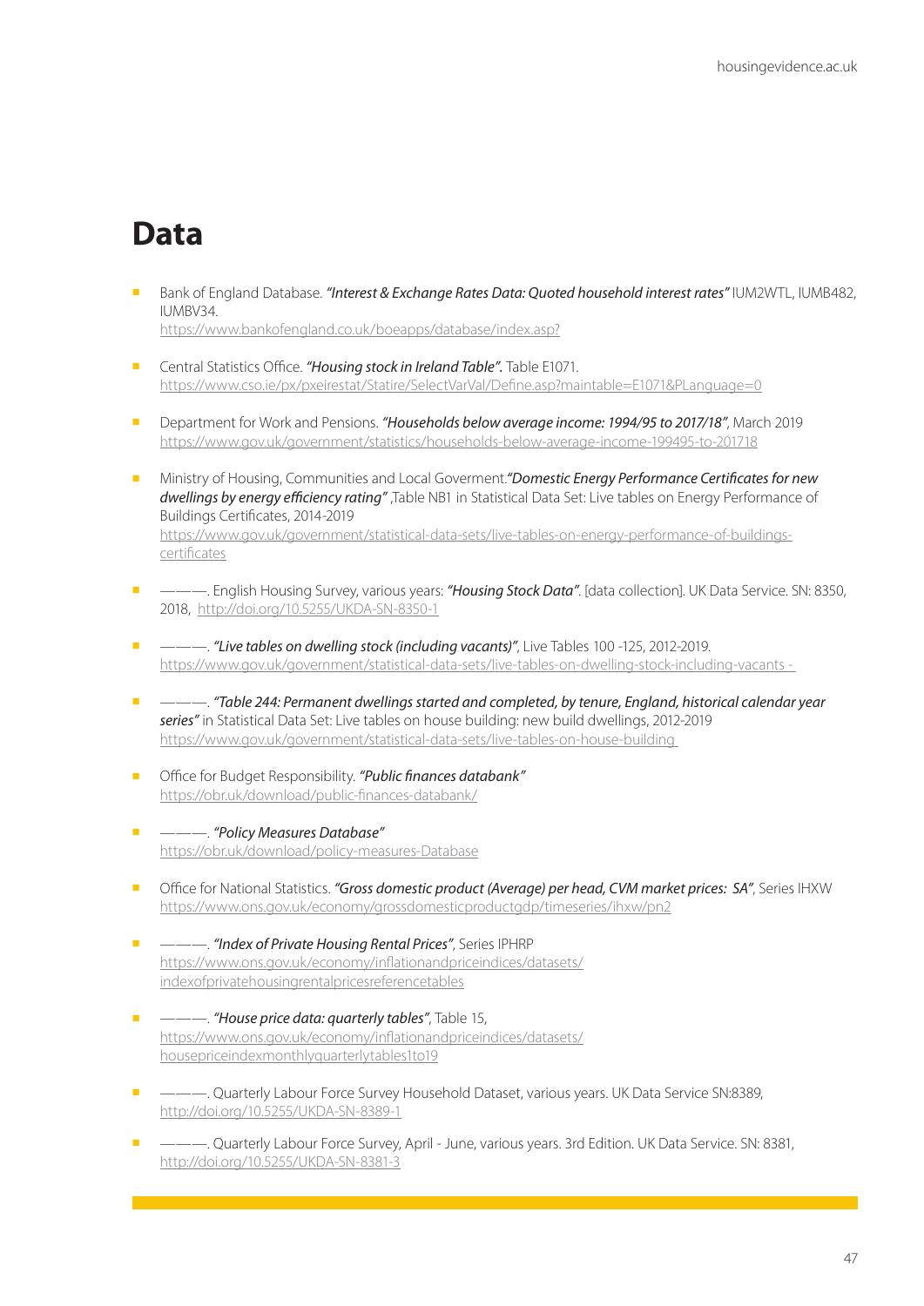# Data

- Bank of England Database. ***"Interest & Exchange Rates Data: Quoted household interest rates"*** IUM2WTL, IUMB482, IUMBV34.
  https://www.bankofengland.co.uk/boeapps/database/index.asp?

- Central Statistics Office. ***"Housing stock in Ireland Table".*** Table E1071.
  https://www.cso.ie/px/pxeirestat/Statire/SelectVarVal/Define.asp?maintable=E1071&PLanguage=0

- Department for Work and Pensions. ***"Households below average income: 1994/95 to 2017/18"***, March 2019
  https://www.gov.uk/government/statistics/households-below-average-income-199495-to-201718

- Ministry of Housing, Communities and Local Goverment.***"Domestic Energy Performance Certificates for new dwellings by energy efficiency rating"*** ,Table NB1 in Statistical Data Set: Live tables on Energy Performance of Buildings Certificates, 2014-2019
  https://www.gov.uk/government/statistical-data-sets/live-tables-on-energy-performance-of-buildings-certificates

- ———. English Housing Survey, various years: ***"Housing Stock Data"***. [data collection]. UK Data Service. SN: 8350, 2018, http://doi.org/10.5255/UKDA-SN-8350-1

- ———. ***"Live tables on dwelling stock (including vacants)"***, Live Tables 100 -125, 2012-2019.
  https://www.gov.uk/government/statistical-data-sets/live-tables-on-dwelling-stock-including-vacants -

- ———. ***"Table 244: Permanent dwellings started and completed, by tenure, England, historical calendar year series"*** in Statistical Data Set: Live tables on house building: new build dwellings, 2012-2019
  https://www.gov.uk/government/statistical-data-sets/live-tables-on-house-building

- Office for Budget Responsibility. ***"Public finances databank"***
  https://obr.uk/download/public-finances-databank/

- ———. ***"Policy Measures Database"***
  https://obr.uk/download/policy-measures-Database

- Office for National Statistics. ***"Gross domestic product (Average) per head, CVM market prices: SA"***, Series IHXW
  https://www.ons.gov.uk/economy/grossdomesticproductgdp/timeseries/ihxw/pn2

- ———. ***"Index of Private Housing Rental Prices"***, Series IPHRP
  https://www.ons.gov.uk/economy/inflationandpriceindices/datasets/indexofprivatehousingrentalpricesreferencetables

- ———. ***"House price data: quarterly tables"***, Table 15,
  https://www.ons.gov.uk/economy/inflationandpriceindices/datasets/housepriceindexmonthlyquarterlytables1to19

- ———. Quarterly Labour Force Survey Household Dataset, various years. UK Data Service SN:8389,
  http://doi.org/10.5255/UKDA-SN-8389-1

- ———. Quarterly Labour Force Survey, April - June, various years. 3rd Edition. UK Data Service. SN: 8381,
  http://doi.org/10.5255/UKDA-SN-8381-3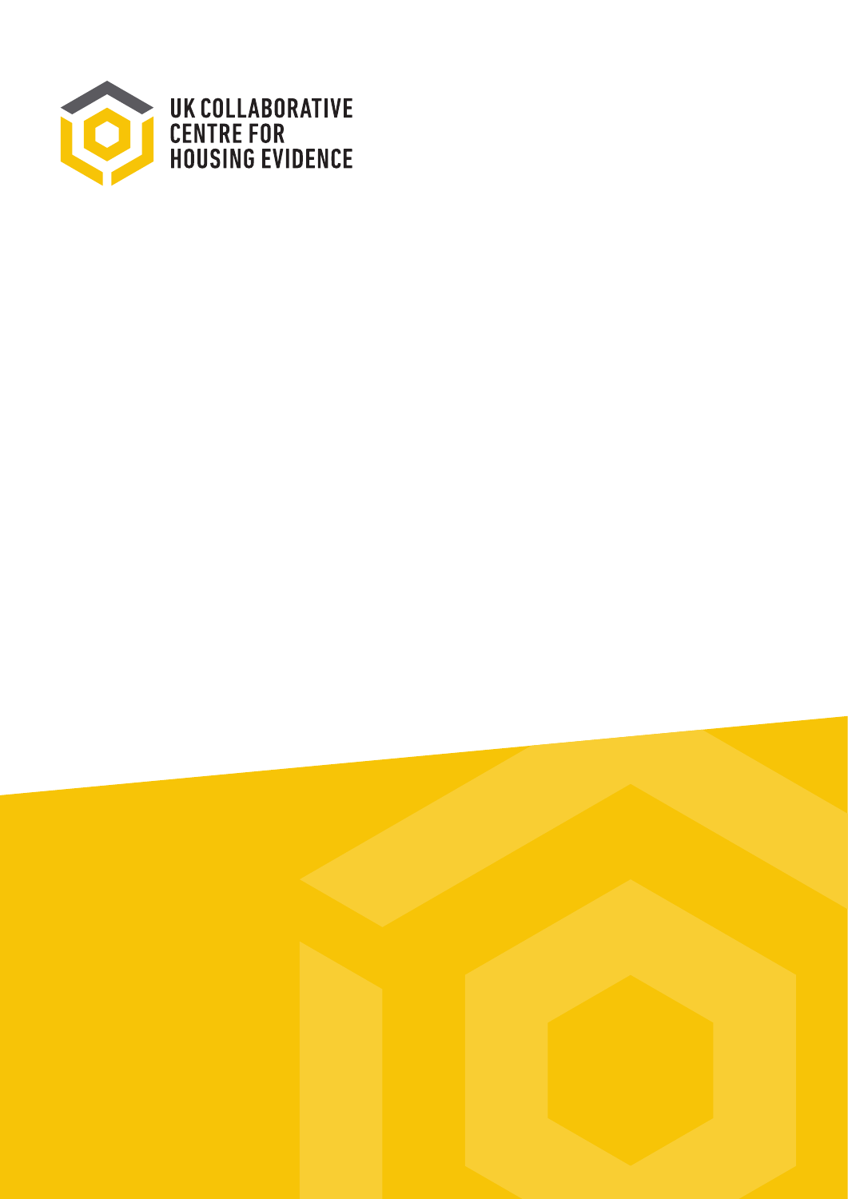UK COLLABORATIVE
CENTRE FOR
HOUSING EVIDENCE